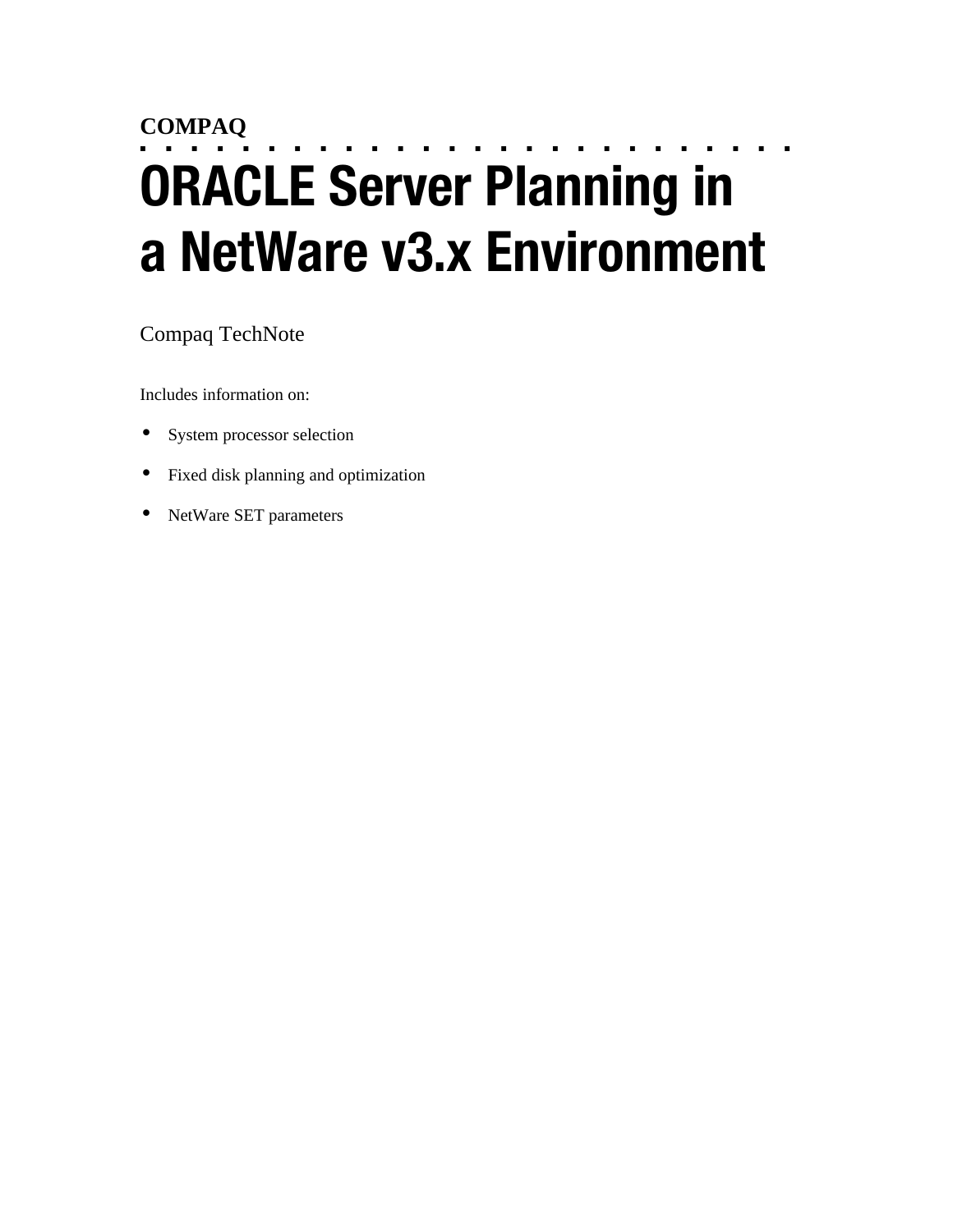**COMPAQ**

# ORACLE Server Planning in a NetWare v3.x Environment

Compaq TechNote

Includes information on:

- System processor selection
- Fixed disk planning and optimization
- NetWare SET parameters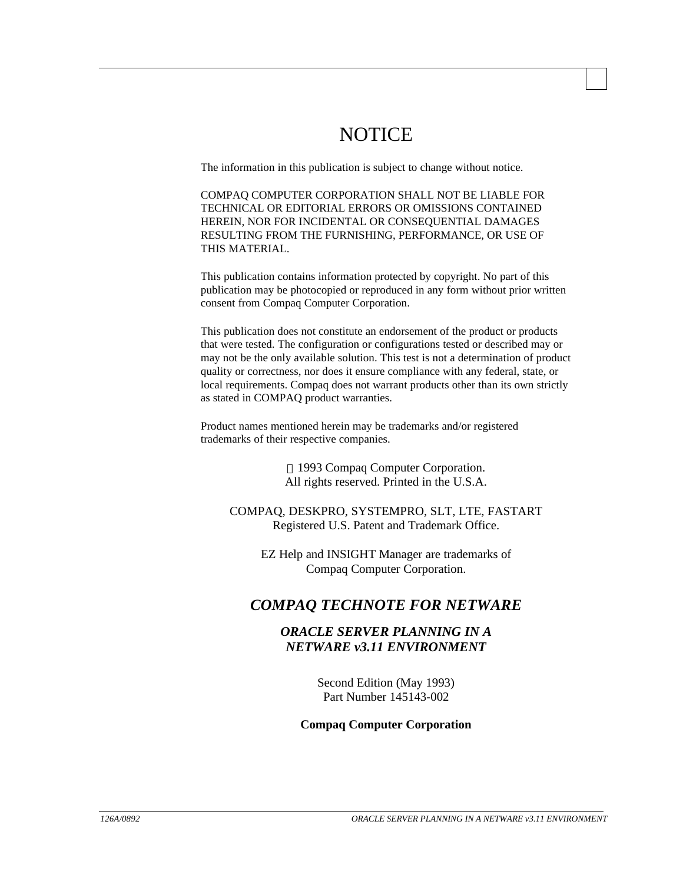# NOTICE

The information in this publication is subject to change without notice.

COMPAQ COMPUTER CORPORATION SHALL NOT BE LIABLE FOR TECHNICAL OR EDITORIAL ERRORS OR OMISSIONS CONTAINED HEREIN, NOR FOR INCIDENTAL OR CONSEQUENTIAL DAMAGES RESULTING FROM THE FURNISHING, PERFORMANCE, OR USE OF THIS MATERIAL.

This publication contains information protected by copyright. No part of this publication may be photocopied or reproduced in any form without prior written consent from Compaq Computer Corporation.

This publication does not constitute an endorsement of the product or products that were tested. The configuration or configurations tested or described may or may not be the only available solution. This test is not a determination of product quality or correctness, nor does it ensure compliance with any federal, state, or local requirements. Compaq does not warrant products other than its own strictly as stated in COMPAQ product warranties.

Product names mentioned herein may be trademarks and/or registered trademarks of their respective companies.

© 1993 Compaq Computer Corporation.
All rights reserved. Printed in the U.S.A.

COMPAQ, DESKPRO, SYSTEMPRO, SLT, LTE, FASTART
Registered U.S. Patent and Trademark Office.

EZ Help and INSIGHT Manager are trademarks of
Compaq Computer Corporation.

## *COMPAQ TECHNOTE FOR NETWARE*

### *ORACLE SERVER PLANNING IN A NETWARE v3.11 ENVIRONMENT*

Second Edition (May 1993)
Part Number 145143-002

**Compaq Computer Corporation**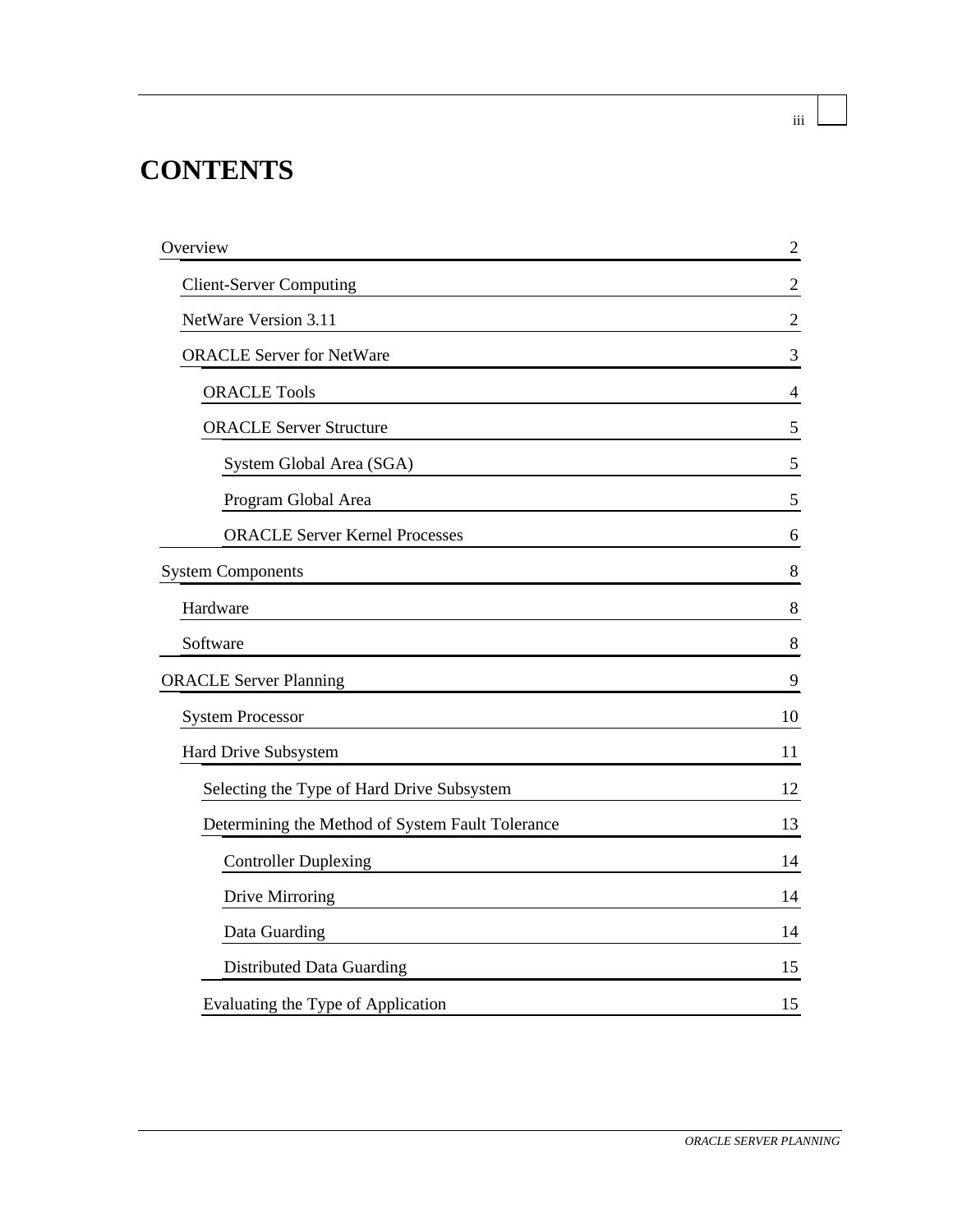# CONTENTS

- Overview 2
  - Client-Server Computing 2
  - NetWare Version 3.11 2
  - ORACLE Server for NetWare 3
    - ORACLE Tools 4
    - ORACLE Server Structure 5
      - System Global Area (SGA) 5
      - Program Global Area 5
      - ORACLE Server Kernel Processes 6
- System Components 8
  - Hardware 8
  - Software 8
- ORACLE Server Planning 9
  - System Processor 10
  - Hard Drive Subsystem 11
    - Selecting the Type of Hard Drive Subsystem 12
    - Determining the Method of System Fault Tolerance 13
      - Controller Duplexing 14
      - Drive Mirroring 14
      - Data Guarding 14
      - Distributed Data Guarding 15
    - Evaluating the Type of Application 15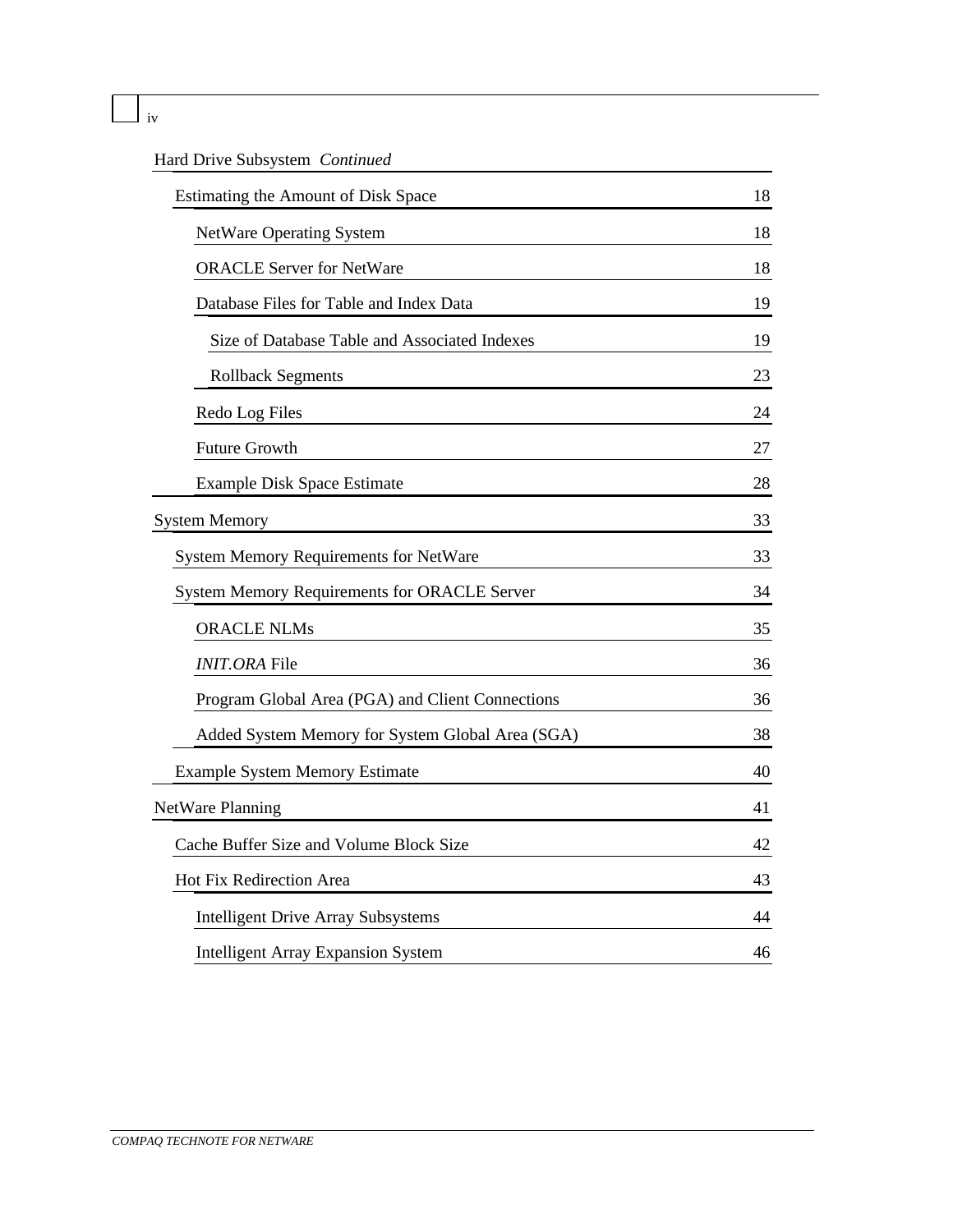Hard Drive Subsystem *Continued*

- Estimating the Amount of Disk Space 18
  - NetWare Operating System 18
  - ORACLE Server for NetWare 18
  - Database Files for Table and Index Data 19
    - Size of Database Table and Associated Indexes 19
    - Rollback Segments 23
  - Redo Log Files 24
  - Future Growth 27
  - Example Disk Space Estimate 28

System Memory 33

- System Memory Requirements for NetWare 33
- System Memory Requirements for ORACLE Server 34
  - ORACLE NLMs 35
  - *INIT.ORA* File 36
  - Program Global Area (PGA) and Client Connections 36
  - Added System Memory for System Global Area (SGA) 38
- Example System Memory Estimate 40

NetWare Planning 41

- Cache Buffer Size and Volume Block Size 42
- Hot Fix Redirection Area 43
  - Intelligent Drive Array Subsystems 44
  - Intelligent Array Expansion System 46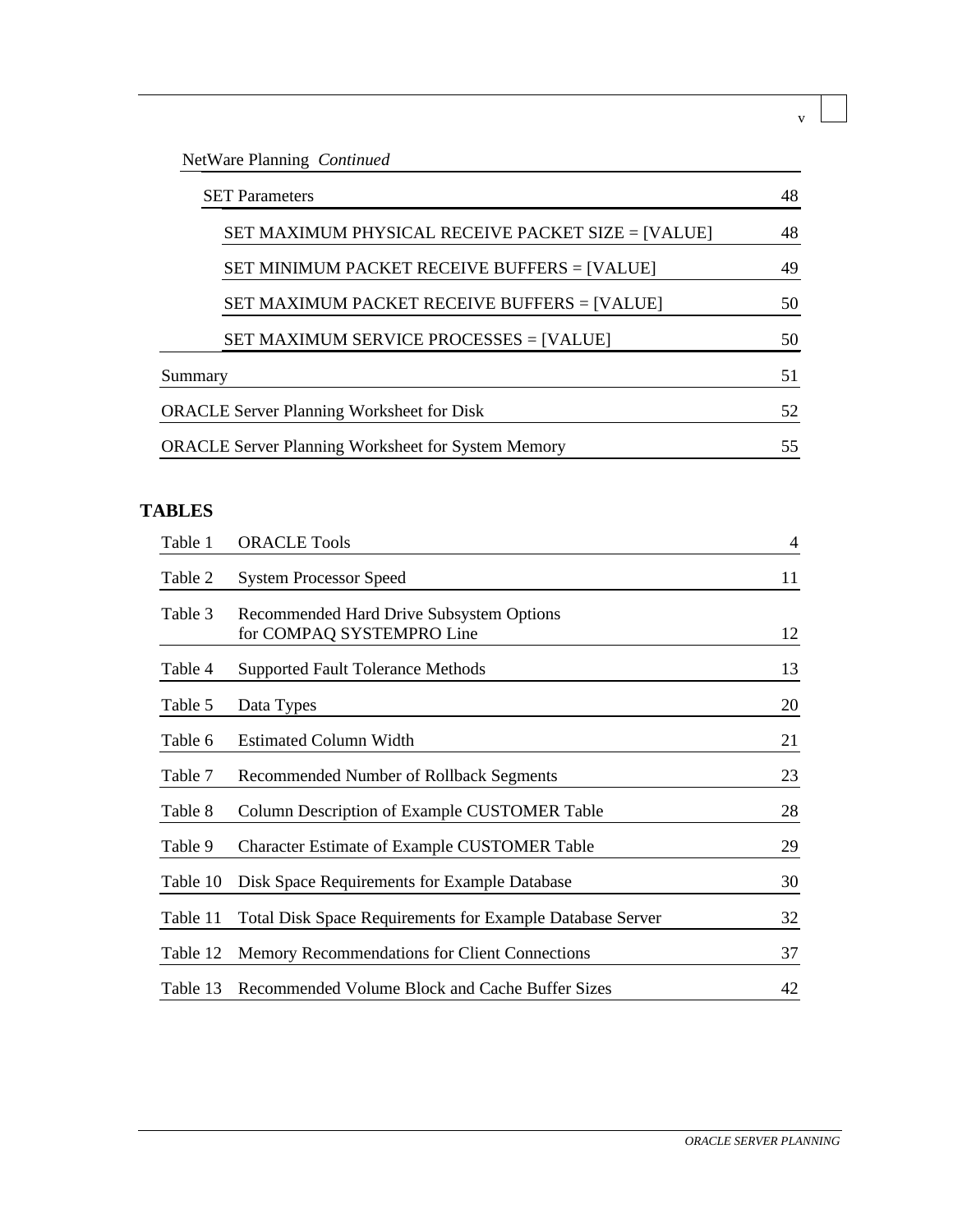NetWare Planning *Continued*

| | |
|---|---|
| SET Parameters | 48 |
| SET MAXIMUM PHYSICAL RECEIVE PACKET SIZE = [VALUE] | 48 |
| SET MINIMUM PACKET RECEIVE BUFFERS = [VALUE] | 49 |
| SET MAXIMUM PACKET RECEIVE BUFFERS = [VALUE] | 50 |
| SET MAXIMUM SERVICE PROCESSES = [VALUE] | 50 |
| Summary | 51 |
| ORACLE Server Planning Worksheet for Disk | 52 |
| ORACLE Server Planning Worksheet for System Memory | 55 |

**TABLES**

| | | |
|---|---|---|
| Table 1 | ORACLE Tools | 4 |
| Table 2 | System Processor Speed | 11 |
| Table 3 | Recommended Hard Drive Subsystem Options for COMPAQ SYSTEMPRO Line | 12 |
| Table 4 | Supported Fault Tolerance Methods | 13 |
| Table 5 | Data Types | 20 |
| Table 6 | Estimated Column Width | 21 |
| Table 7 | Recommended Number of Rollback Segments | 23 |
| Table 8 | Column Description of Example CUSTOMER Table | 28 |
| Table 9 | Character Estimate of Example CUSTOMER Table | 29 |
| Table 10 | Disk Space Requirements for Example Database | 30 |
| Table 11 | Total Disk Space Requirements for Example Database Server | 32 |
| Table 12 | Memory Recommendations for Client Connections | 37 |
| Table 13 | Recommended Volume Block and Cache Buffer Sizes | 42 |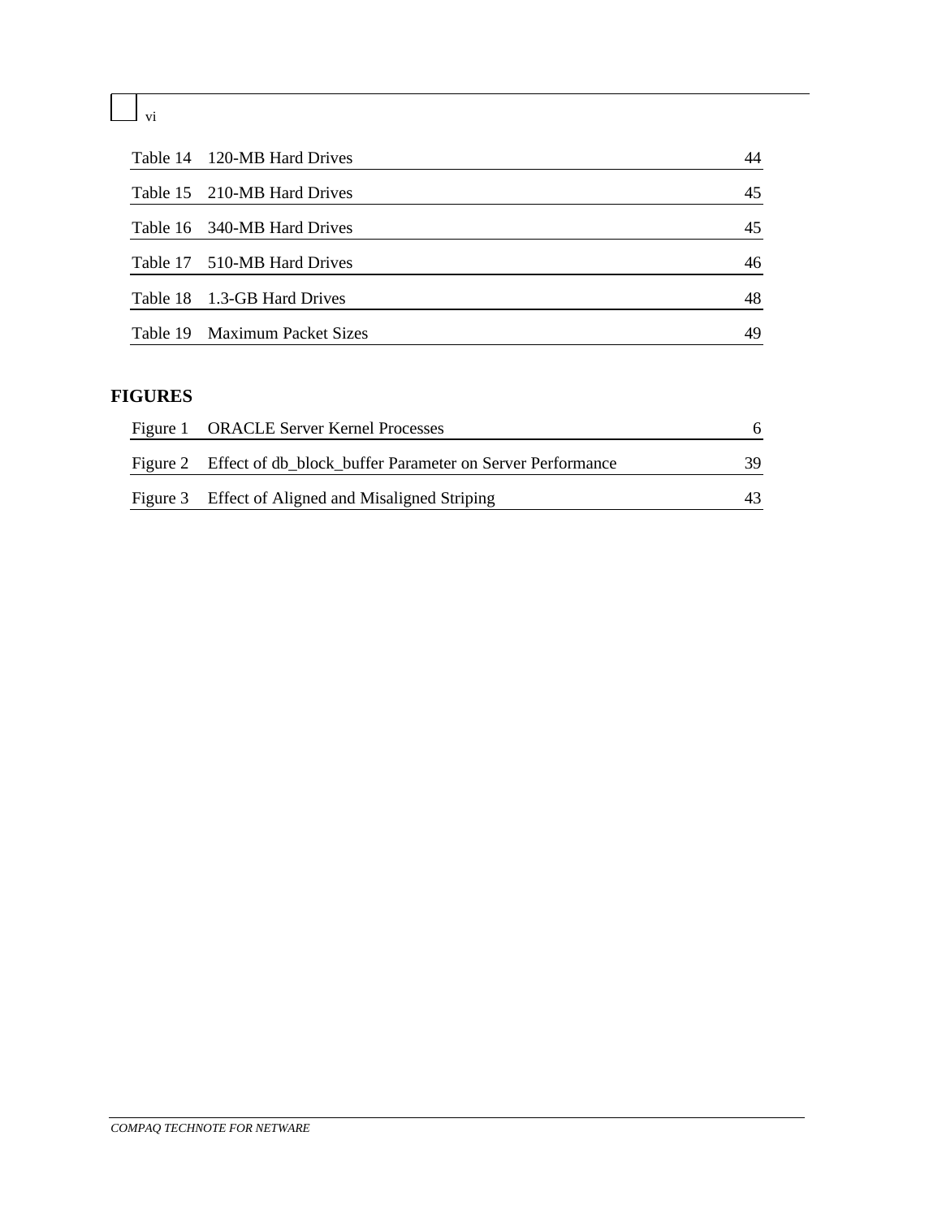Table 14 120-MB Hard Drives 44

Table 15 210-MB Hard Drives 45

Table 16 340-MB Hard Drives 45

Table 17 510-MB Hard Drives 46

Table 18 1.3-GB Hard Drives 48

Table 19 Maximum Packet Sizes 49

## FIGURES

Figure 1 ORACLE Server Kernel Processes 6

Figure 2 Effect of db_block_buffer Parameter on Server Performance 39

Figure 3 Effect of Aligned and Misaligned Striping 43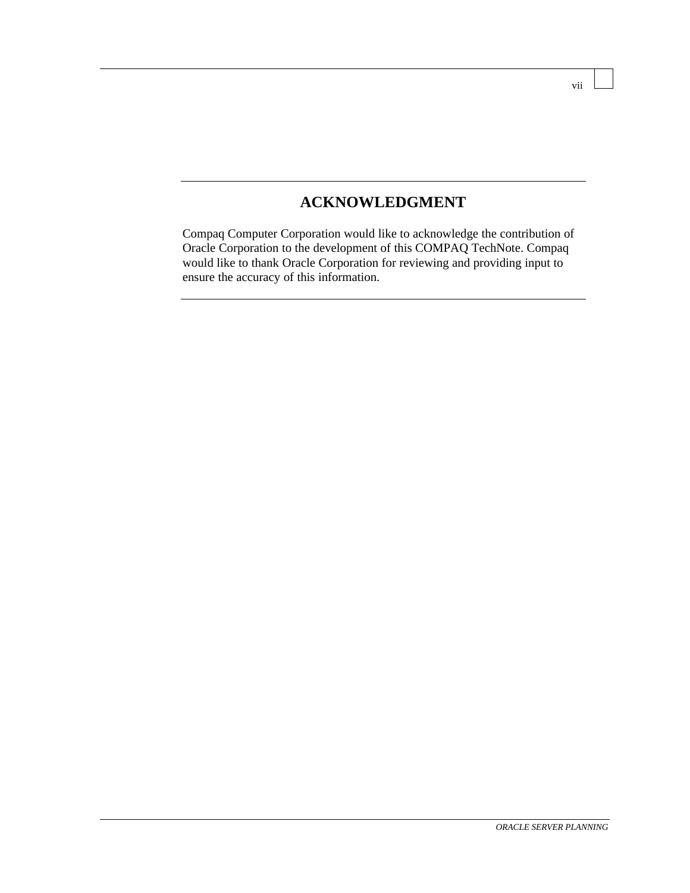# ACKNOWLEDGMENT

Compaq Computer Corporation would like to acknowledge the contribution of Oracle Corporation to the development of this COMPAQ TechNote. Compaq would like to thank Oracle Corporation for reviewing and providing input to ensure the accuracy of this information.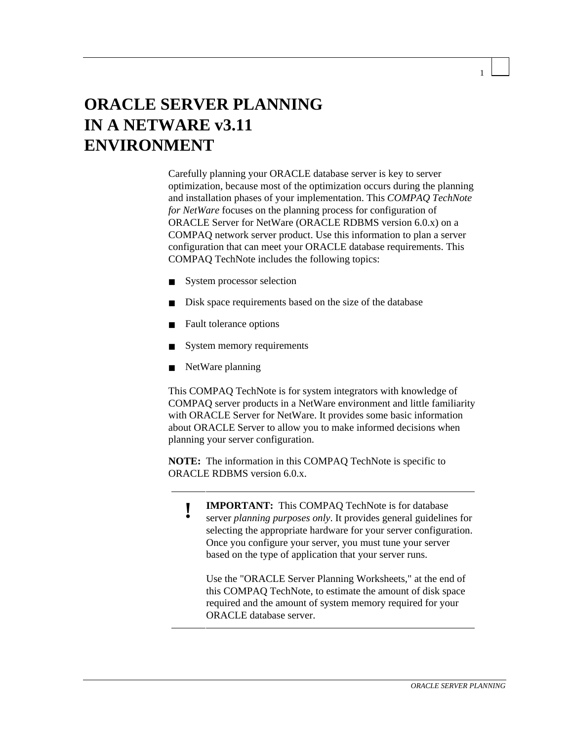# ORACLE SERVER PLANNING IN A NETWARE v3.11 ENVIRONMENT

Carefully planning your ORACLE database server is key to server optimization, because most of the optimization occurs during the planning and installation phases of your implementation. This *COMPAQ TechNote for NetWare* focuses on the planning process for configuration of ORACLE Server for NetWare (ORACLE RDBMS version 6.0.x) on a COMPAQ network server product. Use this information to plan a server configuration that can meet your ORACLE database requirements. This COMPAQ TechNote includes the following topics:

- System processor selection
- Disk space requirements based on the size of the database
- Fault tolerance options
- System memory requirements
- NetWare planning

This COMPAQ TechNote is for system integrators with knowledge of COMPAQ server products in a NetWare environment and little familiarity with ORACLE Server for NetWare. It provides some basic information about ORACLE Server to allow you to make informed decisions when planning your server configuration.

**NOTE:** The information in this COMPAQ TechNote is specific to ORACLE RDBMS version 6.0.x.

---

**!** **IMPORTANT:** This COMPAQ TechNote is for database server *planning purposes only*. It provides general guidelines for selecting the appropriate hardware for your server configuration. Once you configure your server, you must tune your server based on the type of application that your server runs.

Use the "ORACLE Server Planning Worksheets," at the end of this COMPAQ TechNote, to estimate the amount of disk space required and the amount of system memory required for your ORACLE database server.

---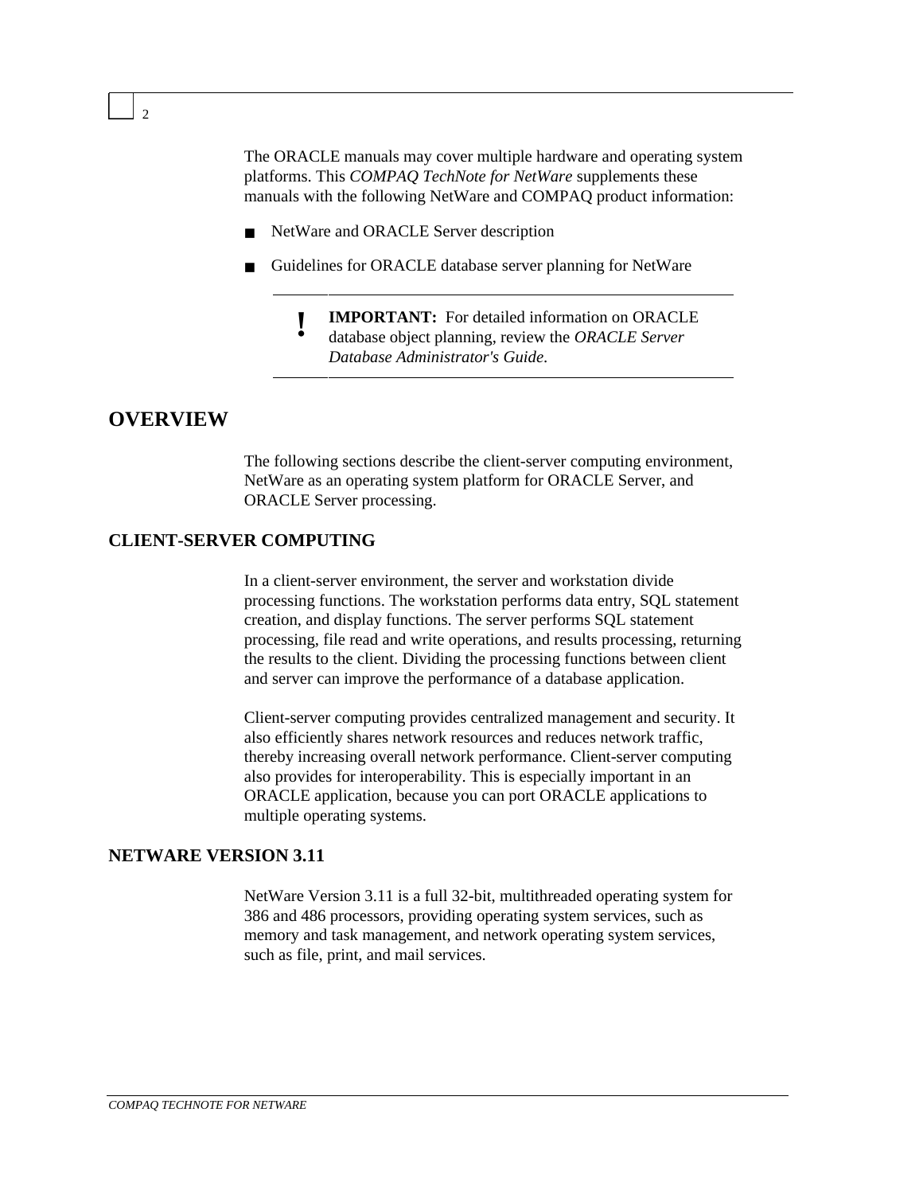The ORACLE manuals may cover multiple hardware and operating system platforms. This *COMPAQ TechNote for NetWare* supplements these manuals with the following NetWare and COMPAQ product information:

- NetWare and ORACLE Server description
- Guidelines for ORACLE database server planning for NetWare

> **!** **IMPORTANT:** For detailed information on ORACLE database object planning, review the *ORACLE Server Database Administrator's Guide*.

## OVERVIEW

The following sections describe the client-server computing environment, NetWare as an operating system platform for ORACLE Server, and ORACLE Server processing.

### CLIENT-SERVER COMPUTING

In a client-server environment, the server and workstation divide processing functions. The workstation performs data entry, SQL statement creation, and display functions. The server performs SQL statement processing, file read and write operations, and results processing, returning the results to the client. Dividing the processing functions between client and server can improve the performance of a database application.

Client-server computing provides centralized management and security. It also efficiently shares network resources and reduces network traffic, thereby increasing overall network performance. Client-server computing also provides for interoperability. This is especially important in an ORACLE application, because you can port ORACLE applications to multiple operating systems.

### NETWARE VERSION 3.11

NetWare Version 3.11 is a full 32-bit, multithreaded operating system for 386 and 486 processors, providing operating system services, such as memory and task management, and network operating system services, such as file, print, and mail services.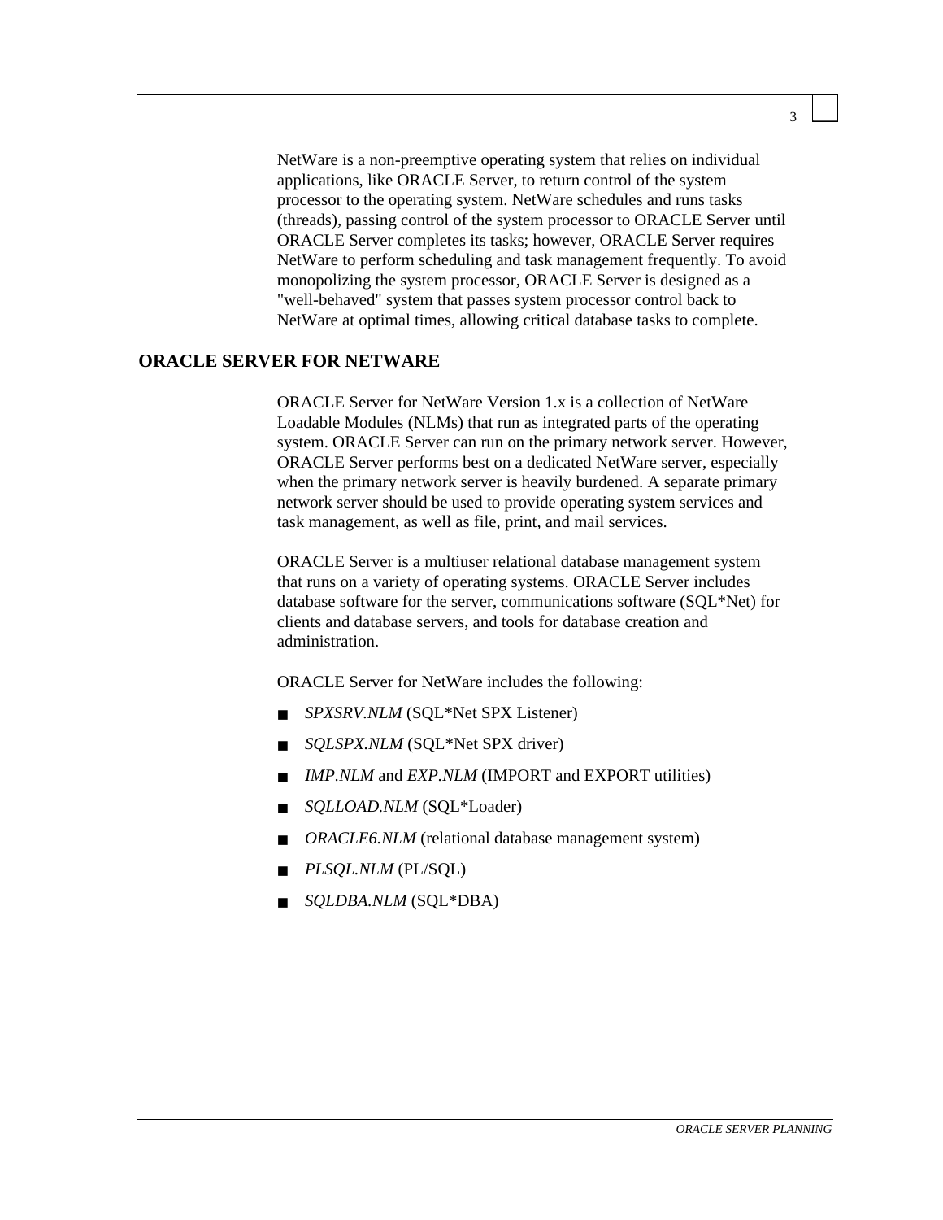NetWare is a non-preemptive operating system that relies on individual applications, like ORACLE Server, to return control of the system processor to the operating system. NetWare schedules and runs tasks (threads), passing control of the system processor to ORACLE Server until ORACLE Server completes its tasks; however, ORACLE Server requires NetWare to perform scheduling and task management frequently. To avoid monopolizing the system processor, ORACLE Server is designed as a "well-behaved" system that passes system processor control back to NetWare at optimal times, allowing critical database tasks to complete.

## ORACLE SERVER FOR NETWARE

ORACLE Server for NetWare Version 1.x is a collection of NetWare Loadable Modules (NLMs) that run as integrated parts of the operating system. ORACLE Server can run on the primary network server. However, ORACLE Server performs best on a dedicated NetWare server, especially when the primary network server is heavily burdened. A separate primary network server should be used to provide operating system services and task management, as well as file, print, and mail services.

ORACLE Server is a multiuser relational database management system that runs on a variety of operating systems. ORACLE Server includes database software for the server, communications software (SQL*Net) for clients and database servers, and tools for database creation and administration.

ORACLE Server for NetWare includes the following:

- *SPXSRV.NLM* (SQL*Net SPX Listener)
- *SQLSPX.NLM* (SQL*Net SPX driver)
- *IMP.NLM* and *EXP.NLM* (IMPORT and EXPORT utilities)
- *SQLLOAD.NLM* (SQL*Loader)
- *ORACLE6.NLM* (relational database management system)
- *PLSQL.NLM* (PL/SQL)
- *SQLDBA.NLM* (SQL*DBA)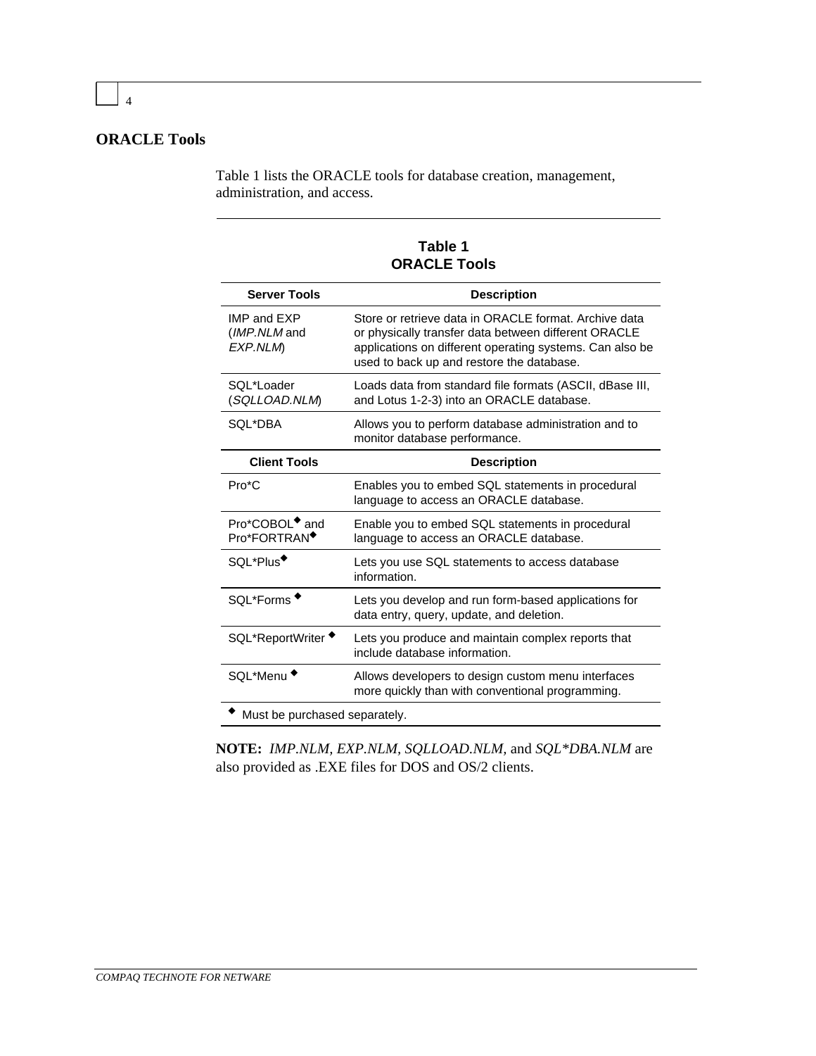## ORACLE Tools

Table 1 lists the ORACLE tools for database creation, management, administration, and access.

**Table 1**
**ORACLE Tools**

| Server Tools | Description |
|---|---|
| IMP and EXP (*IMP.NLM* and *EXP.NLM*) | Store or retrieve data in ORACLE format. Archive data or physically transfer data between different ORACLE applications on different operating systems. Can also be used to back up and restore the database. |
| SQL*Loader (*SQLLOAD.NLM*) | Loads data from standard file formats (ASCII, dBase III, and Lotus 1-2-3) into an ORACLE database. |
| SQL*DBA | Allows you to perform database administration and to monitor database performance. |
| **Client Tools** | **Description** |
| Pro*C | Enables you to embed SQL statements in procedural language to access an ORACLE database. |
| Pro*COBOL◆ and Pro*FORTRAN◆ | Enable you to embed SQL statements in procedural language to access an ORACLE database. |
| SQL*Plus◆ | Lets you use SQL statements to access database information. |
| SQL*Forms ◆ | Lets you develop and run form-based applications for data entry, query, update, and deletion. |
| SQL*ReportWriter ◆ | Lets you produce and maintain complex reports that include database information. |
| SQL*Menu ◆ | Allows developers to design custom menu interfaces more quickly than with conventional programming. |

◆ Must be purchased separately.

**NOTE:** *IMP.NLM, EXP.NLM, SQLLOAD.NLM*, and *SQL*DBA.NLM* are also provided as .EXE files for DOS and OS/2 clients.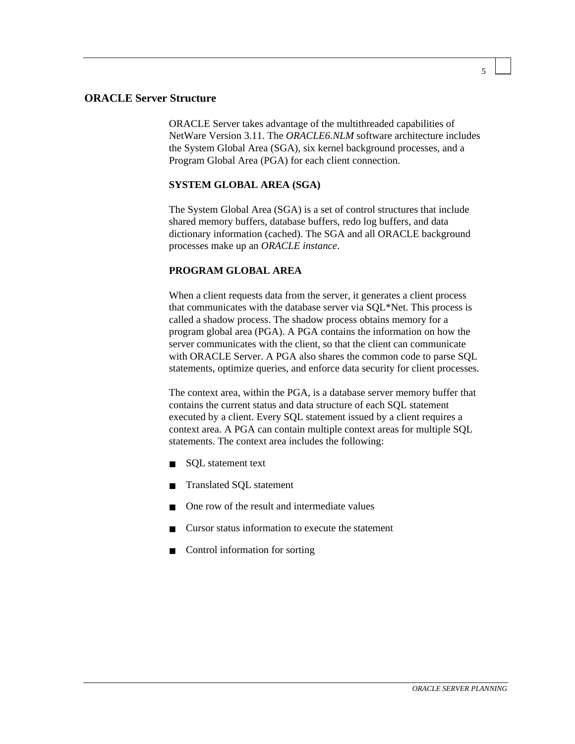## ORACLE Server Structure

ORACLE Server takes advantage of the multithreaded capabilities of NetWare Version 3.11. The *ORACLE6.NLM* software architecture includes the System Global Area (SGA), six kernel background processes, and a Program Global Area (PGA) for each client connection.

### SYSTEM GLOBAL AREA (SGA)

The System Global Area (SGA) is a set of control structures that include shared memory buffers, database buffers, redo log buffers, and data dictionary information (cached). The SGA and all ORACLE background processes make up an *ORACLE instance*.

### PROGRAM GLOBAL AREA

When a client requests data from the server, it generates a client process that communicates with the database server via SQL*Net. This process is called a shadow process. The shadow process obtains memory for a program global area (PGA). A PGA contains the information on how the server communicates with the client, so that the client can communicate with ORACLE Server. A PGA also shares the common code to parse SQL statements, optimize queries, and enforce data security for client processes.

The context area, within the PGA, is a database server memory buffer that contains the current status and data structure of each SQL statement executed by a client. Every SQL statement issued by a client requires a context area. A PGA can contain multiple context areas for multiple SQL statements. The context area includes the following:

- SQL statement text
- Translated SQL statement
- One row of the result and intermediate values
- Cursor status information to execute the statement
- Control information for sorting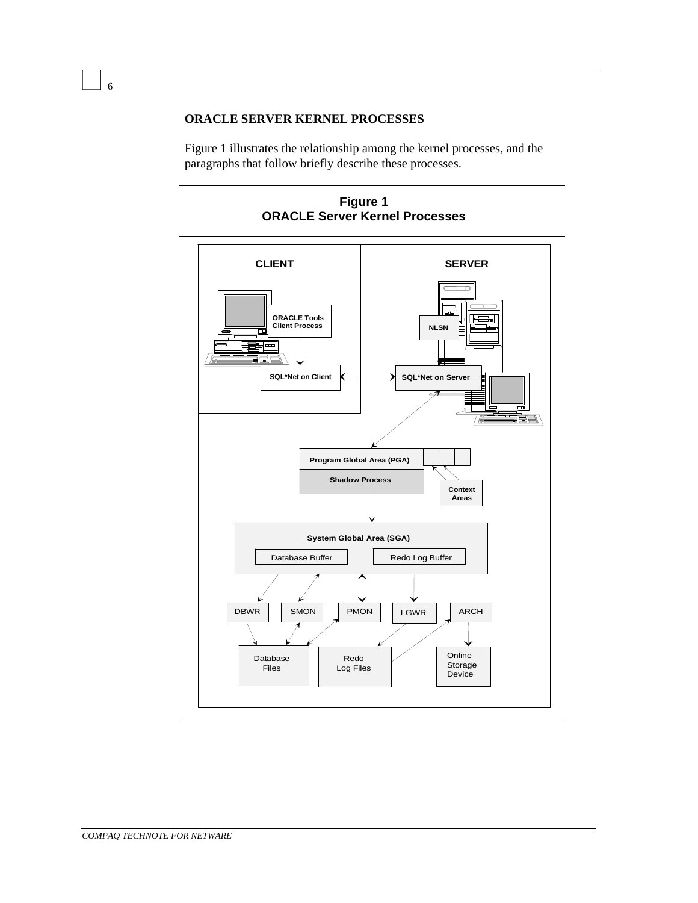## ORACLE SERVER KERNEL PROCESSES

Figure 1 illustrates the relationship among the kernel processes, and the paragraphs that follow briefly describe these processes.

**Figure 1**
**ORACLE Server Kernel Processes**

CLIENT

SERVER

ORACLE Tools Client Process

NLSN

SQL*Net on Client

SQL*Net on Server

Program Global Area (PGA)

Shadow Process

Context Areas

System Global Area (SGA)

Database Buffer

Redo Log Buffer

DBWR

SMON

PMON

LGWR

ARCH

Database Files

Redo Log Files

Online Storage Device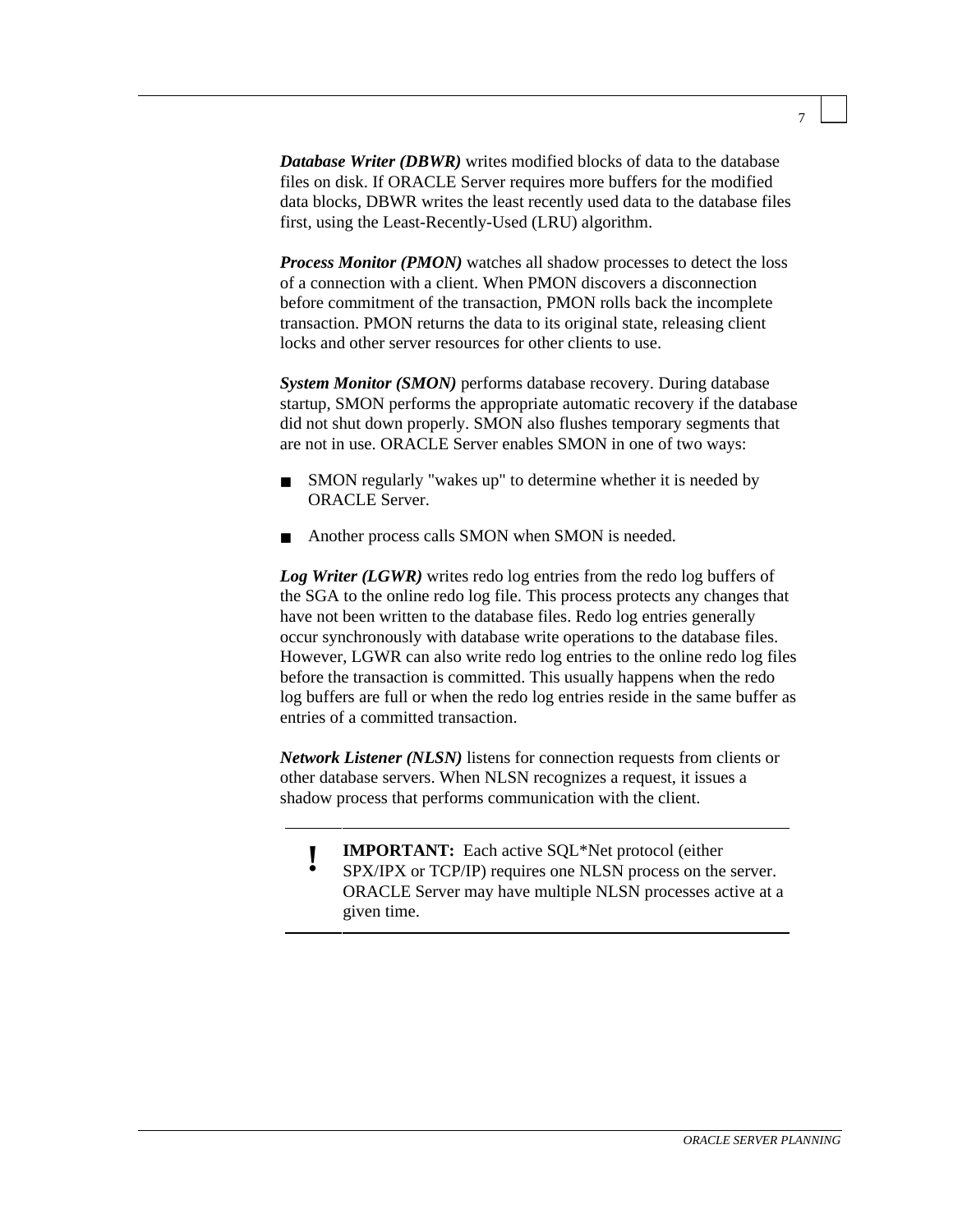***Database Writer (DBWR)*** writes modified blocks of data to the database files on disk. If ORACLE Server requires more buffers for the modified data blocks, DBWR writes the least recently used data to the database files first, using the Least-Recently-Used (LRU) algorithm.

***Process Monitor (PMON)*** watches all shadow processes to detect the loss of a connection with a client. When PMON discovers a disconnection before commitment of the transaction, PMON rolls back the incomplete transaction. PMON returns the data to its original state, releasing client locks and other server resources for other clients to use.

***System Monitor (SMON)*** performs database recovery. During database startup, SMON performs the appropriate automatic recovery if the database did not shut down properly. SMON also flushes temporary segments that are not in use. ORACLE Server enables SMON in one of two ways:

- SMON regularly "wakes up" to determine whether it is needed by ORACLE Server.
- Another process calls SMON when SMON is needed.

***Log Writer (LGWR)*** writes redo log entries from the redo log buffers of the SGA to the online redo log file. This process protects any changes that have not been written to the database files. Redo log entries generally occur synchronously with database write operations to the database files. However, LGWR can also write redo log entries to the online redo log files before the transaction is committed. This usually happens when the redo log buffers are full or when the redo log entries reside in the same buffer as entries of a committed transaction.

***Network Listener (NLSN)*** listens for connection requests from clients or other database servers. When NLSN recognizes a request, it issues a shadow process that performs communication with the client.

---

**!** **IMPORTANT:** Each active SQL*Net protocol (either SPX/IPX or TCP/IP) requires one NLSN process on the server. ORACLE Server may have multiple NLSN processes active at a given time.

---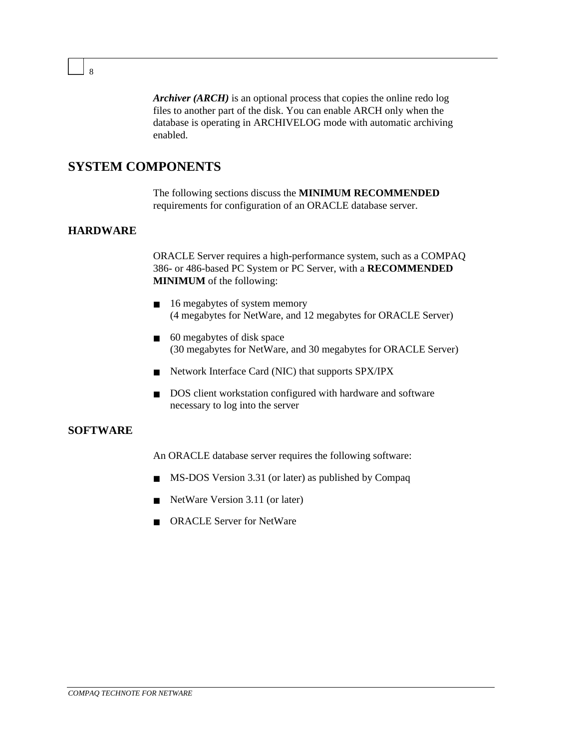***Archiver (ARCH)*** is an optional process that copies the online redo log files to another part of the disk. You can enable ARCH only when the database is operating in ARCHIVELOG mode with automatic archiving enabled.

## SYSTEM COMPONENTS

The following sections discuss the **MINIMUM RECOMMENDED** requirements for configuration of an ORACLE database server.

### HARDWARE

ORACLE Server requires a high-performance system, such as a COMPAQ 386- or 486-based PC System or PC Server, with a **RECOMMENDED MINIMUM** of the following:

- 16 megabytes of system memory
  (4 megabytes for NetWare, and 12 megabytes for ORACLE Server)
- 60 megabytes of disk space
  (30 megabytes for NetWare, and 30 megabytes for ORACLE Server)
- Network Interface Card (NIC) that supports SPX/IPX
- DOS client workstation configured with hardware and software necessary to log into the server

### SOFTWARE

An ORACLE database server requires the following software:

- MS-DOS Version 3.31 (or later) as published by Compaq
- NetWare Version 3.11 (or later)
- ORACLE Server for NetWare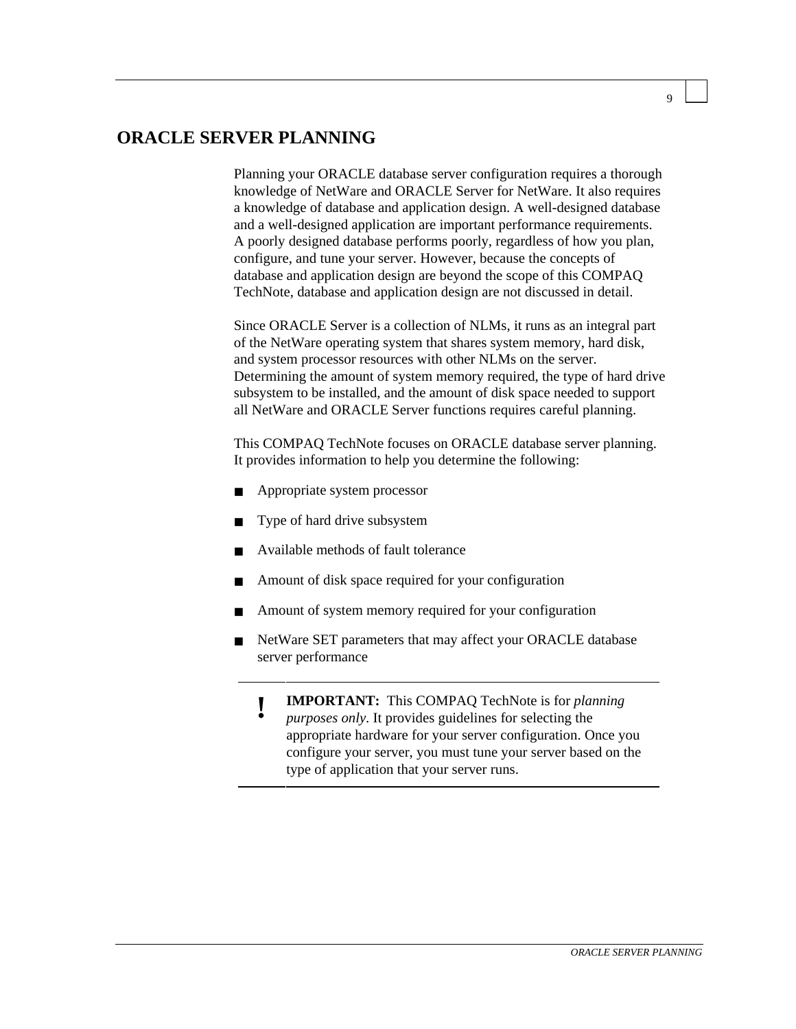# ORACLE SERVER PLANNING

Planning your ORACLE database server configuration requires a thorough knowledge of NetWare and ORACLE Server for NetWare. It also requires a knowledge of database and application design. A well-designed database and a well-designed application are important performance requirements. A poorly designed database performs poorly, regardless of how you plan, configure, and tune your server. However, because the concepts of database and application design are beyond the scope of this COMPAQ TechNote, database and application design are not discussed in detail.

Since ORACLE Server is a collection of NLMs, it runs as an integral part of the NetWare operating system that shares system memory, hard disk, and system processor resources with other NLMs on the server. Determining the amount of system memory required, the type of hard drive subsystem to be installed, and the amount of disk space needed to support all NetWare and ORACLE Server functions requires careful planning.

This COMPAQ TechNote focuses on ORACLE database server planning. It provides information to help you determine the following:

- Appropriate system processor
- Type of hard drive subsystem
- Available methods of fault tolerance
- Amount of disk space required for your configuration
- Amount of system memory required for your configuration
- NetWare SET parameters that may affect your ORACLE database server performance

---

**!** **IMPORTANT:** This COMPAQ TechNote is for *planning purposes only*. It provides guidelines for selecting the appropriate hardware for your server configuration. Once you configure your server, you must tune your server based on the type of application that your server runs.

---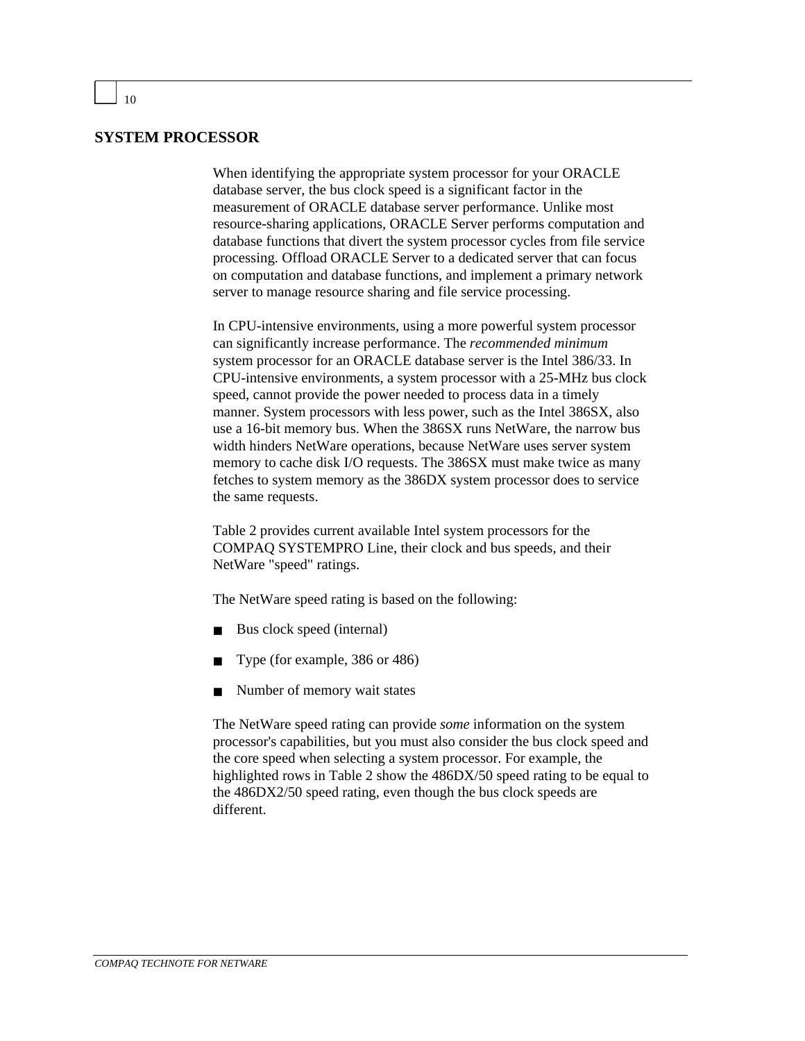## SYSTEM PROCESSOR

When identifying the appropriate system processor for your ORACLE database server, the bus clock speed is a significant factor in the measurement of ORACLE database server performance. Unlike most resource-sharing applications, ORACLE Server performs computation and database functions that divert the system processor cycles from file service processing. Offload ORACLE Server to a dedicated server that can focus on computation and database functions, and implement a primary network server to manage resource sharing and file service processing.

In CPU-intensive environments, using a more powerful system processor can significantly increase performance. The *recommended minimum* system processor for an ORACLE database server is the Intel 386/33. In CPU-intensive environments, a system processor with a 25-MHz bus clock speed, cannot provide the power needed to process data in a timely manner. System processors with less power, such as the Intel 386SX, also use a 16-bit memory bus. When the 386SX runs NetWare, the narrow bus width hinders NetWare operations, because NetWare uses server system memory to cache disk I/O requests. The 386SX must make twice as many fetches to system memory as the 386DX system processor does to service the same requests.

Table 2 provides current available Intel system processors for the COMPAQ SYSTEMPRO Line, their clock and bus speeds, and their NetWare "speed" ratings.

The NetWare speed rating is based on the following:

- Bus clock speed (internal)
- Type (for example, 386 or 486)
- Number of memory wait states

The NetWare speed rating can provide *some* information on the system processor's capabilities, but you must also consider the bus clock speed and the core speed when selecting a system processor. For example, the highlighted rows in Table 2 show the 486DX/50 speed rating to be equal to the 486DX2/50 speed rating, even though the bus clock speeds are different.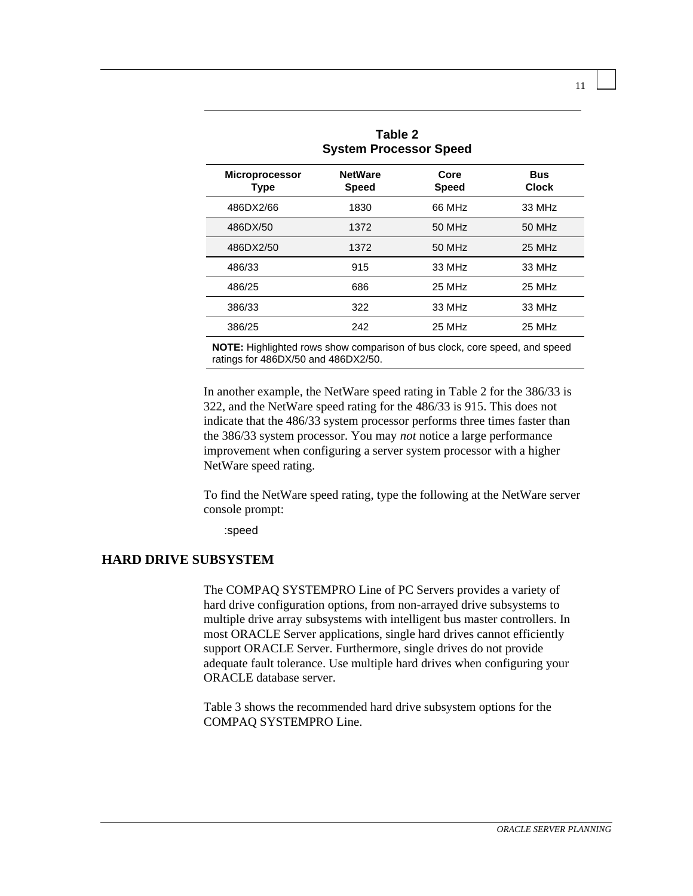**Table 2**
**System Processor Speed**

| Microprocessor Type | NetWare Speed | Core Speed | Bus Clock |
|---|---|---|---|
| 486DX2/66 | 1830 | 66 MHz | 33 MHz |
| 486DX/50 | 1372 | 50 MHz | 50 MHz |
| 486DX2/50 | 1372 | 50 MHz | 25 MHz |
| 486/33 | 915 | 33 MHz | 33 MHz |
| 486/25 | 686 | 25 MHz | 25 MHz |
| 386/33 | 322 | 33 MHz | 33 MHz |
| 386/25 | 242 | 25 MHz | 25 MHz |

**NOTE:** Highlighted rows show comparison of bus clock, core speed, and speed ratings for 486DX/50 and 486DX2/50.

In another example, the NetWare speed rating in Table 2 for the 386/33 is 322, and the NetWare speed rating for the 486/33 is 915. This does not indicate that the 486/33 system processor performs three times faster than the 386/33 system processor. You may *not* notice a large performance improvement when configuring a server system processor with a higher NetWare speed rating.

To find the NetWare speed rating, type the following at the NetWare server console prompt:

```
:speed
```

## HARD DRIVE SUBSYSTEM

The COMPAQ SYSTEMPRO Line of PC Servers provides a variety of hard drive configuration options, from non-arrayed drive subsystems to multiple drive array subsystems with intelligent bus master controllers. In most ORACLE Server applications, single hard drives cannot efficiently support ORACLE Server. Furthermore, single drives do not provide adequate fault tolerance. Use multiple hard drives when configuring your ORACLE database server.

Table 3 shows the recommended hard drive subsystem options for the COMPAQ SYSTEMPRO Line.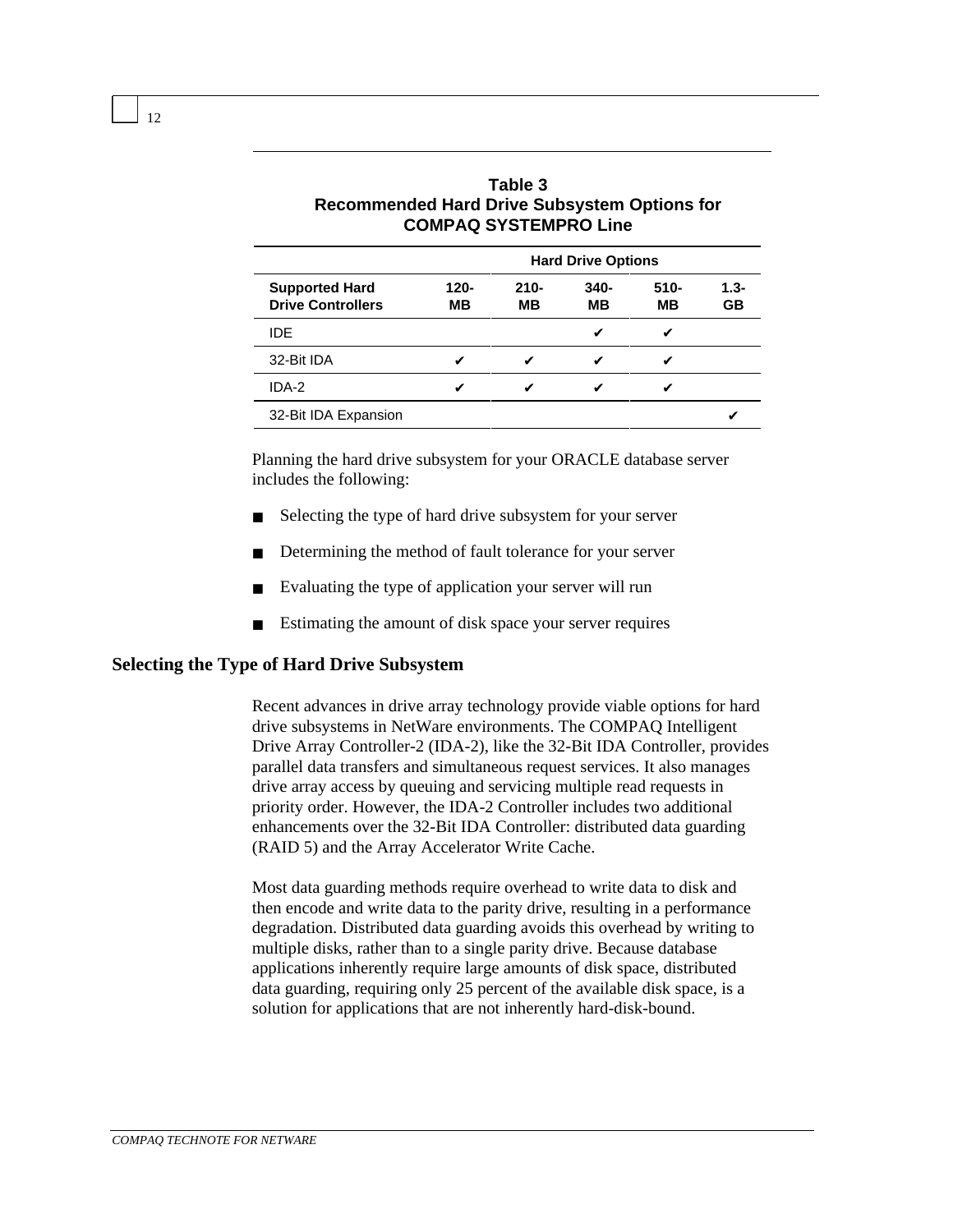**Table 3**
**Recommended Hard Drive Subsystem Options for COMPAQ SYSTEMPRO Line**

| | Hard Drive Options | | | | |
|---|---|---|---|---|---|
| **Supported Hard Drive Controllers** | **120-MB** | **210-MB** | **340-MB** | **510-MB** | **1.3-GB** |
| IDE | | | ✔ | ✔ | |
| 32-Bit IDA | ✔ | ✔ | ✔ | ✔ | |
| IDA-2 | ✔ | ✔ | ✔ | ✔ | |
| 32-Bit IDA Expansion | | | | | ✔ |

Planning the hard drive subsystem for your ORACLE database server includes the following:

- Selecting the type of hard drive subsystem for your server
- Determining the method of fault tolerance for your server
- Evaluating the type of application your server will run
- Estimating the amount of disk space your server requires

## Selecting the Type of Hard Drive Subsystem

Recent advances in drive array technology provide viable options for hard drive subsystems in NetWare environments. The COMPAQ Intelligent Drive Array Controller-2 (IDA-2), like the 32-Bit IDA Controller, provides parallel data transfers and simultaneous request services. It also manages drive array access by queuing and servicing multiple read requests in priority order. However, the IDA-2 Controller includes two additional enhancements over the 32-Bit IDA Controller: distributed data guarding (RAID 5) and the Array Accelerator Write Cache.

Most data guarding methods require overhead to write data to disk and then encode and write data to the parity drive, resulting in a performance degradation. Distributed data guarding avoids this overhead by writing to multiple disks, rather than to a single parity drive. Because database applications inherently require large amounts of disk space, distributed data guarding, requiring only 25 percent of the available disk space, is a solution for applications that are not inherently hard-disk-bound.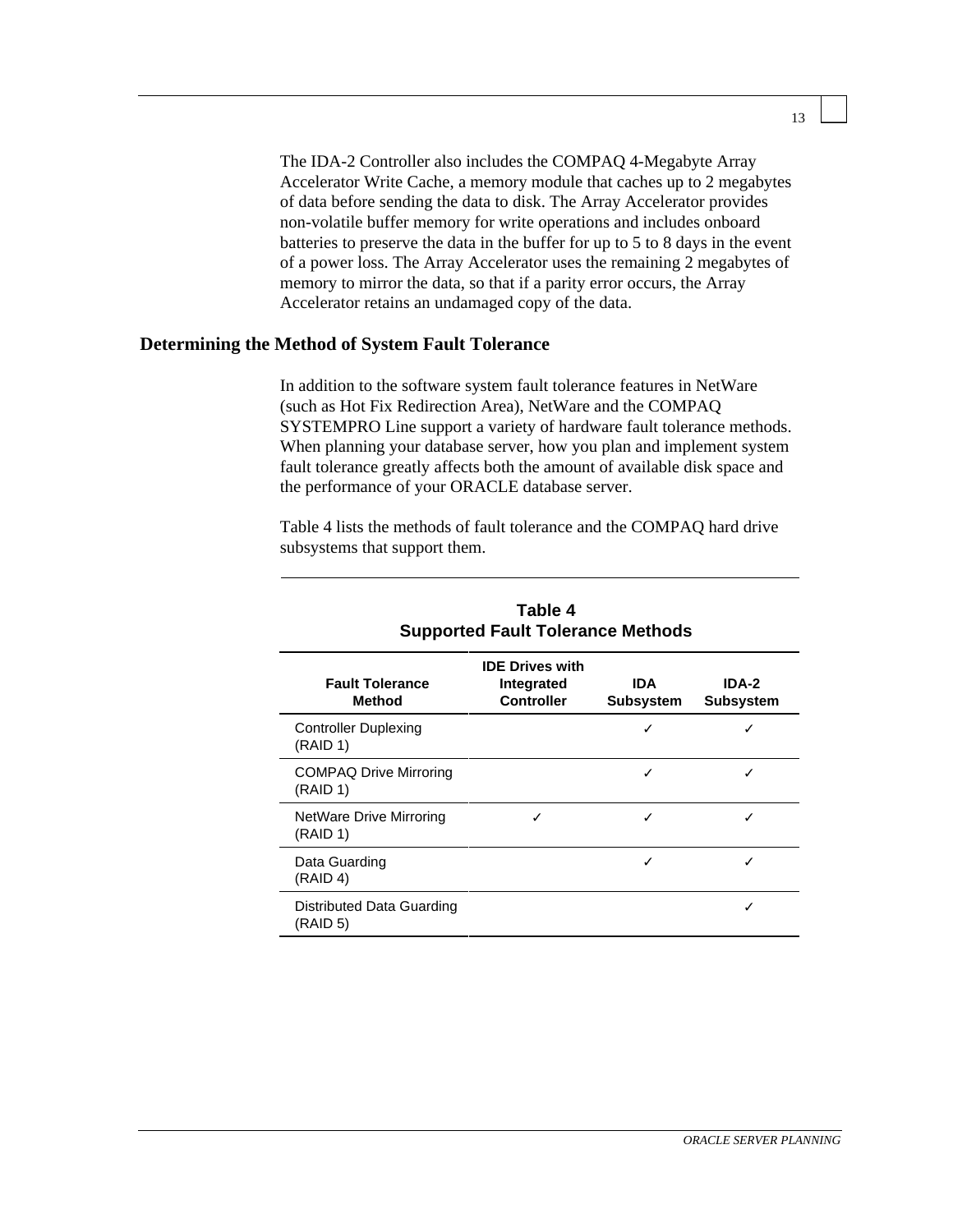The IDA-2 Controller also includes the COMPAQ 4-Megabyte Array Accelerator Write Cache, a memory module that caches up to 2 megabytes of data before sending the data to disk. The Array Accelerator provides non-volatile buffer memory for write operations and includes onboard batteries to preserve the data in the buffer for up to 5 to 8 days in the event of a power loss. The Array Accelerator uses the remaining 2 megabytes of memory to mirror the data, so that if a parity error occurs, the Array Accelerator retains an undamaged copy of the data.

## Determining the Method of System Fault Tolerance

In addition to the software system fault tolerance features in NetWare (such as Hot Fix Redirection Area), NetWare and the COMPAQ SYSTEMPRO Line support a variety of hardware fault tolerance methods. When planning your database server, how you plan and implement system fault tolerance greatly affects both the amount of available disk space and the performance of your ORACLE database server.

Table 4 lists the methods of fault tolerance and the COMPAQ hard drive subsystems that support them.

**Table 4**
**Supported Fault Tolerance Methods**

| Fault Tolerance Method | IDE Drives with Integrated Controller | IDA Subsystem | IDA-2 Subsystem |
|---|---|---|---|
| Controller Duplexing (RAID 1) | | ✓ | ✓ |
| COMPAQ Drive Mirroring (RAID 1) | | ✓ | ✓ |
| NetWare Drive Mirroring (RAID 1) | ✓ | ✓ | ✓ |
| Data Guarding (RAID 4) | | ✓ | ✓ |
| Distributed Data Guarding (RAID 5) | | | ✓ |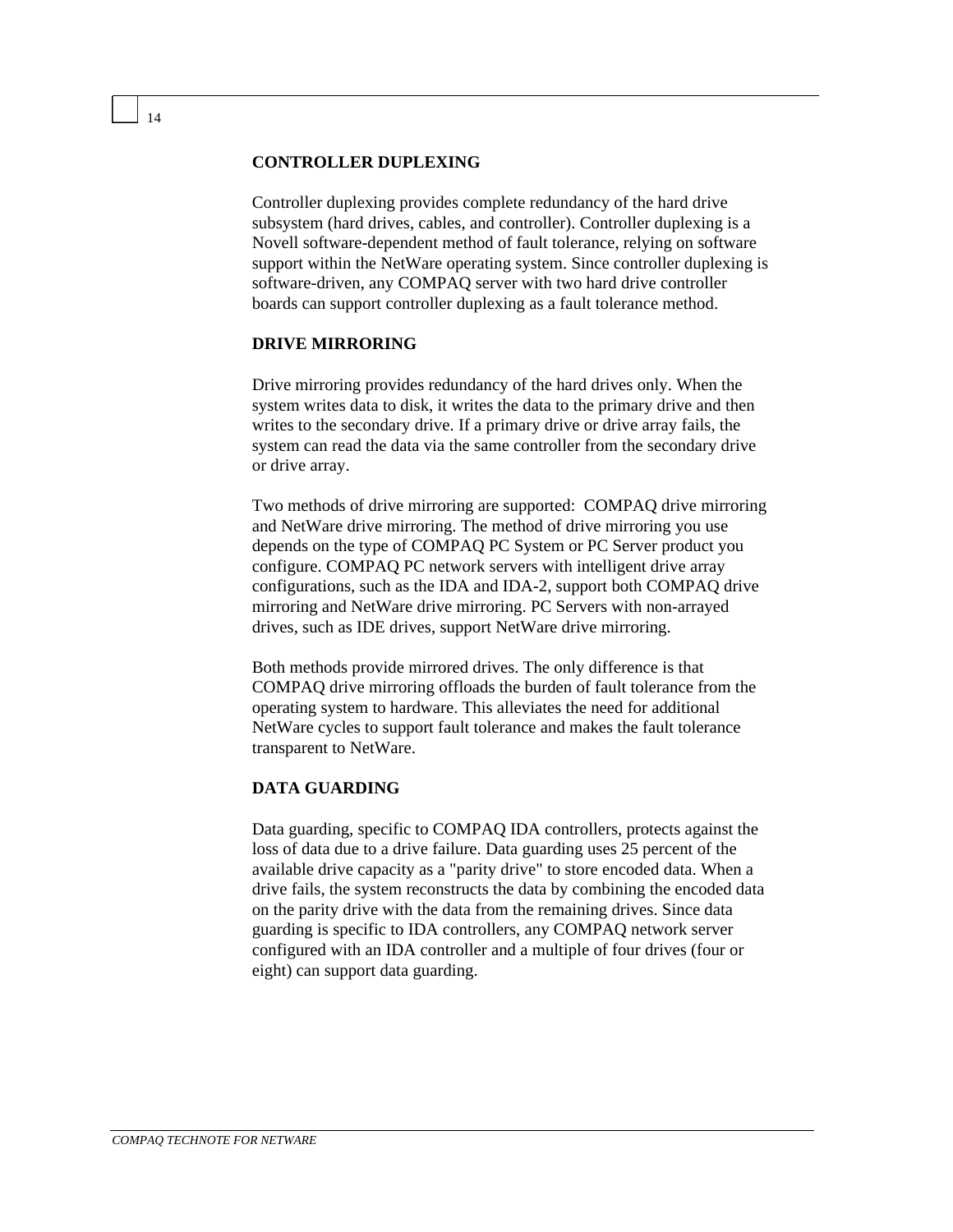## CONTROLLER DUPLEXING

Controller duplexing provides complete redundancy of the hard drive subsystem (hard drives, cables, and controller). Controller duplexing is a Novell software-dependent method of fault tolerance, relying on software support within the NetWare operating system. Since controller duplexing is software-driven, any COMPAQ server with two hard drive controller boards can support controller duplexing as a fault tolerance method.

## DRIVE MIRRORING

Drive mirroring provides redundancy of the hard drives only. When the system writes data to disk, it writes the data to the primary drive and then writes to the secondary drive. If a primary drive or drive array fails, the system can read the data via the same controller from the secondary drive or drive array.

Two methods of drive mirroring are supported: COMPAQ drive mirroring and NetWare drive mirroring. The method of drive mirroring you use depends on the type of COMPAQ PC System or PC Server product you configure. COMPAQ PC network servers with intelligent drive array configurations, such as the IDA and IDA-2, support both COMPAQ drive mirroring and NetWare drive mirroring. PC Servers with non-arrayed drives, such as IDE drives, support NetWare drive mirroring.

Both methods provide mirrored drives. The only difference is that COMPAQ drive mirroring offloads the burden of fault tolerance from the operating system to hardware. This alleviates the need for additional NetWare cycles to support fault tolerance and makes the fault tolerance transparent to NetWare.

## DATA GUARDING

Data guarding, specific to COMPAQ IDA controllers, protects against the loss of data due to a drive failure. Data guarding uses 25 percent of the available drive capacity as a "parity drive" to store encoded data. When a drive fails, the system reconstructs the data by combining the encoded data on the parity drive with the data from the remaining drives. Since data guarding is specific to IDA controllers, any COMPAQ network server configured with an IDA controller and a multiple of four drives (four or eight) can support data guarding.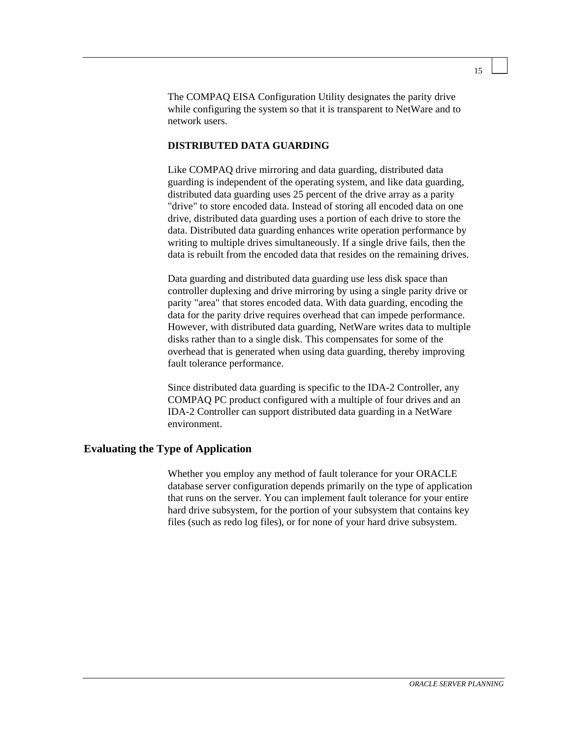The COMPAQ EISA Configuration Utility designates the parity drive while configuring the system so that it is transparent to NetWare and to network users.

### DISTRIBUTED DATA GUARDING

Like COMPAQ drive mirroring and data guarding, distributed data guarding is independent of the operating system, and like data guarding, distributed data guarding uses 25 percent of the drive array as a parity "drive" to store encoded data. Instead of storing all encoded data on one drive, distributed data guarding uses a portion of each drive to store the data. Distributed data guarding enhances write operation performance by writing to multiple drives simultaneously. If a single drive fails, then the data is rebuilt from the encoded data that resides on the remaining drives.

Data guarding and distributed data guarding use less disk space than controller duplexing and drive mirroring by using a single parity drive or parity "area" that stores encoded data. With data guarding, encoding the data for the parity drive requires overhead that can impede performance. However, with distributed data guarding, NetWare writes data to multiple disks rather than to a single disk. This compensates for some of the overhead that is generated when using data guarding, thereby improving fault tolerance performance.

Since distributed data guarding is specific to the IDA-2 Controller, any COMPAQ PC product configured with a multiple of four drives and an IDA-2 Controller can support distributed data guarding in a NetWare environment.

## Evaluating the Type of Application

Whether you employ any method of fault tolerance for your ORACLE database server configuration depends primarily on the type of application that runs on the server. You can implement fault tolerance for your entire hard drive subsystem, for the portion of your subsystem that contains key files (such as redo log files), or for none of your hard drive subsystem.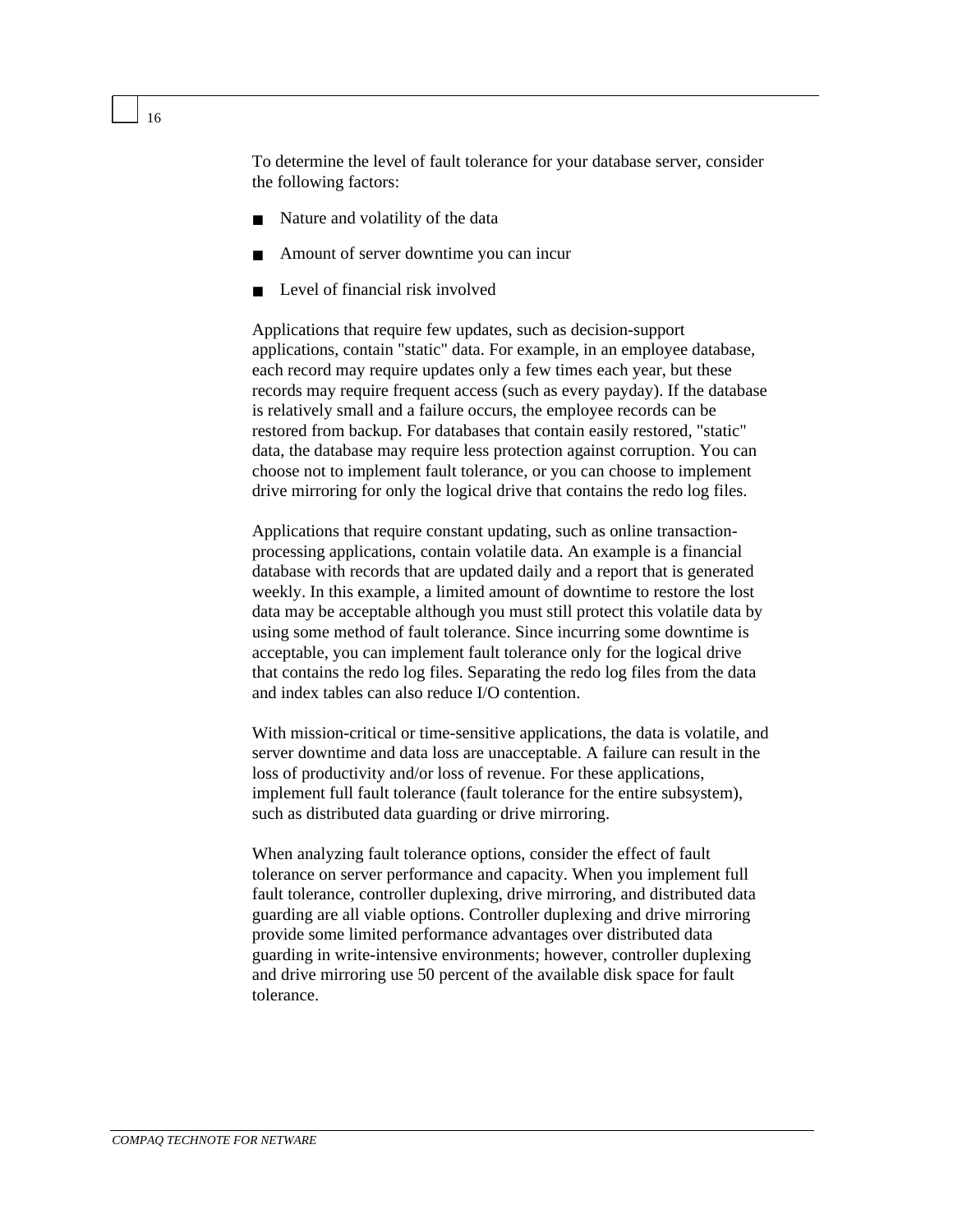To determine the level of fault tolerance for your database server, consider the following factors:

- Nature and volatility of the data
- Amount of server downtime you can incur
- Level of financial risk involved

Applications that require few updates, such as decision-support applications, contain "static" data. For example, in an employee database, each record may require updates only a few times each year, but these records may require frequent access (such as every payday). If the database is relatively small and a failure occurs, the employee records can be restored from backup. For databases that contain easily restored, "static" data, the database may require less protection against corruption. You can choose not to implement fault tolerance, or you can choose to implement drive mirroring for only the logical drive that contains the redo log files.

Applications that require constant updating, such as online transaction-processing applications, contain volatile data. An example is a financial database with records that are updated daily and a report that is generated weekly. In this example, a limited amount of downtime to restore the lost data may be acceptable although you must still protect this volatile data by using some method of fault tolerance. Since incurring some downtime is acceptable, you can implement fault tolerance only for the logical drive that contains the redo log files. Separating the redo log files from the data and index tables can also reduce I/O contention.

With mission-critical or time-sensitive applications, the data is volatile, and server downtime and data loss are unacceptable. A failure can result in the loss of productivity and/or loss of revenue. For these applications, implement full fault tolerance (fault tolerance for the entire subsystem), such as distributed data guarding or drive mirroring.

When analyzing fault tolerance options, consider the effect of fault tolerance on server performance and capacity. When you implement full fault tolerance, controller duplexing, drive mirroring, and distributed data guarding are all viable options. Controller duplexing and drive mirroring provide some limited performance advantages over distributed data guarding in write-intensive environments; however, controller duplexing and drive mirroring use 50 percent of the available disk space for fault tolerance.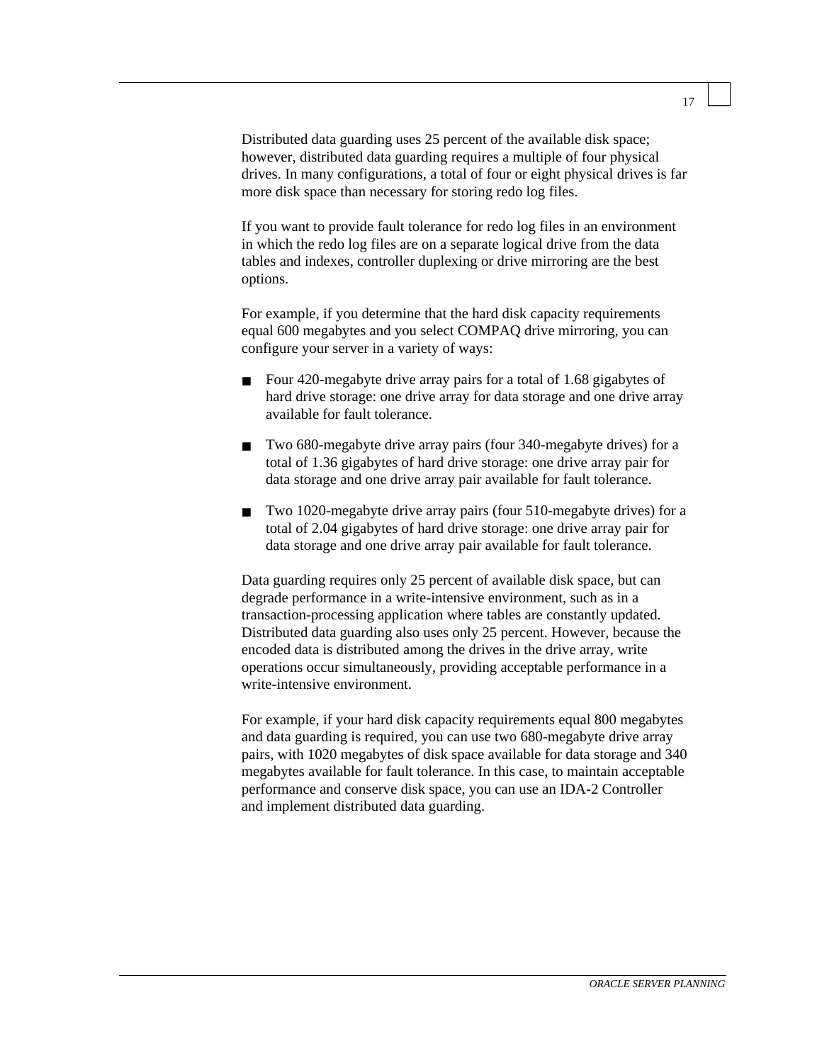Distributed data guarding uses 25 percent of the available disk space; however, distributed data guarding requires a multiple of four physical drives. In many configurations, a total of four or eight physical drives is far more disk space than necessary for storing redo log files.

If you want to provide fault tolerance for redo log files in an environment in which the redo log files are on a separate logical drive from the data tables and indexes, controller duplexing or drive mirroring are the best options.

For example, if you determine that the hard disk capacity requirements equal 600 megabytes and you select COMPAQ drive mirroring, you can configure your server in a variety of ways:

- Four 420-megabyte drive array pairs for a total of 1.68 gigabytes of hard drive storage: one drive array for data storage and one drive array available for fault tolerance.
- Two 680-megabyte drive array pairs (four 340-megabyte drives) for a total of 1.36 gigabytes of hard drive storage: one drive array pair for data storage and one drive array pair available for fault tolerance.
- Two 1020-megabyte drive array pairs (four 510-megabyte drives) for a total of 2.04 gigabytes of hard drive storage: one drive array pair for data storage and one drive array pair available for fault tolerance.

Data guarding requires only 25 percent of available disk space, but can degrade performance in a write-intensive environment, such as in a transaction-processing application where tables are constantly updated. Distributed data guarding also uses only 25 percent. However, because the encoded data is distributed among the drives in the drive array, write operations occur simultaneously, providing acceptable performance in a write-intensive environment.

For example, if your hard disk capacity requirements equal 800 megabytes and data guarding is required, you can use two 680-megabyte drive array pairs, with 1020 megabytes of disk space available for data storage and 340 megabytes available for fault tolerance. In this case, to maintain acceptable performance and conserve disk space, you can use an IDA-2 Controller and implement distributed data guarding.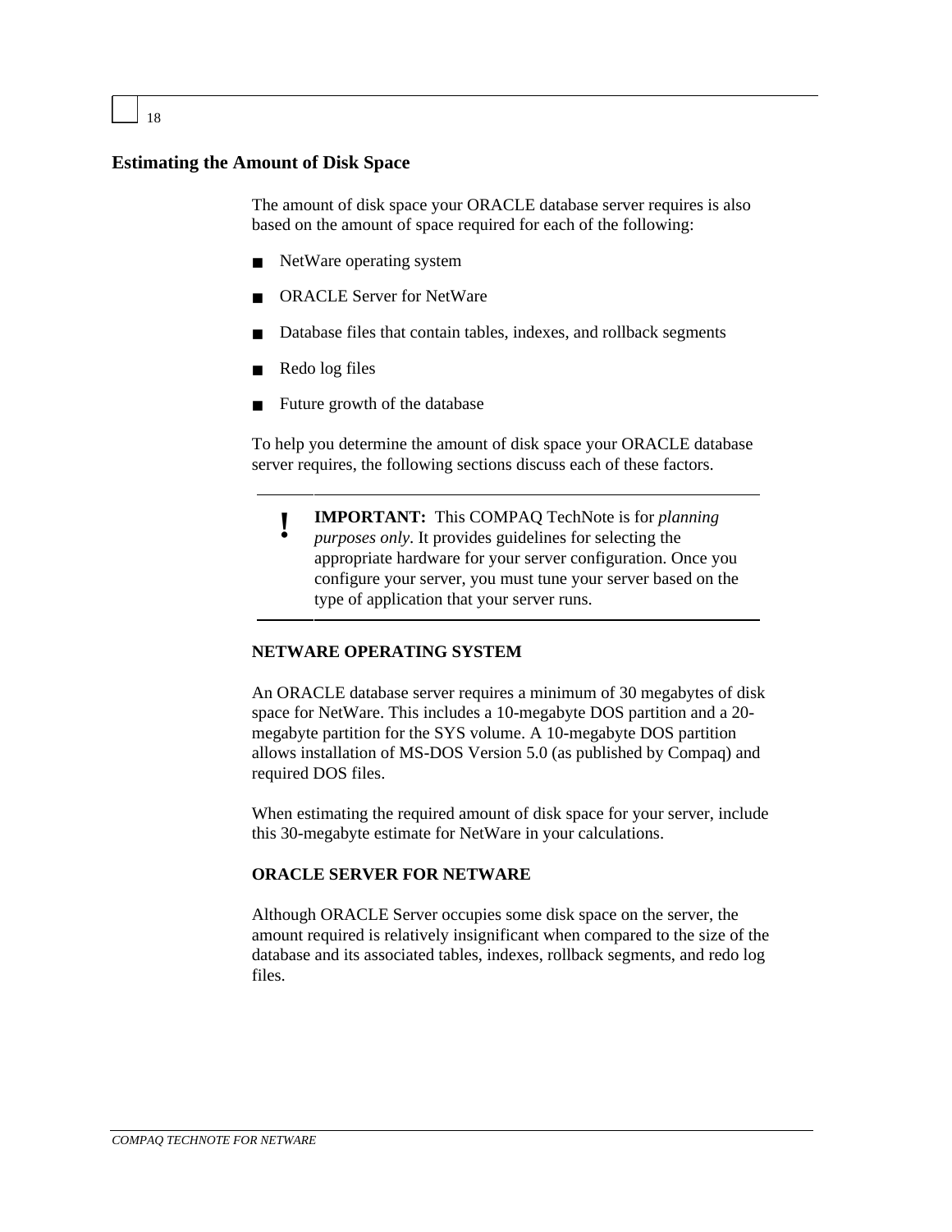## Estimating the Amount of Disk Space

The amount of disk space your ORACLE database server requires is also based on the amount of space required for each of the following:

- NetWare operating system
- ORACLE Server for NetWare
- Database files that contain tables, indexes, and rollback segments
- Redo log files
- Future growth of the database

To help you determine the amount of disk space your ORACLE database server requires, the following sections discuss each of these factors.

> **!** **IMPORTANT:** This COMPAQ TechNote is for *planning purposes only*. It provides guidelines for selecting the appropriate hardware for your server configuration. Once you configure your server, you must tune your server based on the type of application that your server runs.

### NETWARE OPERATING SYSTEM

An ORACLE database server requires a minimum of 30 megabytes of disk space for NetWare. This includes a 10-megabyte DOS partition and a 20-megabyte partition for the SYS volume. A 10-megabyte DOS partition allows installation of MS-DOS Version 5.0 (as published by Compaq) and required DOS files.

When estimating the required amount of disk space for your server, include this 30-megabyte estimate for NetWare in your calculations.

### ORACLE SERVER FOR NETWARE

Although ORACLE Server occupies some disk space on the server, the amount required is relatively insignificant when compared to the size of the database and its associated tables, indexes, rollback segments, and redo log files.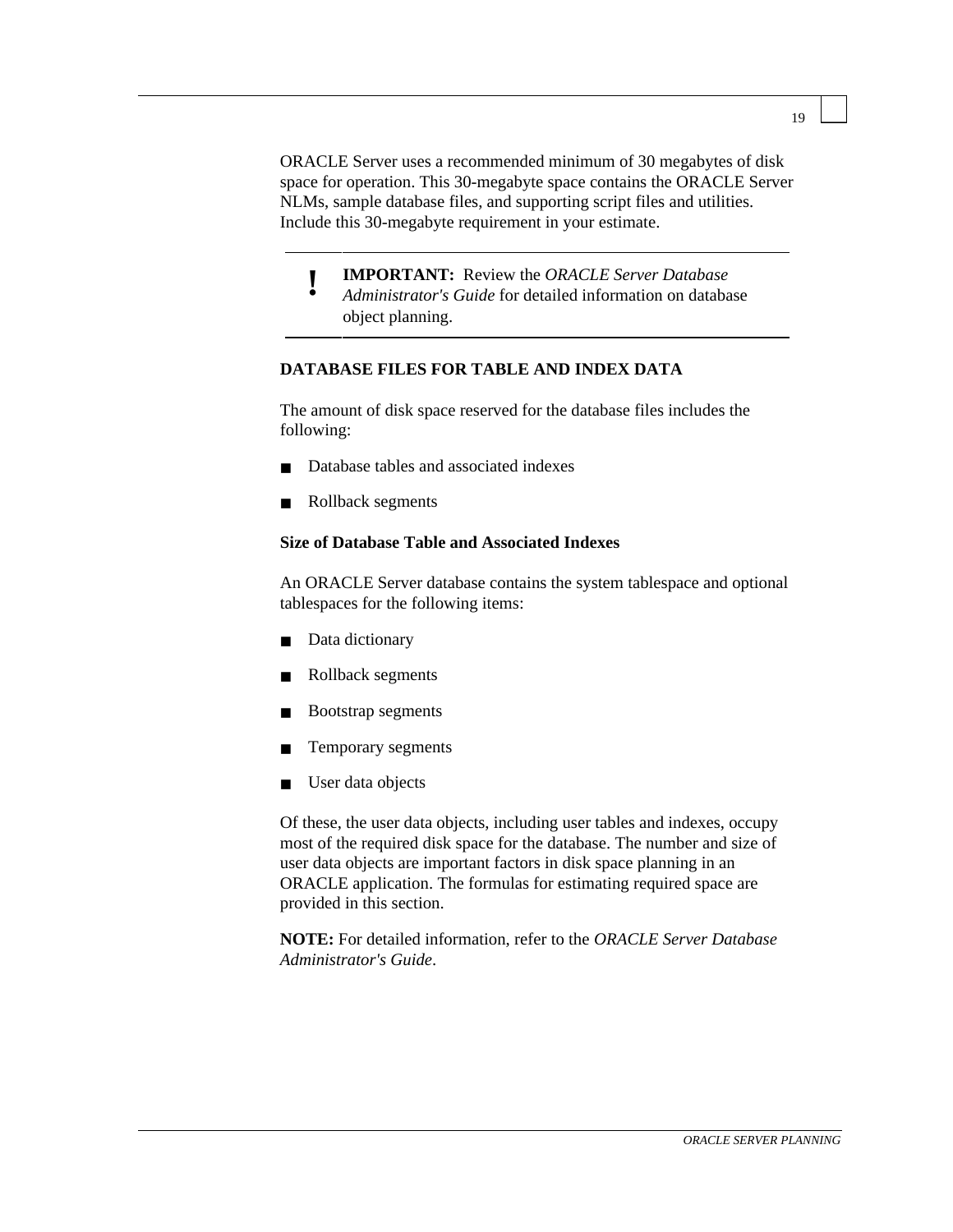ORACLE Server uses a recommended minimum of 30 megabytes of disk space for operation. This 30-megabyte space contains the ORACLE Server NLMs, sample database files, and supporting script files and utilities. Include this 30-megabyte requirement in your estimate.

> **!** **IMPORTANT:** Review the *ORACLE Server Database Administrator's Guide* for detailed information on database object planning.

## DATABASE FILES FOR TABLE AND INDEX DATA

The amount of disk space reserved for the database files includes the following:

- Database tables and associated indexes
- Rollback segments

### Size of Database Table and Associated Indexes

An ORACLE Server database contains the system tablespace and optional tablespaces for the following items:

- Data dictionary
- Rollback segments
- Bootstrap segments
- Temporary segments
- User data objects

Of these, the user data objects, including user tables and indexes, occupy most of the required disk space for the database. The number and size of user data objects are important factors in disk space planning in an ORACLE application. The formulas for estimating required space are provided in this section.

**NOTE:** For detailed information, refer to the *ORACLE Server Database Administrator's Guide*.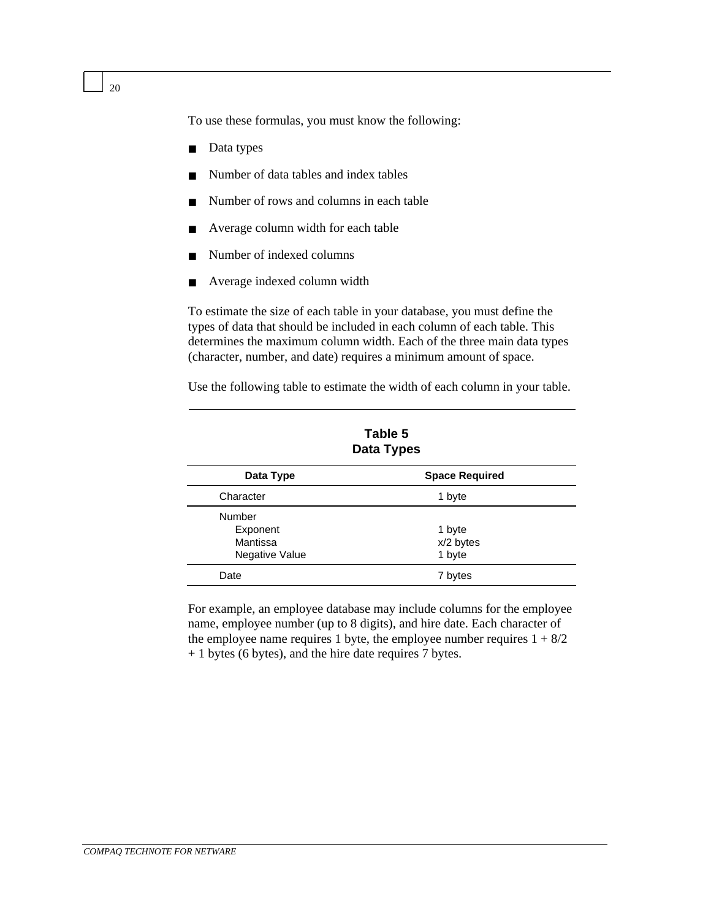To use these formulas, you must know the following:

- Data types
- Number of data tables and index tables
- Number of rows and columns in each table
- Average column width for each table
- Number of indexed columns
- Average indexed column width

To estimate the size of each table in your database, you must define the types of data that should be included in each column of each table. This determines the maximum column width. Each of the three main data types (character, number, and date) requires a minimum amount of space.

Use the following table to estimate the width of each column in your table.

**Table 5**
**Data Types**

| Data Type | Space Required |
|---|---|
| Character | 1 byte |
| Number | |
| Exponent | 1 byte |
| Mantissa | x/2 bytes |
| Negative Value | 1 byte |
| Date | 7 bytes |

For example, an employee database may include columns for the employee name, employee number (up to 8 digits), and hire date. Each character of the employee name requires 1 byte, the employee number requires 1 + 8/2 + 1 bytes (6 bytes), and the hire date requires 7 bytes.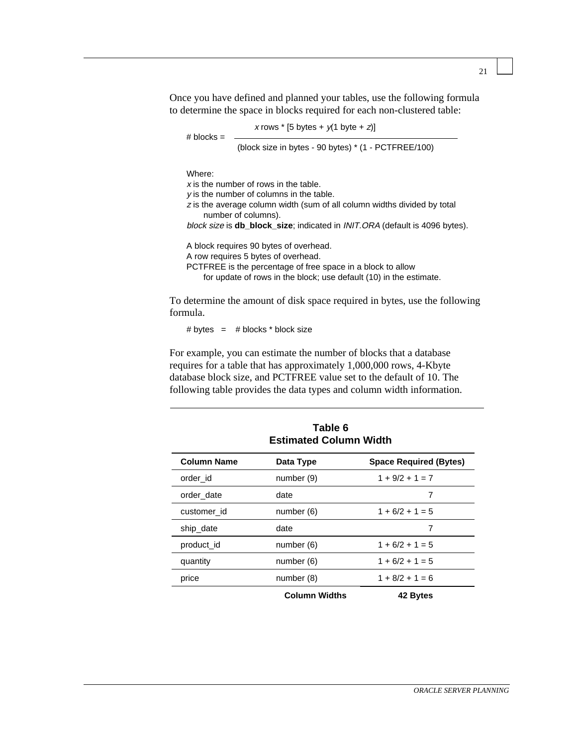Once you have defined and planned your tables, use the following formula to determine the space in blocks required for each non-clustered table:

$$\# \text{ blocks} = \frac{x \text{ rows} * [5 \text{ bytes} + y(1 \text{ byte} + z)]}{(\text{block size in bytes} - 90 \text{ bytes}) * (1 - \text{PCTFREE}/100)}$$

Where:
*x* is the number of rows in the table.
*y* is the number of columns in the table.
*z* is the average column width (sum of all column widths divided by total number of columns).
*block size* is **db_block_size**; indicated in *INIT.ORA* (default is 4096 bytes).

A block requires 90 bytes of overhead.
A row requires 5 bytes of overhead.
PCTFREE is the percentage of free space in a block to allow for update of rows in the block; use default (10) in the estimate.

To determine the amount of disk space required in bytes, use the following formula.

# bytes = # blocks * block size

For example, you can estimate the number of blocks that a database requires for a table that has approximately 1,000,000 rows, 4-Kbyte database block size, and PCTFREE value set to the default of 10. The following table provides the data types and column width information.

**Table 6**
**Estimated Column Width**

| Column Name | Data Type | Space Required (Bytes) |
|---|---|---|
| order_id | number (9) | 1 + 9/2 + 1 = 7 |
| order_date | date | 7 |
| customer_id | number (6) | 1 + 6/2 + 1 = 5 |
| ship_date | date | 7 |
| product_id | number (6) | 1 + 6/2 + 1 = 5 |
| quantity | number (6) | 1 + 6/2 + 1 = 5 |
| price | number (8) | 1 + 8/2 + 1 = 6 |
| | **Column Widths** | **42 Bytes** |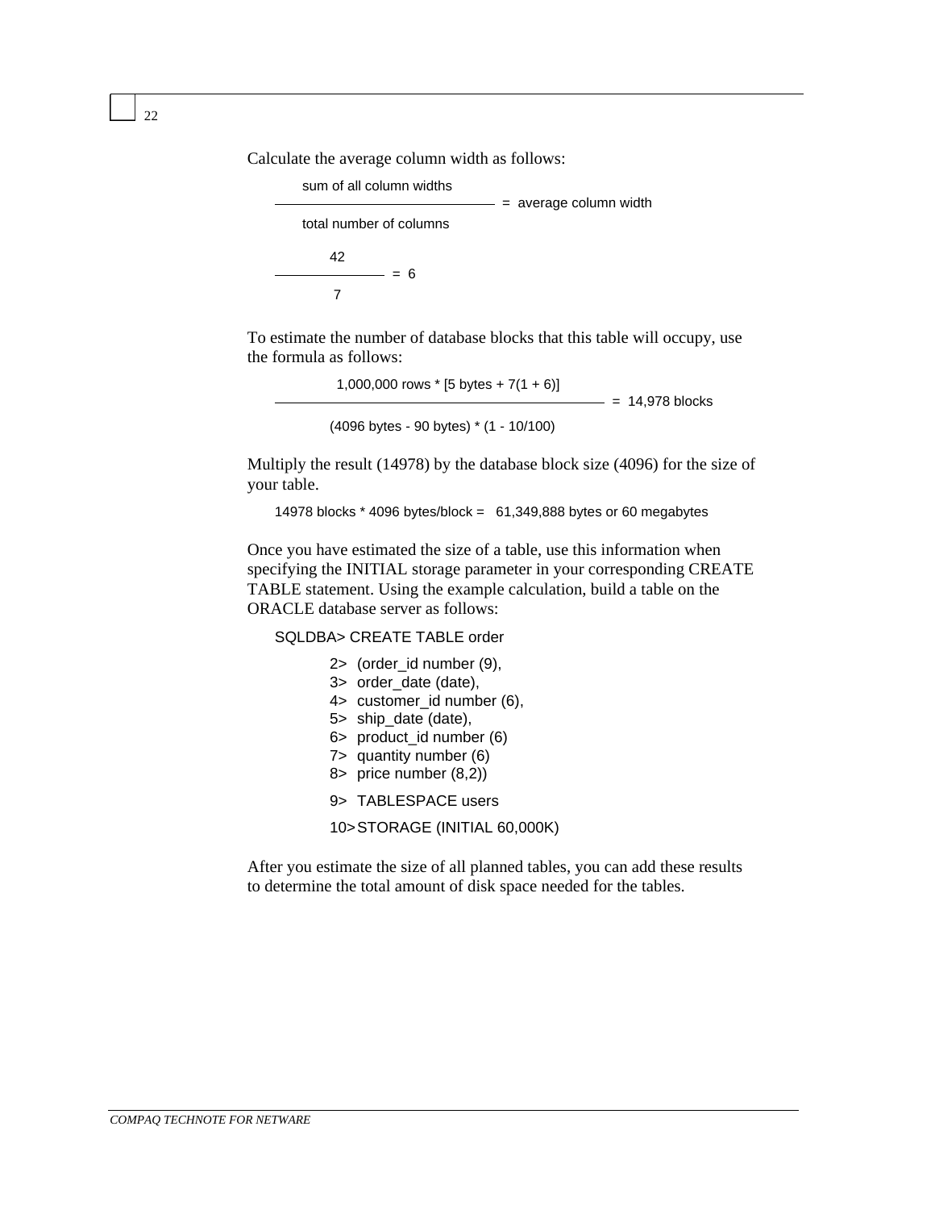Calculate the average column width as follows:

$$\frac{\text{sum of all column widths}}{\text{total number of columns}} = \text{average column width}$$

$$\frac{42}{7} = 6$$

To estimate the number of database blocks that this table will occupy, use the formula as follows:

$$\frac{1{,}000{,}000 \text{ rows} * [5 \text{ bytes} + 7(1 + 6)]}{(4096 \text{ bytes} - 90 \text{ bytes}) * (1 - 10/100)} = 14{,}978 \text{ blocks}$$

Multiply the result (14978) by the database block size (4096) for the size of your table.

14978 blocks * 4096 bytes/block = 61,349,888 bytes or 60 megabytes

Once you have estimated the size of a table, use this information when specifying the INITIAL storage parameter in your corresponding CREATE TABLE statement. Using the example calculation, build a table on the ORACLE database server as follows:

```
SQLDBA> CREATE TABLE order
        2>  (order_id number (9),
        3>  order_date (date),
        4>  customer_id number (6),
        5>  ship_date (date),
        6>  product_id number (6)
        7>  quantity number (6)
        8>  price number (8,2))
        9>  TABLESPACE users
        10> STORAGE (INITIAL 60,000K)
```

After you estimate the size of all planned tables, you can add these results to determine the total amount of disk space needed for the tables.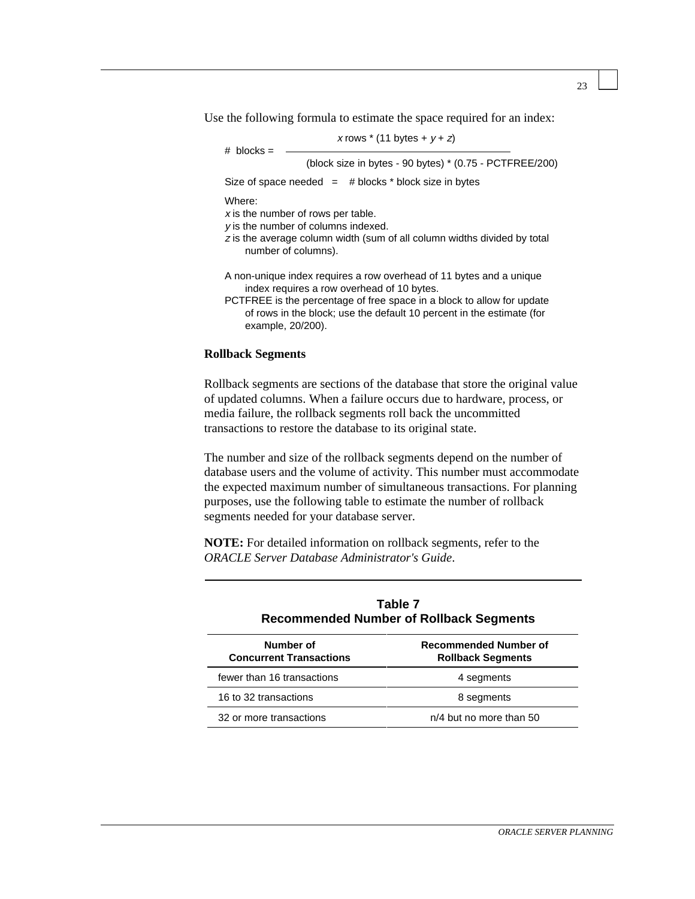Use the following formula to estimate the space required for an index:

$$\# \text{ blocks} = \frac{x \text{ rows} * (11 \text{ bytes} + y + z)}{(\text{block size in bytes} - 90 \text{ bytes}) * (0.75 - \text{PCTFREE}/200)}$$

Size of space needed = # blocks * block size in bytes

Where:
*x* is the number of rows per table.
*y* is the number of columns indexed.
*z* is the average column width (sum of all column widths divided by total number of columns).

A non-unique index requires a row overhead of 11 bytes and a unique index requires a row overhead of 10 bytes.
PCTFREE is the percentage of free space in a block to allow for update of rows in the block; use the default 10 percent in the estimate (for example, 20/200).

**Rollback Segments**

Rollback segments are sections of the database that store the original value of updated columns. When a failure occurs due to hardware, process, or media failure, the rollback segments roll back the uncommitted transactions to restore the database to its original state.

The number and size of the rollback segments depend on the number of database users and the volume of activity. This number must accommodate the expected maximum number of simultaneous transactions. For planning purposes, use the following table to estimate the number of rollback segments needed for your database server.

**NOTE:** For detailed information on rollback segments, refer to the *ORACLE Server Database Administrator's Guide*.

**Table 7**
**Recommended Number of Rollback Segments**

| Number of Concurrent Transactions | Recommended Number of Rollback Segments |
|---|---|
| fewer than 16 transactions | 4 segments |
| 16 to 32 transactions | 8 segments |
| 32 or more transactions | n/4 but no more than 50 |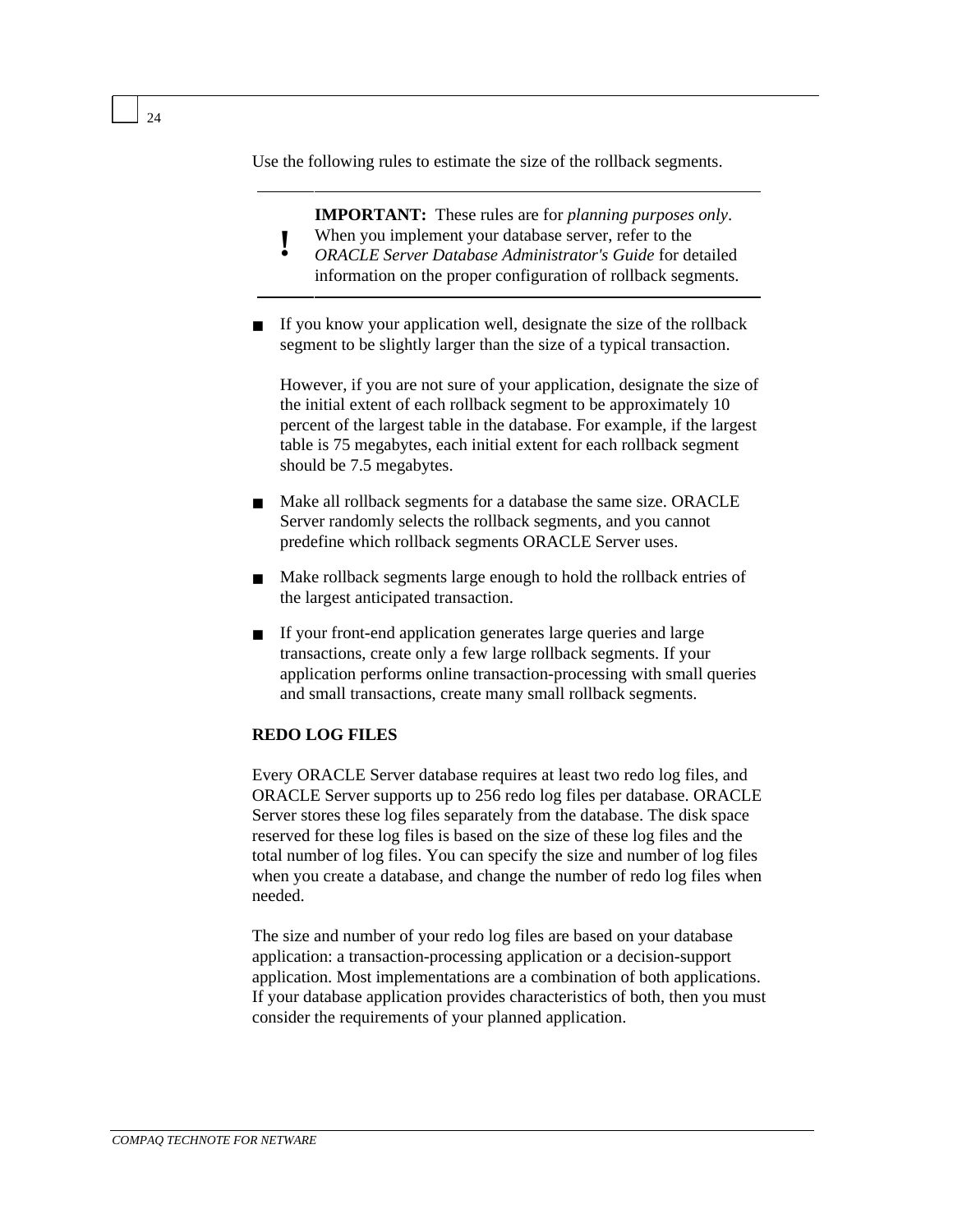Use the following rules to estimate the size of the rollback segments.

> **!** **IMPORTANT:** These rules are for *planning purposes only*. When you implement your database server, refer to the *ORACLE Server Database Administrator's Guide* for detailed information on the proper configuration of rollback segments.

- If you know your application well, designate the size of the rollback segment to be slightly larger than the size of a typical transaction.

  However, if you are not sure of your application, designate the size of the initial extent of each rollback segment to be approximately 10 percent of the largest table in the database. For example, if the largest table is 75 megabytes, each initial extent for each rollback segment should be 7.5 megabytes.

- Make all rollback segments for a database the same size. ORACLE Server randomly selects the rollback segments, and you cannot predefine which rollback segments ORACLE Server uses.

- Make rollback segments large enough to hold the rollback entries of the largest anticipated transaction.

- If your front-end application generates large queries and large transactions, create only a few large rollback segments. If your application performs online transaction-processing with small queries and small transactions, create many small rollback segments.

**REDO LOG FILES**

Every ORACLE Server database requires at least two redo log files, and ORACLE Server supports up to 256 redo log files per database. ORACLE Server stores these log files separately from the database. The disk space reserved for these log files is based on the size of these log files and the total number of log files. You can specify the size and number of log files when you create a database, and change the number of redo log files when needed.

The size and number of your redo log files are based on your database application: a transaction-processing application or a decision-support application. Most implementations are a combination of both applications. If your database application provides characteristics of both, then you must consider the requirements of your planned application.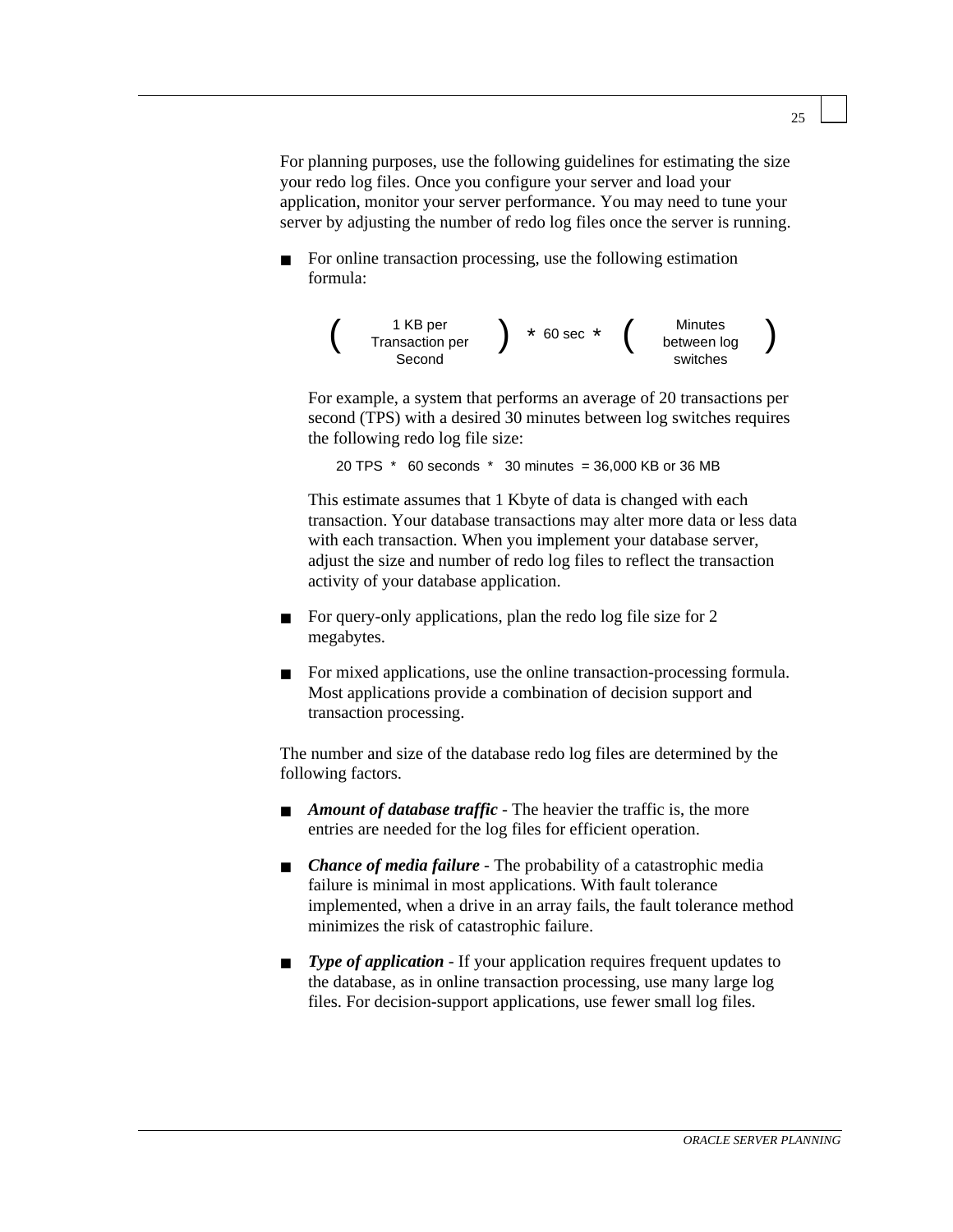For planning purposes, use the following guidelines for estimating the size your redo log files. Once you configure your server and load your application, monitor your server performance. You may need to tune your server by adjusting the number of redo log files once the server is running.

- For online transaction processing, use the following estimation formula:

  $$\left( \text{1 KB per Transaction per Second} \right) * \text{60 sec} * \left( \text{Minutes between log switches} \right)$$

  For example, a system that performs an average of 20 transactions per second (TPS) with a desired 30 minutes between log switches requires the following redo log file size:

  20 TPS * 60 seconds * 30 minutes = 36,000 KB or 36 MB

  This estimate assumes that 1 Kbyte of data is changed with each transaction. Your database transactions may alter more data or less data with each transaction. When you implement your database server, adjust the size and number of redo log files to reflect the transaction activity of your database application.

- For query-only applications, plan the redo log file size for 2 megabytes.

- For mixed applications, use the online transaction-processing formula. Most applications provide a combination of decision support and transaction processing.

The number and size of the database redo log files are determined by the following factors.

- ***Amount of database traffic*** - The heavier the traffic is, the more entries are needed for the log files for efficient operation.

- ***Chance of media failure*** - The probability of a catastrophic media failure is minimal in most applications. With fault tolerance implemented, when a drive in an array fails, the fault tolerance method minimizes the risk of catastrophic failure.

- ***Type of application*** - If your application requires frequent updates to the database, as in online transaction processing, use many large log files. For decision-support applications, use fewer small log files.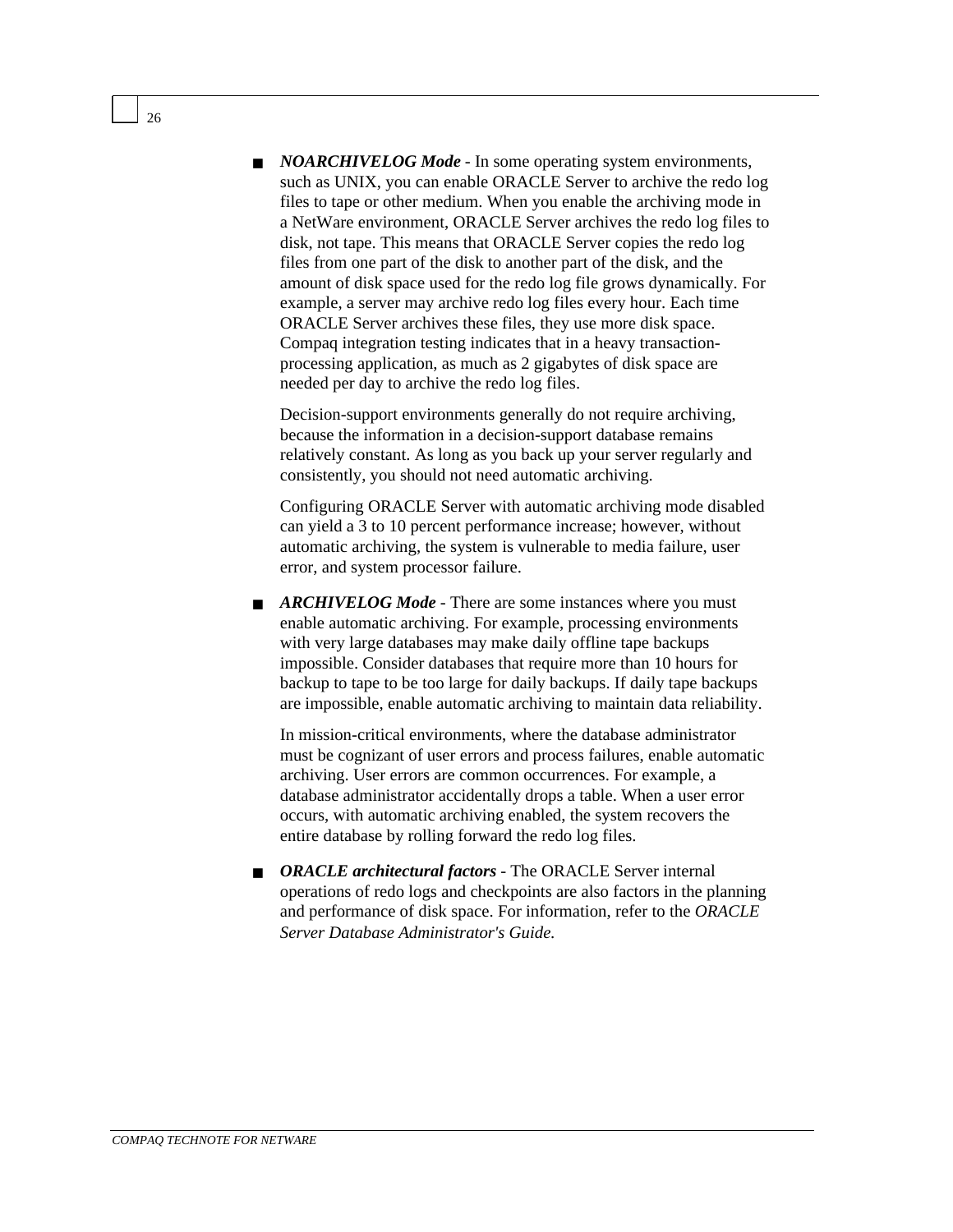- ***NOARCHIVELOG Mode*** - In some operating system environments, such as UNIX, you can enable ORACLE Server to archive the redo log files to tape or other medium. When you enable the archiving mode in a NetWare environment, ORACLE Server archives the redo log files to disk, not tape. This means that ORACLE Server copies the redo log files from one part of the disk to another part of the disk, and the amount of disk space used for the redo log file grows dynamically. For example, a server may archive redo log files every hour. Each time ORACLE Server archives these files, they use more disk space. Compaq integration testing indicates that in a heavy transaction-processing application, as much as 2 gigabytes of disk space are needed per day to archive the redo log files.

  Decision-support environments generally do not require archiving, because the information in a decision-support database remains relatively constant. As long as you back up your server regularly and consistently, you should not need automatic archiving.

  Configuring ORACLE Server with automatic archiving mode disabled can yield a 3 to 10 percent performance increase; however, without automatic archiving, the system is vulnerable to media failure, user error, and system processor failure.

- ***ARCHIVELOG Mode*** - There are some instances where you must enable automatic archiving. For example, processing environments with very large databases may make daily offline tape backups impossible. Consider databases that require more than 10 hours for backup to tape to be too large for daily backups. If daily tape backups are impossible, enable automatic archiving to maintain data reliability.

  In mission-critical environments, where the database administrator must be cognizant of user errors and process failures, enable automatic archiving. User errors are common occurrences. For example, a database administrator accidentally drops a table. When a user error occurs, with automatic archiving enabled, the system recovers the entire database by rolling forward the redo log files.

- ***ORACLE architectural factors*** - The ORACLE Server internal operations of redo logs and checkpoints are also factors in the planning and performance of disk space. For information, refer to the *ORACLE Server Database Administrator's Guide.*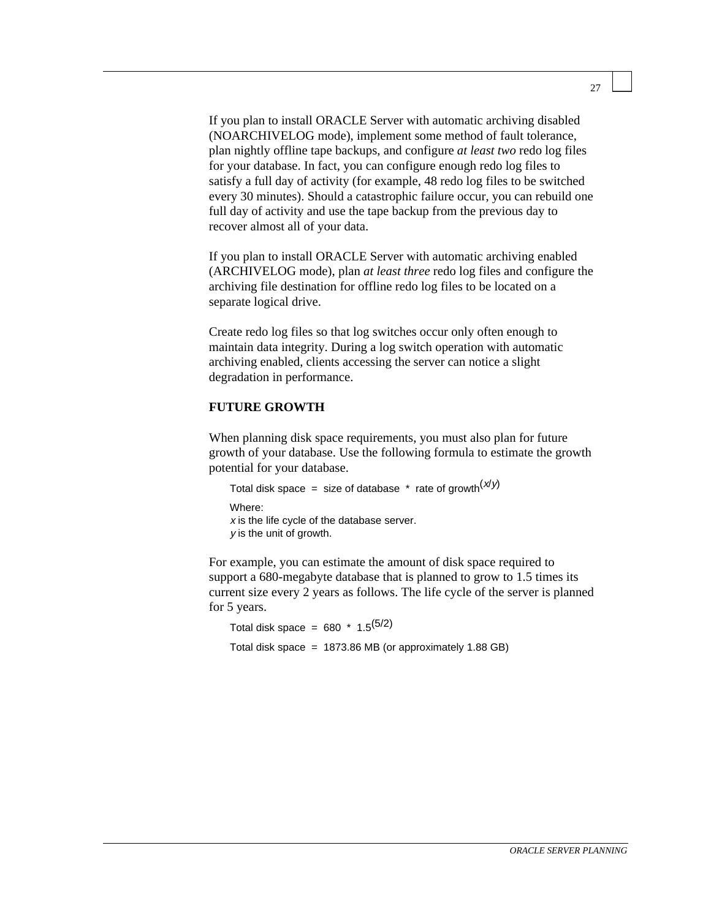If you plan to install ORACLE Server with automatic archiving disabled (NOARCHIVELOG mode), implement some method of fault tolerance, plan nightly offline tape backups, and configure *at least two* redo log files for your database. In fact, you can configure enough redo log files to satisfy a full day of activity (for example, 48 redo log files to be switched every 30 minutes). Should a catastrophic failure occur, you can rebuild one full day of activity and use the tape backup from the previous day to recover almost all of your data.

If you plan to install ORACLE Server with automatic archiving enabled (ARCHIVELOG mode), plan *at least three* redo log files and configure the archiving file destination for offline redo log files to be located on a separate logical drive.

Create redo log files so that log switches occur only often enough to maintain data integrity. During a log switch operation with automatic archiving enabled, clients accessing the server can notice a slight degradation in performance.

**FUTURE GROWTH**

When planning disk space requirements, you must also plan for future growth of your database. Use the following formula to estimate the growth potential for your database.

$$\text{Total disk space} = \text{size of database} * \text{rate of growth}^{(x/y)}$$

Where:
*x* is the life cycle of the database server.
*y* is the unit of growth.

For example, you can estimate the amount of disk space required to support a 680-megabyte database that is planned to grow to 1.5 times its current size every 2 years as follows. The life cycle of the server is planned for 5 years.

$$\text{Total disk space} = 680 * 1.5^{(5/2)}$$

Total disk space = 1873.86 MB (or approximately 1.88 GB)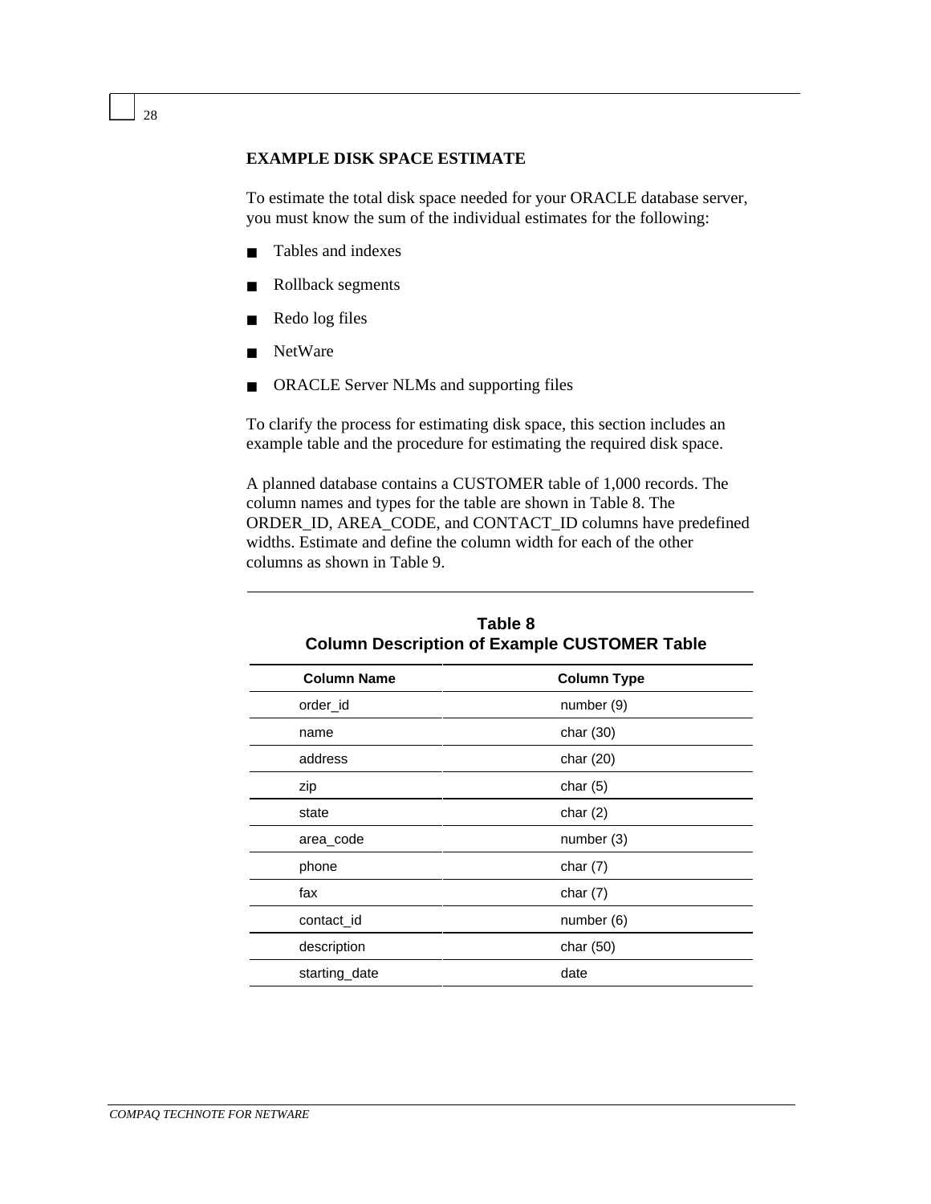## EXAMPLE DISK SPACE ESTIMATE

To estimate the total disk space needed for your ORACLE database server, you must know the sum of the individual estimates for the following:

- Tables and indexes
- Rollback segments
- Redo log files
- NetWare
- ORACLE Server NLMs and supporting files

To clarify the process for estimating disk space, this section includes an example table and the procedure for estimating the required disk space.

A planned database contains a CUSTOMER table of 1,000 records. The column names and types for the table are shown in Table 8. The ORDER_ID, AREA_CODE, and CONTACT_ID columns have predefined widths. Estimate and define the column width for each of the other columns as shown in Table 9.

**Table 8**
**Column Description of Example CUSTOMER Table**

| Column Name | Column Type |
|---|---|
| order_id | number (9) |
| name | char (30) |
| address | char (20) |
| zip | char (5) |
| state | char (2) |
| area_code | number (3) |
| phone | char (7) |
| fax | char (7) |
| contact_id | number (6) |
| description | char (50) |
| starting_date | date |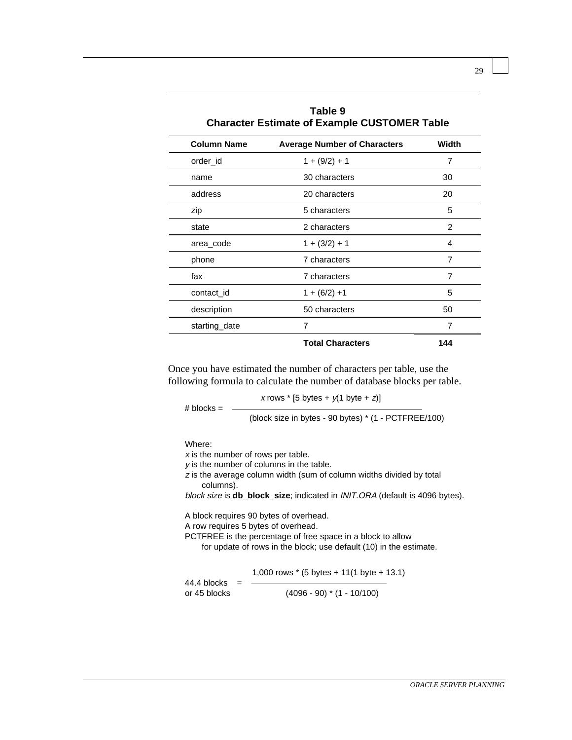**Table 9**
**Character Estimate of Example CUSTOMER Table**

| Column Name | Average Number of Characters | Width |
|---|---|---|
| order_id | 1 + (9/2) + 1 | 7 |
| name | 30 characters | 30 |
| address | 20 characters | 20 |
| zip | 5 characters | 5 |
| state | 2 characters | 2 |
| area_code | 1 + (3/2) + 1 | 4 |
| phone | 7 characters | 7 |
| fax | 7 characters | 7 |
| contact_id | 1 + (6/2) +1 | 5 |
| description | 50 characters | 50 |
| starting_date | 7 | 7 |
| | **Total Characters** | **144** |

Once you have estimated the number of characters per table, use the following formula to calculate the number of database blocks per table.

$$\# \text{ blocks} = \frac{x \text{ rows} * [5 \text{ bytes} + y(1 \text{ byte} + z)]}{(\text{block size in bytes} - 90 \text{ bytes}) * (1 - \text{PCTFREE}/100)}$$

Where:
*x* is the number of rows per table.
*y* is the number of columns in the table.
*z* is the average column width (sum of column widths divided by total columns).
*block size* is **db_block_size**; indicated in *INIT.ORA* (default is 4096 bytes).

A block requires 90 bytes of overhead.
A row requires 5 bytes of overhead.
PCTFREE is the percentage of free space in a block to allow for update of rows in the block; use default (10) in the estimate.

$$\text{44.4 blocks or 45 blocks} = \frac{1{,}000 \text{ rows} * (5 \text{ bytes} + 11(1 \text{ byte} + 13.1)}{(4096 - 90) * (1 - 10/100)}$$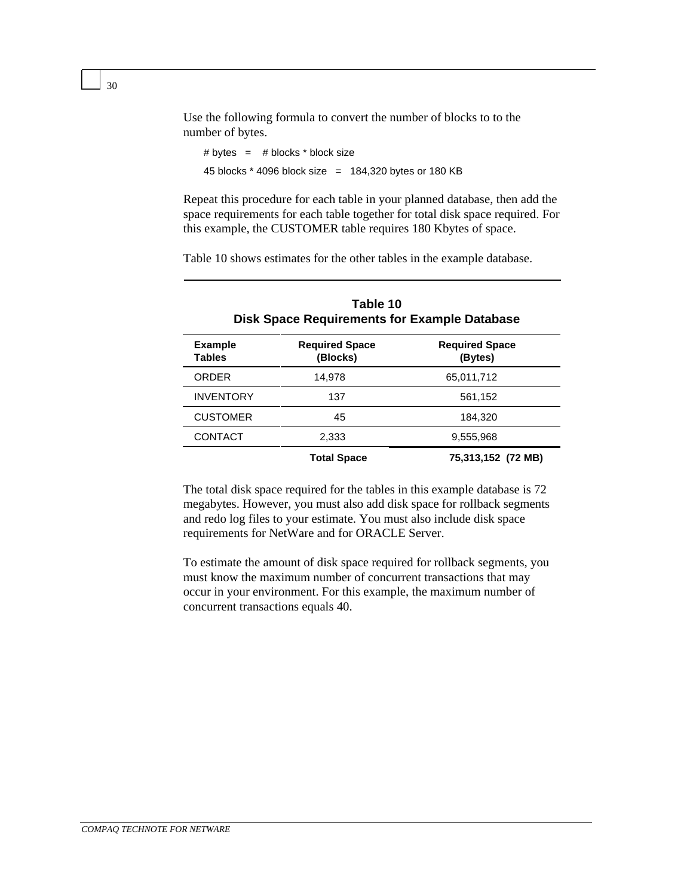Use the following formula to convert the number of blocks to to the number of bytes.

# bytes = # blocks * block size

45 blocks * 4096 block size = 184,320 bytes or 180 KB

Repeat this procedure for each table in your planned database, then add the space requirements for each table together for total disk space required. For this example, the CUSTOMER table requires 180 Kbytes of space.

Table 10 shows estimates for the other tables in the example database.

**Table 10**
**Disk Space Requirements for Example Database**

| Example Tables | Required Space (Blocks) | Required Space (Bytes) |
|---|---|---|
| ORDER | 14,978 | 65,011,712 |
| INVENTORY | 137 | 561,152 |
| CUSTOMER | 45 | 184,320 |
| CONTACT | 2,333 | 9,555,968 |
| | **Total Space** | **75,313,152 (72 MB)** |

The total disk space required for the tables in this example database is 72 megabytes. However, you must also add disk space for rollback segments and redo log files to your estimate. You must also include disk space requirements for NetWare and for ORACLE Server.

To estimate the amount of disk space required for rollback segments, you must know the maximum number of concurrent transactions that may occur in your environment. For this example, the maximum number of concurrent transactions equals 40.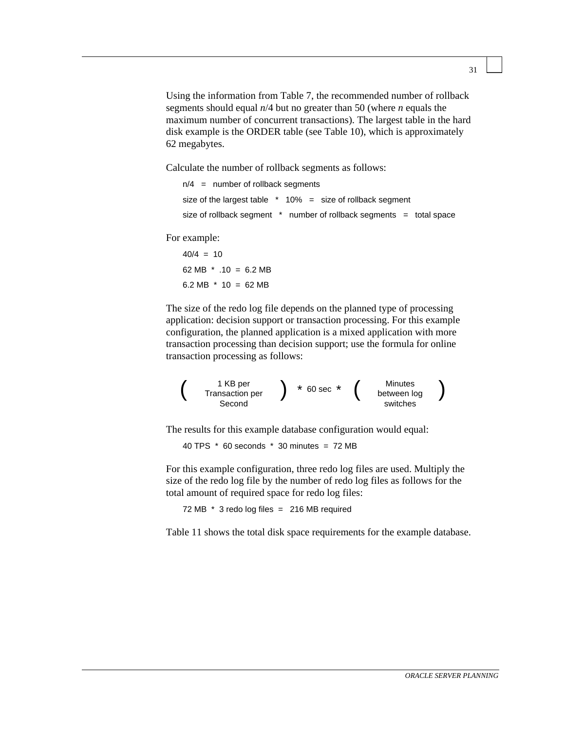Using the information from Table 7, the recommended number of rollback segments should equal *n*/4 but no greater than 50 (where *n* equals the maximum number of concurrent transactions). The largest table in the hard disk example is the ORDER table (see Table 10), which is approximately 62 megabytes.

Calculate the number of rollback segments as follows:

n/4 = number of rollback segments

size of the largest table * 10% = size of rollback segment

size of rollback segment * number of rollback segments = total space

For example:

40/4 = 10

62 MB * .10 = 6.2 MB

6.2 MB * 10 = 62 MB

The size of the redo log file depends on the planned type of processing application: decision support or transaction processing. For this example configuration, the planned application is a mixed application with more transaction processing than decision support; use the formula for online transaction processing as follows:

$$\left(\text{1 KB per Transaction per Second}\right) * \text{60 sec} * \left(\text{Minutes between log switches}\right)$$

The results for this example database configuration would equal:

40 TPS * 60 seconds * 30 minutes = 72 MB

For this example configuration, three redo log files are used. Multiply the size of the redo log file by the number of redo log files as follows for the total amount of required space for redo log files:

72 MB * 3 redo log files = 216 MB required

Table 11 shows the total disk space requirements for the example database.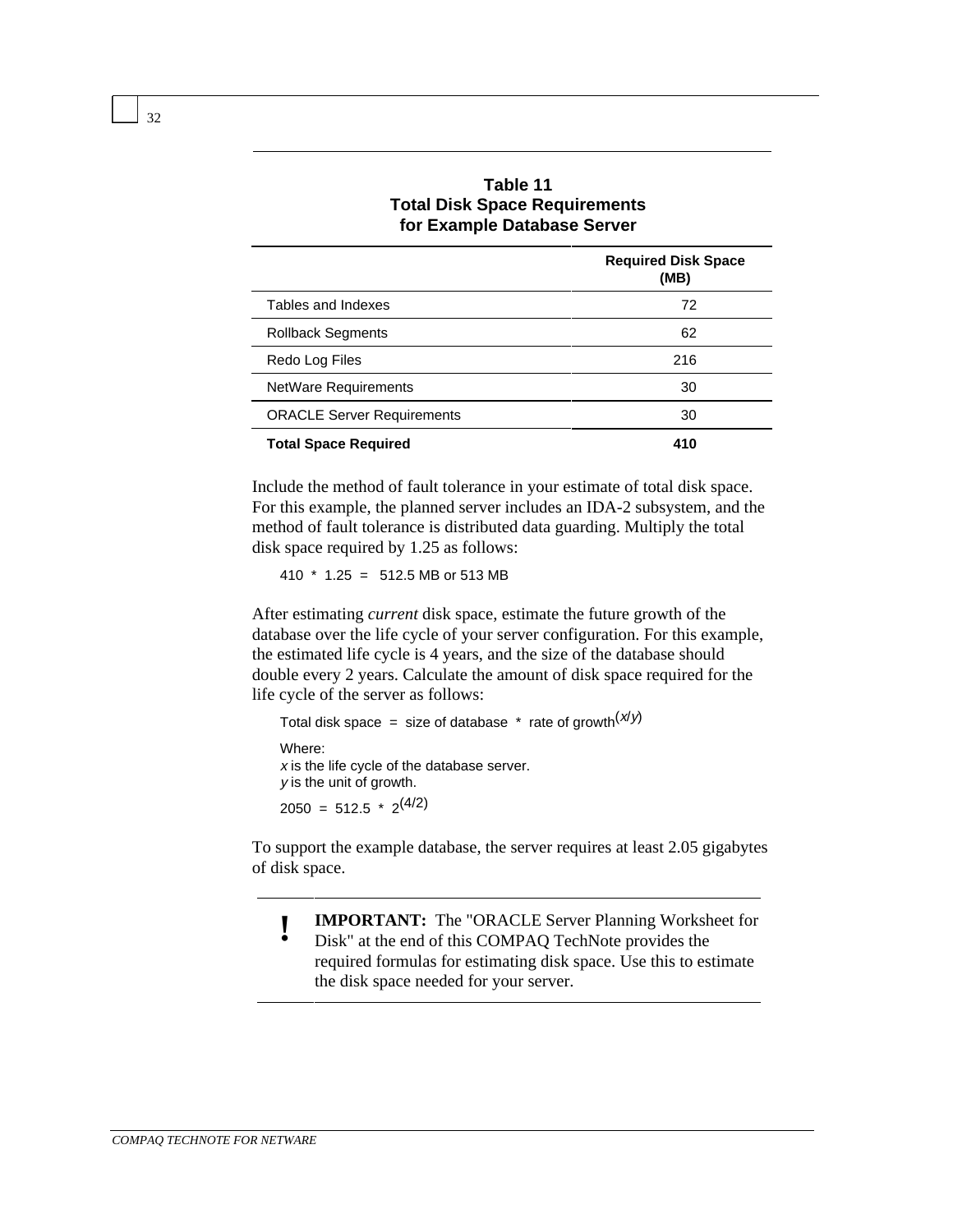**Table 11**
**Total Disk Space Requirements for Example Database Server**

| | Required Disk Space (MB) |
|---|---|
| Tables and Indexes | 72 |
| Rollback Segments | 62 |
| Redo Log Files | 216 |
| NetWare Requirements | 30 |
| ORACLE Server Requirements | 30 |
| **Total Space Required** | **410** |

Include the method of fault tolerance in your estimate of total disk space. For this example, the planned server includes an IDA-2 subsystem, and the method of fault tolerance is distributed data guarding. Multiply the total disk space required by 1.25 as follows:

$$410 * 1.25 = 512.5 \text{ MB or } 513 \text{ MB}$$

After estimating *current* disk space, estimate the future growth of the database over the life cycle of your server configuration. For this example, the estimated life cycle is 4 years, and the size of the database should double every 2 years. Calculate the amount of disk space required for the life cycle of the server as follows:

$$\text{Total disk space} = \text{size of database} * \text{rate of growth}^{(x/y)}$$

Where:
$x$ is the life cycle of the database server.
$y$ is the unit of growth.

$$2050 = 512.5 * 2^{(4/2)}$$

To support the example database, the server requires at least 2.05 gigabytes of disk space.

> **!** **IMPORTANT:** The "ORACLE Server Planning Worksheet for Disk" at the end of this COMPAQ TechNote provides the required formulas for estimating disk space. Use this to estimate the disk space needed for your server.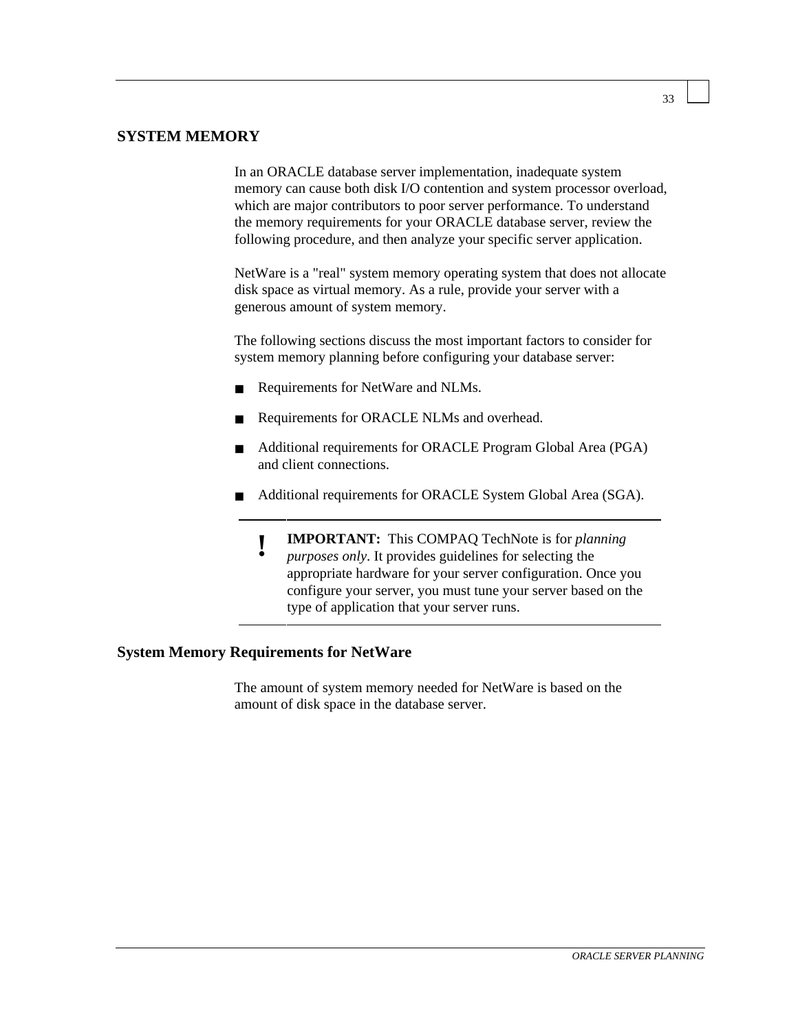## SYSTEM MEMORY

In an ORACLE database server implementation, inadequate system memory can cause both disk I/O contention and system processor overload, which are major contributors to poor server performance. To understand the memory requirements for your ORACLE database server, review the following procedure, and then analyze your specific server application.

NetWare is a "real" system memory operating system that does not allocate disk space as virtual memory. As a rule, provide your server with a generous amount of system memory.

The following sections discuss the most important factors to consider for system memory planning before configuring your database server:

- Requirements for NetWare and NLMs.
- Requirements for ORACLE NLMs and overhead.
- Additional requirements for ORACLE Program Global Area (PGA) and client connections.
- Additional requirements for ORACLE System Global Area (SGA).

> **!** **IMPORTANT:** This COMPAQ TechNote is for *planning purposes only*. It provides guidelines for selecting the appropriate hardware for your server configuration. Once you configure your server, you must tune your server based on the type of application that your server runs.

### System Memory Requirements for NetWare

The amount of system memory needed for NetWare is based on the amount of disk space in the database server.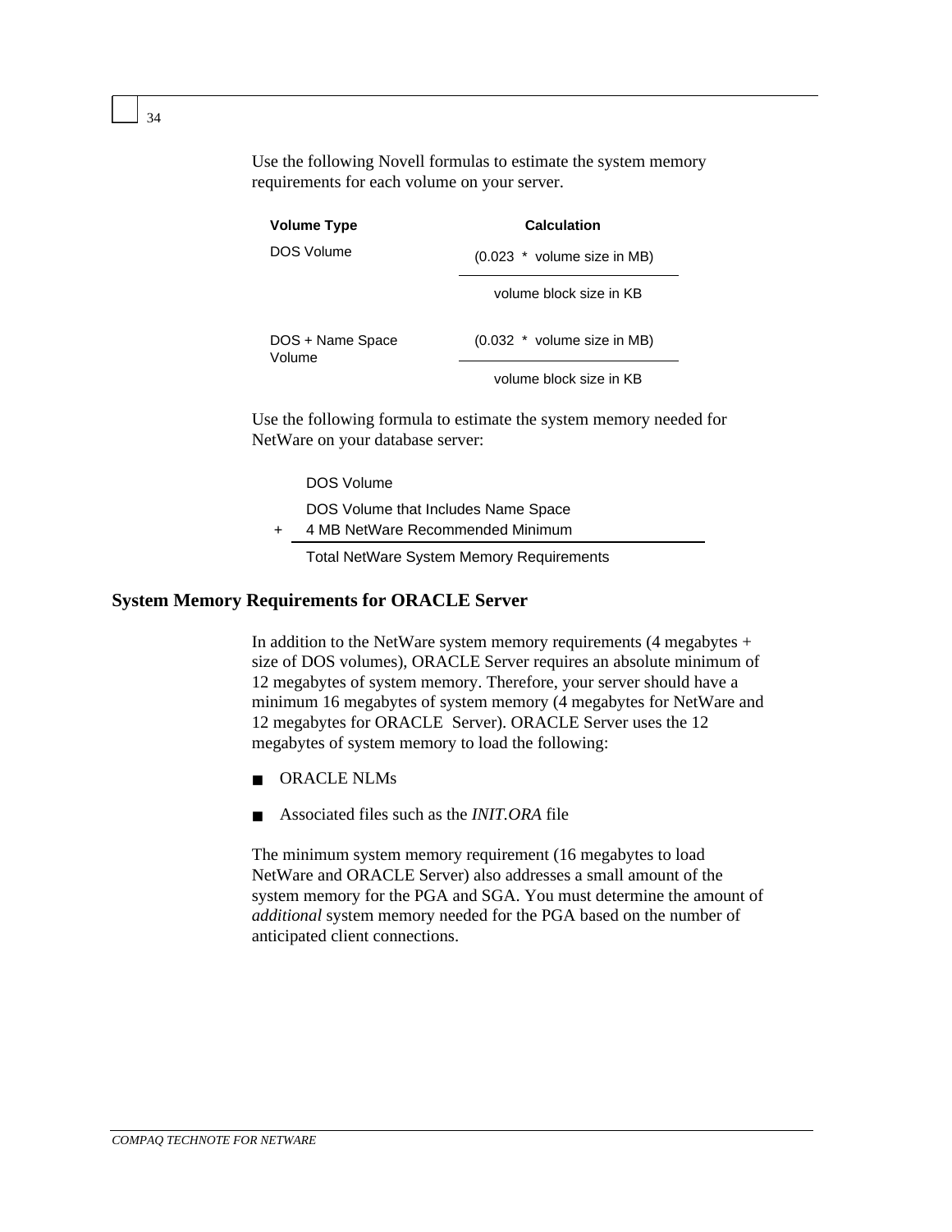Use the following Novell formulas to estimate the system memory requirements for each volume on your server.

| Volume Type | Calculation |
| --- | --- |
| DOS Volume | $\frac{(0.023 * \text{volume size in MB})}{\text{volume block size in KB}}$ |
| DOS + Name Space Volume | $\frac{(0.032 * \text{volume size in MB})}{\text{volume block size in KB}}$ |

Use the following formula to estimate the system memory needed for NetWare on your database server:

```
    DOS Volume
    DOS Volume that Includes Name Space
+   4 MB NetWare Recommended Minimum
    ------------------------------------------
    Total NetWare System Memory Requirements
```

## System Memory Requirements for ORACLE Server

In addition to the NetWare system memory requirements (4 megabytes + size of DOS volumes), ORACLE Server requires an absolute minimum of 12 megabytes of system memory. Therefore, your server should have a minimum 16 megabytes of system memory (4 megabytes for NetWare and 12 megabytes for ORACLE Server). ORACLE Server uses the 12 megabytes of system memory to load the following:

- ORACLE NLMs
- Associated files such as the *INIT.ORA* file

The minimum system memory requirement (16 megabytes to load NetWare and ORACLE Server) also addresses a small amount of the system memory for the PGA and SGA. You must determine the amount of *additional* system memory needed for the PGA based on the number of anticipated client connections.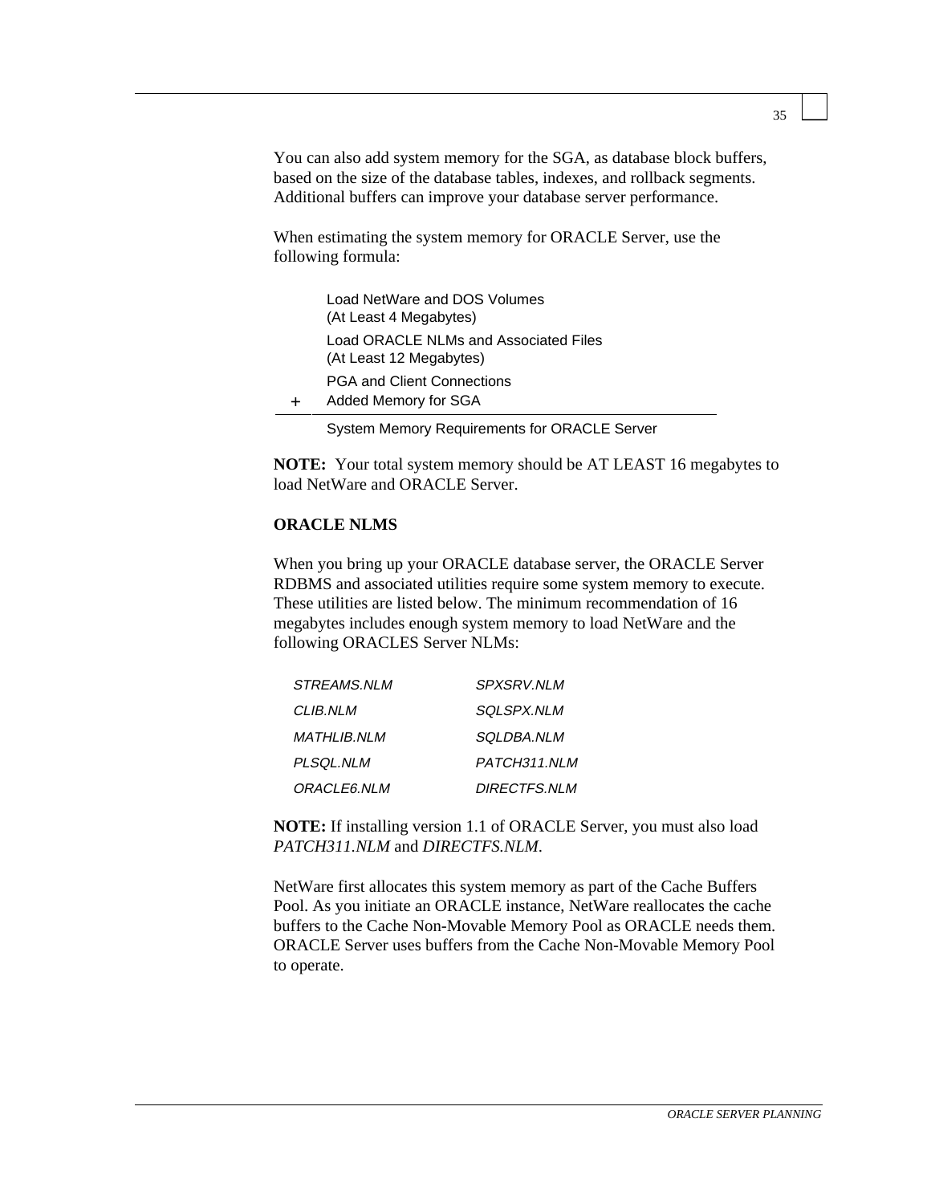You can also add system memory for the SGA, as database block buffers, based on the size of the database tables, indexes, and rollback segments. Additional buffers can improve your database server performance.

When estimating the system memory for ORACLE Server, use the following formula:

```
     Load NetWare and DOS Volumes
     (At Least 4 Megabytes)
     Load ORACLE NLMs and Associated Files
     (At Least 12 Megabytes)
     PGA and Client Connections
+    Added Memory for SGA
-------------------------------------------------
     System Memory Requirements for ORACLE Server
```

**NOTE:** Your total system memory should be AT LEAST 16 megabytes to load NetWare and ORACLE Server.

**ORACLE NLMS**

When you bring up your ORACLE database server, the ORACLE Server RDBMS and associated utilities require some system memory to execute. These utilities are listed below. The minimum recommendation of 16 megabytes includes enough system memory to load NetWare and the following ORACLES Server NLMs:

| | |
|---|---|
| *STREAMS.NLM* | *SPXSRV.NLM* |
| *CLIB.NLM* | *SQLSPX.NLM* |
| *MATHLIB.NLM* | *SQLDBA.NLM* |
| *PLSQL.NLM* | *PATCH311.NLM* |
| *ORACLE6.NLM* | *DIRECTFS.NLM* |

**NOTE:** If installing version 1.1 of ORACLE Server, you must also load *PATCH311.NLM* and *DIRECTFS.NLM*.

NetWare first allocates this system memory as part of the Cache Buffers Pool. As you initiate an ORACLE instance, NetWare reallocates the cache buffers to the Cache Non-Movable Memory Pool as ORACLE needs them. ORACLE Server uses buffers from the Cache Non-Movable Memory Pool to operate.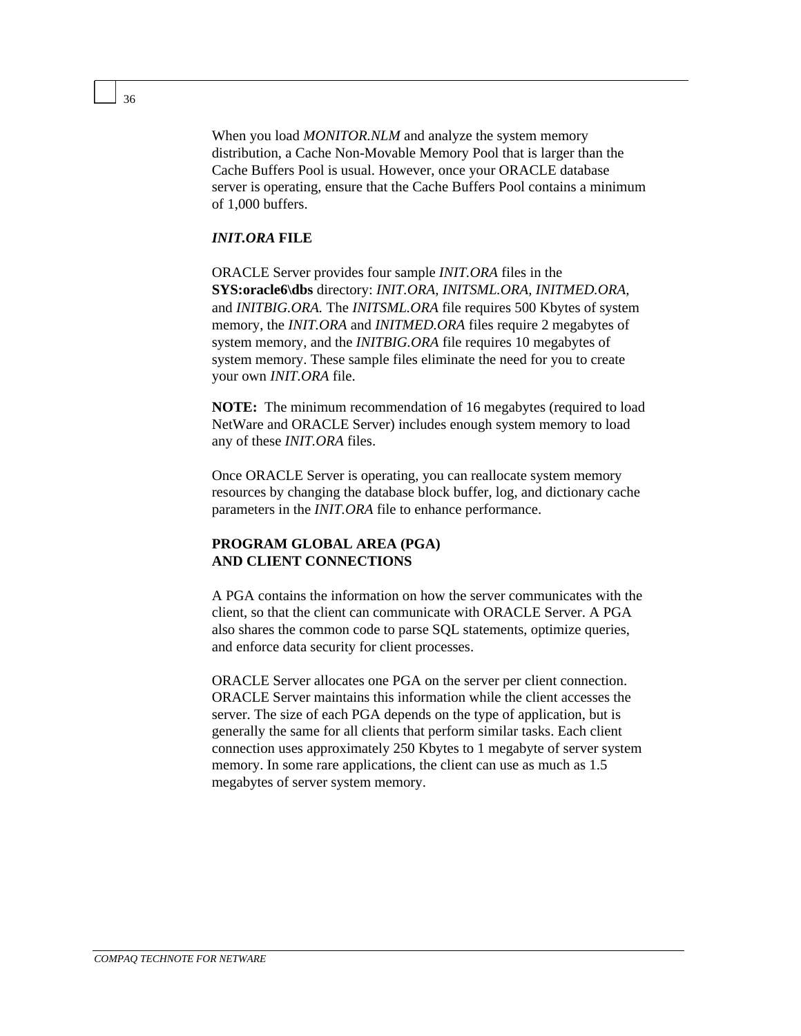When you load *MONITOR.NLM* and analyze the system memory distribution, a Cache Non-Movable Memory Pool that is larger than the Cache Buffers Pool is usual. However, once your ORACLE database server is operating, ensure that the Cache Buffers Pool contains a minimum of 1,000 buffers.

### *INIT.ORA* FILE

ORACLE Server provides four sample *INIT.ORA* files in the **SYS:oracle6\dbs** directory: *INIT.ORA, INITSML.ORA, INITMED.ORA*, and *INITBIG.ORA.* The *INITSML.ORA* file requires 500 Kbytes of system memory, the *INIT.ORA* and *INITMED.ORA* files require 2 megabytes of system memory, and the *INITBIG.ORA* file requires 10 megabytes of system memory. These sample files eliminate the need for you to create your own *INIT.ORA* file.

**NOTE:** The minimum recommendation of 16 megabytes (required to load NetWare and ORACLE Server) includes enough system memory to load any of these *INIT.ORA* files.

Once ORACLE Server is operating, you can reallocate system memory resources by changing the database block buffer, log, and dictionary cache parameters in the *INIT.ORA* file to enhance performance.

### PROGRAM GLOBAL AREA (PGA) AND CLIENT CONNECTIONS

A PGA contains the information on how the server communicates with the client, so that the client can communicate with ORACLE Server. A PGA also shares the common code to parse SQL statements, optimize queries, and enforce data security for client processes.

ORACLE Server allocates one PGA on the server per client connection. ORACLE Server maintains this information while the client accesses the server. The size of each PGA depends on the type of application, but is generally the same for all clients that perform similar tasks. Each client connection uses approximately 250 Kbytes to 1 megabyte of server system memory. In some rare applications, the client can use as much as 1.5 megabytes of server system memory.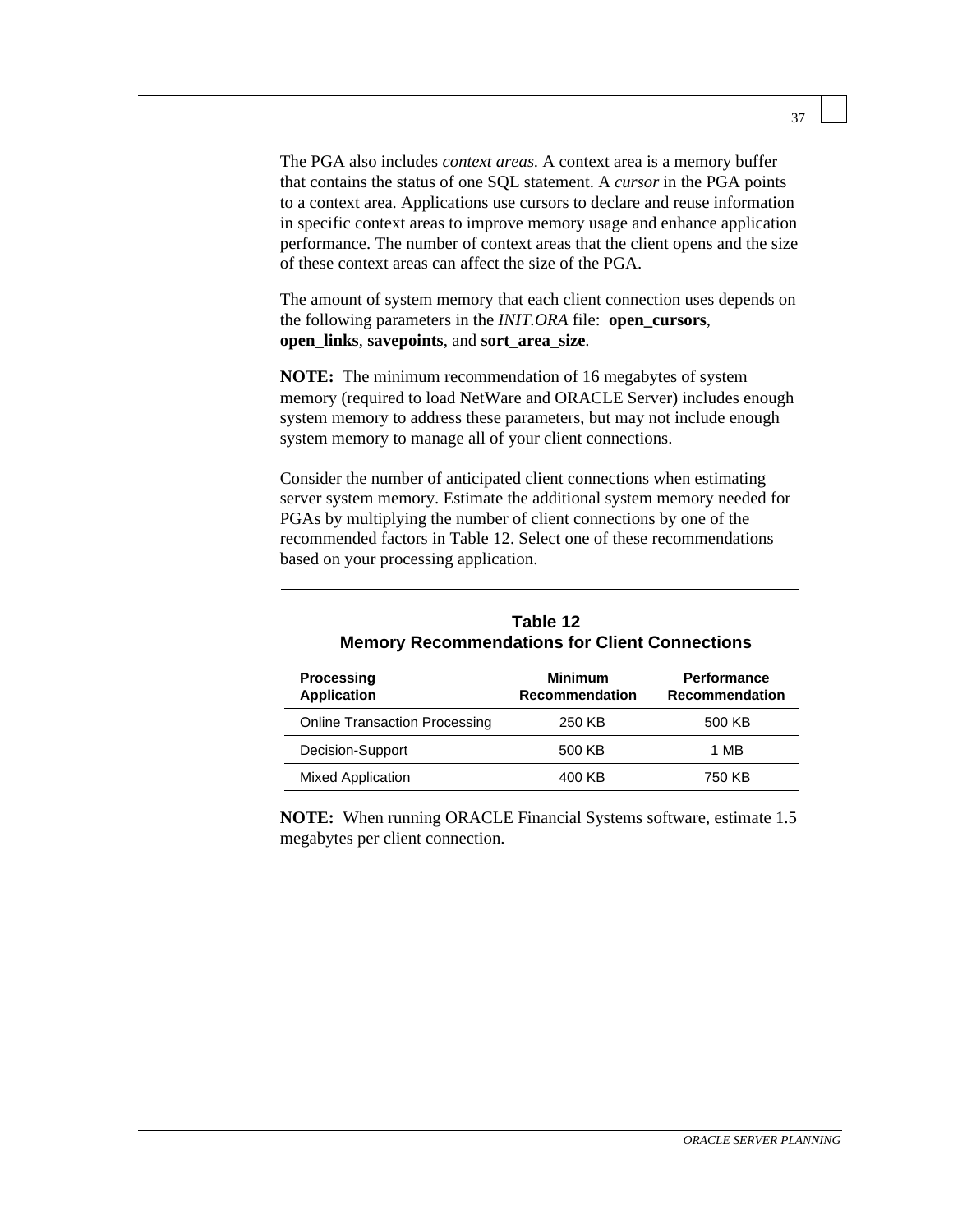The PGA also includes *context areas*. A context area is a memory buffer that contains the status of one SQL statement. A *cursor* in the PGA points to a context area. Applications use cursors to declare and reuse information in specific context areas to improve memory usage and enhance application performance. The number of context areas that the client opens and the size of these context areas can affect the size of the PGA.

The amount of system memory that each client connection uses depends on the following parameters in the *INIT.ORA* file: **open_cursors**, **open_links**, **savepoints**, and **sort_area_size**.

**NOTE:** The minimum recommendation of 16 megabytes of system memory (required to load NetWare and ORACLE Server) includes enough system memory to address these parameters, but may not include enough system memory to manage all of your client connections.

Consider the number of anticipated client connections when estimating server system memory. Estimate the additional system memory needed for PGAs by multiplying the number of client connections by one of the recommended factors in Table 12. Select one of these recommendations based on your processing application.

**Table 12**
**Memory Recommendations for Client Connections**

| Processing Application | Minimum Recommendation | Performance Recommendation |
|---|---|---|
| Online Transaction Processing | 250 KB | 500 KB |
| Decision-Support | 500 KB | 1 MB |
| Mixed Application | 400 KB | 750 KB |

**NOTE:** When running ORACLE Financial Systems software, estimate 1.5 megabytes per client connection.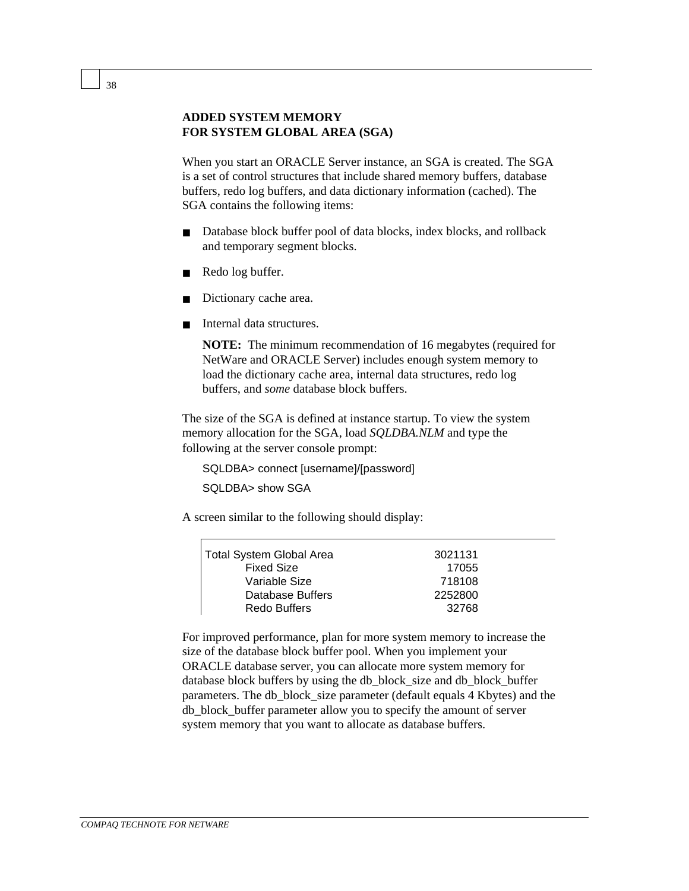## ADDED SYSTEM MEMORY FOR SYSTEM GLOBAL AREA (SGA)

When you start an ORACLE Server instance, an SGA is created. The SGA is a set of control structures that include shared memory buffers, database buffers, redo log buffers, and data dictionary information (cached). The SGA contains the following items:

- Database block buffer pool of data blocks, index blocks, and rollback and temporary segment blocks.
- Redo log buffer.
- Dictionary cache area.
- Internal data structures.

  **NOTE:** The minimum recommendation of 16 megabytes (required for NetWare and ORACLE Server) includes enough system memory to load the dictionary cache area, internal data structures, redo log buffers, and *some* database block buffers.

The size of the SGA is defined at instance startup. To view the system memory allocation for the SGA, load *SQLDBA.NLM* and type the following at the server console prompt:

```
SQLDBA> connect [username]/[password]
SQLDBA> show SGA
```

A screen similar to the following should display:

```
Total System Global Area          3021131
        Fixed Size                  17055
        Variable Size              718108
        Database Buffers          2252800
        Redo Buffers                32768
```

For improved performance, plan for more system memory to increase the size of the database block buffer pool. When you implement your ORACLE database server, you can allocate more system memory for database block buffers by using the db_block_size and db_block_buffer parameters. The db_block_size parameter (default equals 4 Kbytes) and the db_block_buffer parameter allow you to specify the amount of server system memory that you want to allocate as database buffers.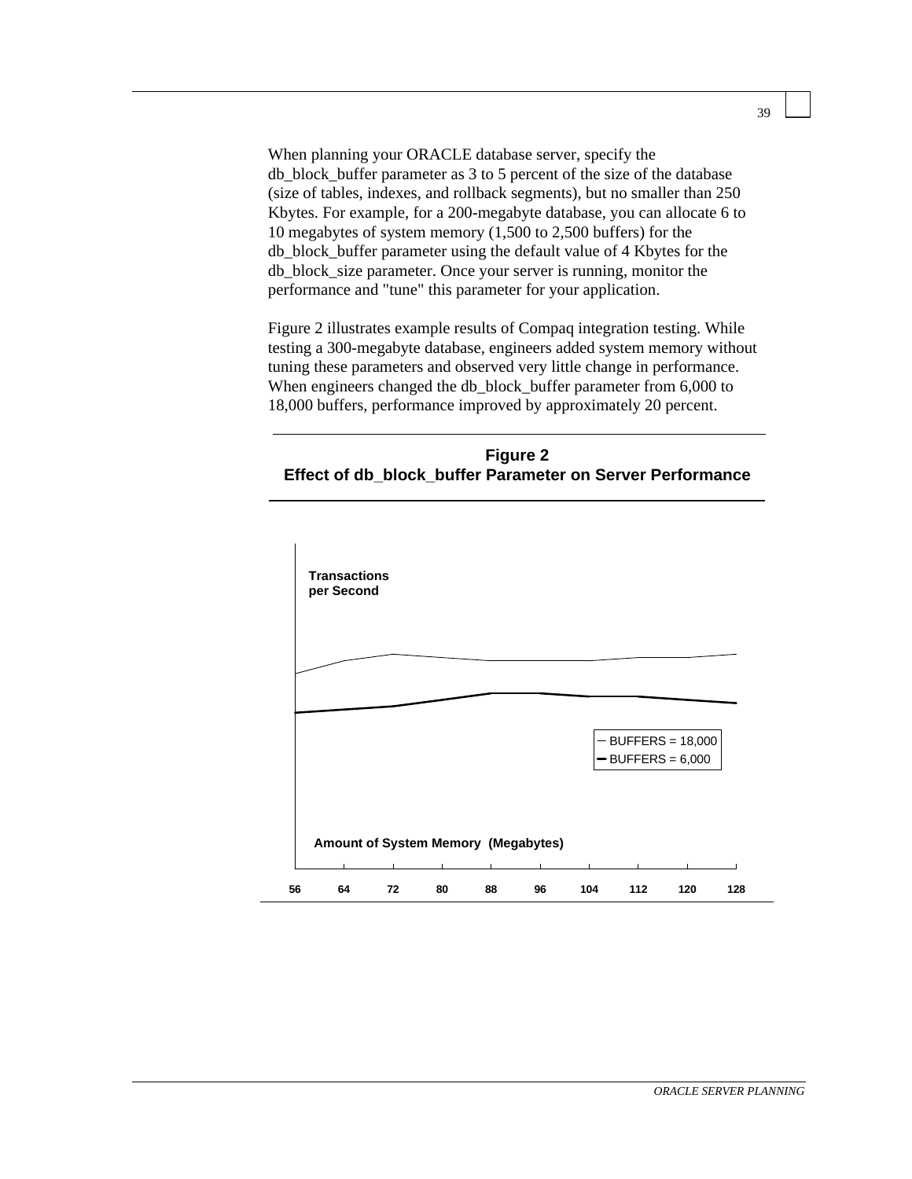When planning your ORACLE database server, specify the db_block_buffer parameter as 3 to 5 percent of the size of the database (size of tables, indexes, and rollback segments), but no smaller than 250 Kbytes. For example, for a 200-megabyte database, you can allocate 6 to 10 megabytes of system memory (1,500 to 2,500 buffers) for the db_block_buffer parameter using the default value of 4 Kbytes for the db_block_size parameter. Once your server is running, monitor the performance and "tune" this parameter for your application.

Figure 2 illustrates example results of Compaq integration testing. While testing a 300-megabyte database, engineers added system memory without tuning these parameters and observed very little change in performance. When engineers changed the db_block_buffer parameter from 6,000 to 18,000 buffers, performance improved by approximately 20 percent.

**Figure 2**
**Effect of db_block_buffer Parameter on Server Performance**

**Transactions per Second**

BUFFERS = 18,000
BUFFERS = 6,000

**Amount of System Memory (Megabytes)**

**56 64 72 80 88 96 104 112 120 128**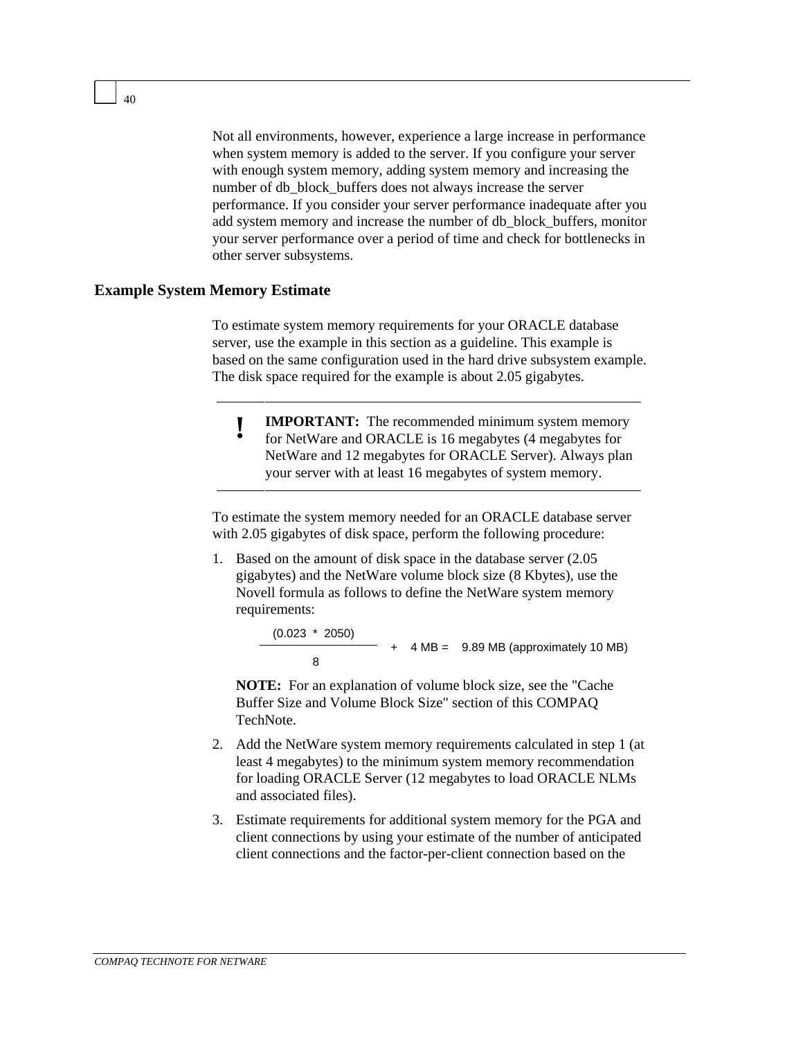Not all environments, however, experience a large increase in performance when system memory is added to the server. If you configure your server with enough system memory, adding system memory and increasing the number of db_block_buffers does not always increase the server performance. If you consider your server performance inadequate after you add system memory and increase the number of db_block_buffers, monitor your server performance over a period of time and check for bottlenecks in other server subsystems.

## Example System Memory Estimate

To estimate system memory requirements for your ORACLE database server, use the example in this section as a guideline. This example is based on the same configuration used in the hard drive subsystem example. The disk space required for the example is about 2.05 gigabytes.

> **!** **IMPORTANT:** The recommended minimum system memory for NetWare and ORACLE is 16 megabytes (4 megabytes for NetWare and 12 megabytes for ORACLE Server). Always plan your server with at least 16 megabytes of system memory.

To estimate the system memory needed for an ORACLE database server with 2.05 gigabytes of disk space, perform the following procedure:

1. Based on the amount of disk space in the database server (2.05 gigabytes) and the NetWare volume block size (8 Kbytes), use the Novell formula as follows to define the NetWare system memory requirements:

   $$\frac{(0.023 * 2050)}{8} + 4 \text{ MB} = 9.89 \text{ MB (approximately 10 MB)}$$

   **NOTE:** For an explanation of volume block size, see the "Cache Buffer Size and Volume Block Size" section of this COMPAQ TechNote.

2. Add the NetWare system memory requirements calculated in step 1 (at least 4 megabytes) to the minimum system memory recommendation for loading ORACLE Server (12 megabytes to load ORACLE NLMs and associated files).

3. Estimate requirements for additional system memory for the PGA and client connections by using your estimate of the number of anticipated client connections and the factor-per-client connection based on the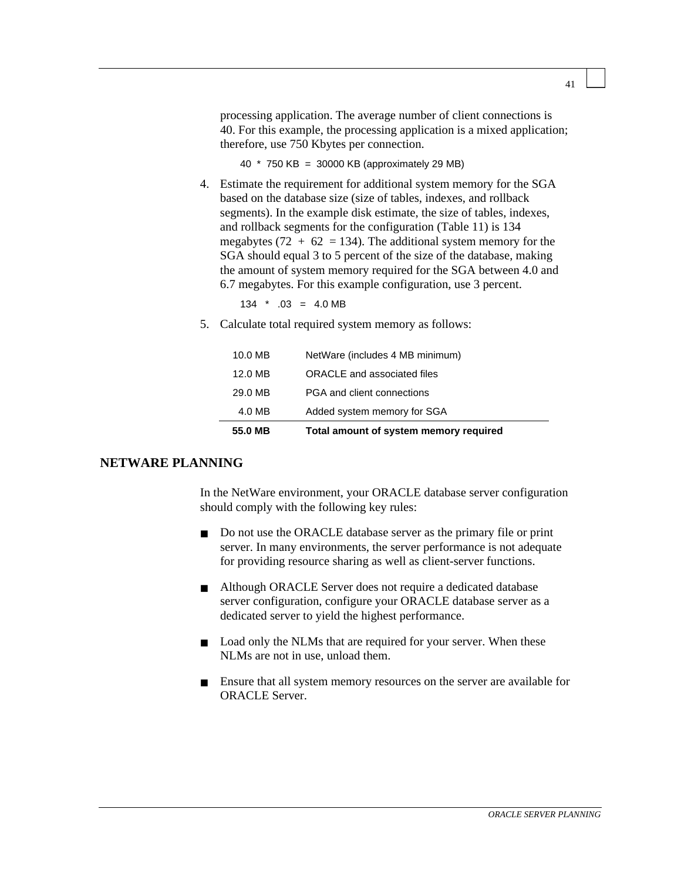processing application. The average number of client connections is 40. For this example, the processing application is a mixed application; therefore, use 750 Kbytes per connection.

```
40  *  750 KB  =  30000 KB (approximately 29 MB)
```

4. Estimate the requirement for additional system memory for the SGA based on the database size (size of tables, indexes, and rollback segments). In the example disk estimate, the size of tables, indexes, and rollback segments for the configuration (Table 11) is 134 megabytes (72 + 62 = 134). The additional system memory for the SGA should equal 3 to 5 percent of the size of the database, making the amount of system memory required for the SGA between 4.0 and 6.7 megabytes. For this example configuration, use 3 percent.

```
134  *  .03  =  4.0 MB
```

5. Calculate total required system memory as follows:

| | |
|---|---|
| 10.0 MB | NetWare (includes 4 MB minimum) |
| 12.0 MB | ORACLE and associated files |
| 29.0 MB | PGA and client connections |
| 4.0 MB | Added system memory for SGA |
| **55.0 MB** | **Total amount of system memory required** |

## NETWARE PLANNING

In the NetWare environment, your ORACLE database server configuration should comply with the following key rules:

- Do not use the ORACLE database server as the primary file or print server. In many environments, the server performance is not adequate for providing resource sharing as well as client-server functions.
- Although ORACLE Server does not require a dedicated database server configuration, configure your ORACLE database server as a dedicated server to yield the highest performance.
- Load only the NLMs that are required for your server. When these NLMs are not in use, unload them.
- Ensure that all system memory resources on the server are available for ORACLE Server.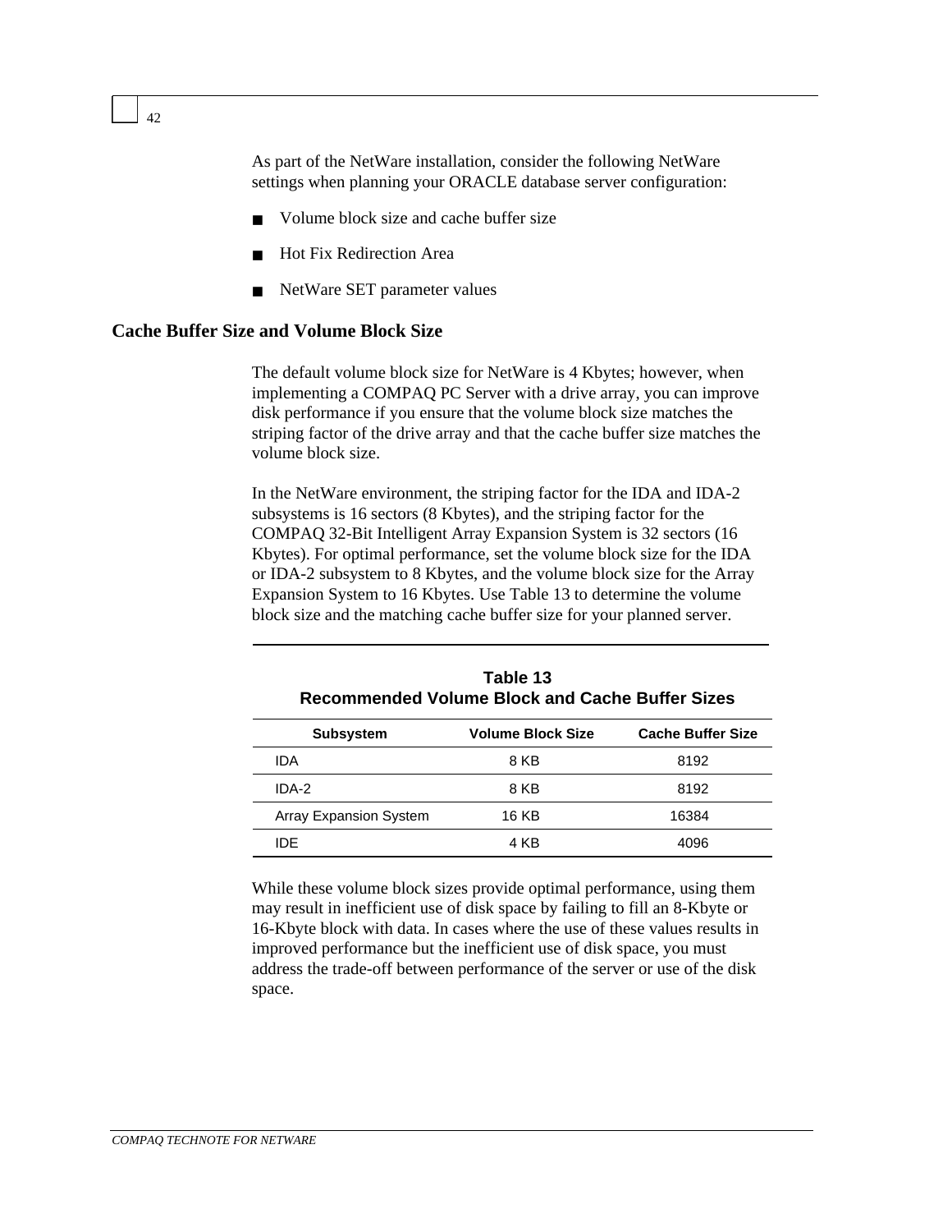As part of the NetWare installation, consider the following NetWare settings when planning your ORACLE database server configuration:

- Volume block size and cache buffer size
- Hot Fix Redirection Area
- NetWare SET parameter values

## Cache Buffer Size and Volume Block Size

The default volume block size for NetWare is 4 Kbytes; however, when implementing a COMPAQ PC Server with a drive array, you can improve disk performance if you ensure that the volume block size matches the striping factor of the drive array and that the cache buffer size matches the volume block size.

In the NetWare environment, the striping factor for the IDA and IDA-2 subsystems is 16 sectors (8 Kbytes), and the striping factor for the COMPAQ 32-Bit Intelligent Array Expansion System is 32 sectors (16 Kbytes). For optimal performance, set the volume block size for the IDA or IDA-2 subsystem to 8 Kbytes, and the volume block size for the Array Expansion System to 16 Kbytes. Use Table 13 to determine the volume block size and the matching cache buffer size for your planned server.

**Table 13**
**Recommended Volume Block and Cache Buffer Sizes**

| Subsystem | Volume Block Size | Cache Buffer Size |
|---|---|---|
| IDA | 8 KB | 8192 |
| IDA-2 | 8 KB | 8192 |
| Array Expansion System | 16 KB | 16384 |
| IDE | 4 KB | 4096 |

While these volume block sizes provide optimal performance, using them may result in inefficient use of disk space by failing to fill an 8-Kbyte or 16-Kbyte block with data. In cases where the use of these values results in improved performance but the inefficient use of disk space, you must address the trade-off between performance of the server or use of the disk space.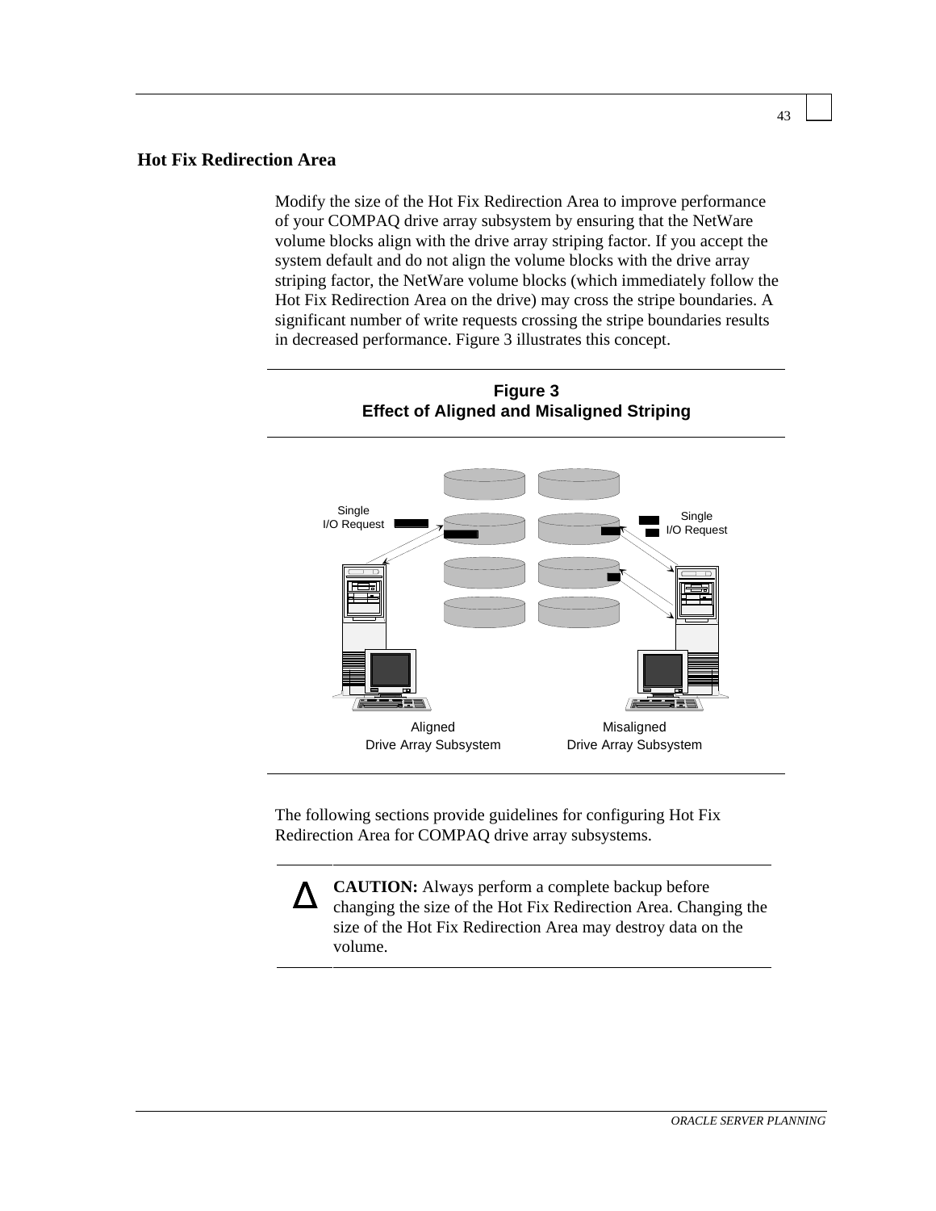## Hot Fix Redirection Area

Modify the size of the Hot Fix Redirection Area to improve performance of your COMPAQ drive array subsystem by ensuring that the NetWare volume blocks align with the drive array striping factor. If you accept the system default and do not align the volume blocks with the drive array striping factor, the NetWare volume blocks (which immediately follow the Hot Fix Redirection Area on the drive) may cross the stripe boundaries. A significant number of write requests crossing the stripe boundaries results in decreased performance. Figure 3 illustrates this concept.

**Figure 3**
**Effect of Aligned and Misaligned Striping**

Single I/O Request

Single I/O Request

Aligned Drive Array Subsystem

Misaligned Drive Array Subsystem

The following sections provide guidelines for configuring Hot Fix Redirection Area for COMPAQ drive array subsystems.

> **CAUTION:** Always perform a complete backup before changing the size of the Hot Fix Redirection Area. Changing the size of the Hot Fix Redirection Area may destroy data on the volume.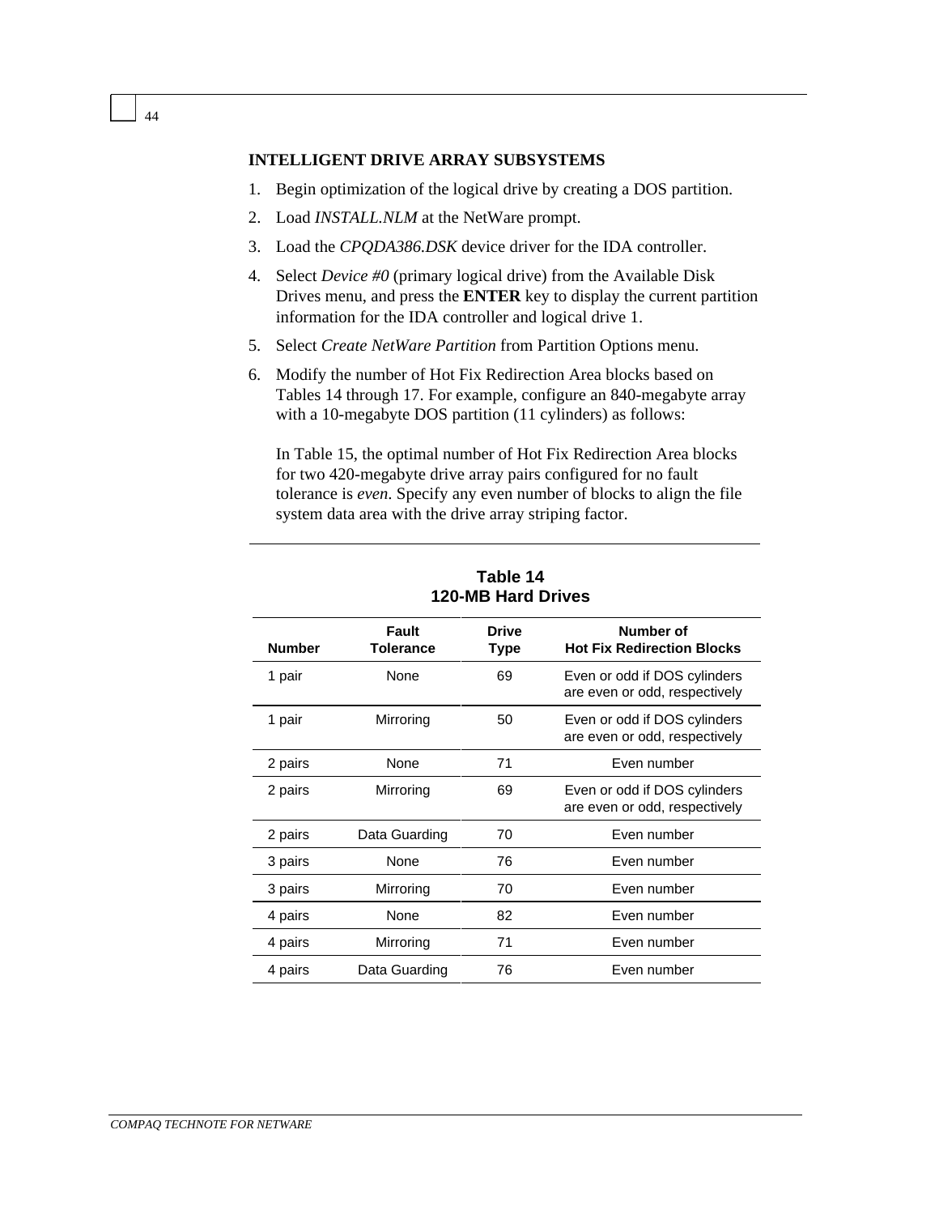**INTELLIGENT DRIVE ARRAY SUBSYSTEMS**

1. Begin optimization of the logical drive by creating a DOS partition.
2. Load *INSTALL.NLM* at the NetWare prompt.
3. Load the *CPQDA386.DSK* device driver for the IDA controller.
4. Select *Device #0* (primary logical drive) from the Available Disk Drives menu, and press the **ENTER** key to display the current partition information for the IDA controller and logical drive 1.
5. Select *Create NetWare Partition* from Partition Options menu.
6. Modify the number of Hot Fix Redirection Area blocks based on Tables 14 through 17. For example, configure an 840-megabyte array with a 10-megabyte DOS partition (11 cylinders) as follows:

   In Table 15, the optimal number of Hot Fix Redirection Area blocks for two 420-megabyte drive array pairs configured for no fault tolerance is *even*. Specify any even number of blocks to align the file system data area with the drive array striping factor.

**Table 14**
**120-MB Hard Drives**

| Number | Fault Tolerance | Drive Type | Number of Hot Fix Redirection Blocks |
|---|---|---|---|
| 1 pair | None | 69 | Even or odd if DOS cylinders are even or odd, respectively |
| 1 pair | Mirroring | 50 | Even or odd if DOS cylinders are even or odd, respectively |
| 2 pairs | None | 71 | Even number |
| 2 pairs | Mirroring | 69 | Even or odd if DOS cylinders are even or odd, respectively |
| 2 pairs | Data Guarding | 70 | Even number |
| 3 pairs | None | 76 | Even number |
| 3 pairs | Mirroring | 70 | Even number |
| 4 pairs | None | 82 | Even number |
| 4 pairs | Mirroring | 71 | Even number |
| 4 pairs | Data Guarding | 76 | Even number |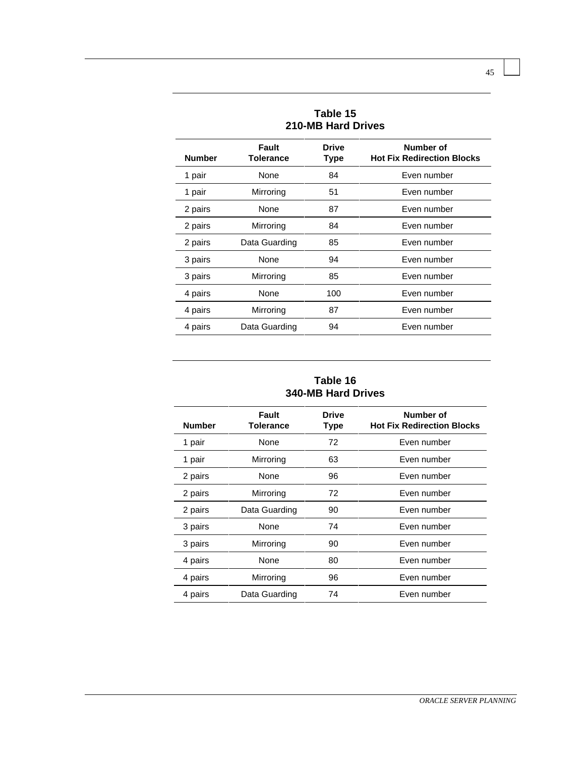**Table 15**
**210-MB Hard Drives**

| Number | Fault Tolerance | Drive Type | Number of Hot Fix Redirection Blocks |
|---|---|---|---|
| 1 pair | None | 84 | Even number |
| 1 pair | Mirroring | 51 | Even number |
| 2 pairs | None | 87 | Even number |
| 2 pairs | Mirroring | 84 | Even number |
| 2 pairs | Data Guarding | 85 | Even number |
| 3 pairs | None | 94 | Even number |
| 3 pairs | Mirroring | 85 | Even number |
| 4 pairs | None | 100 | Even number |
| 4 pairs | Mirroring | 87 | Even number |
| 4 pairs | Data Guarding | 94 | Even number |

**Table 16**
**340-MB Hard Drives**

| Number | Fault Tolerance | Drive Type | Number of Hot Fix Redirection Blocks |
|---|---|---|---|
| 1 pair | None | 72 | Even number |
| 1 pair | Mirroring | 63 | Even number |
| 2 pairs | None | 96 | Even number |
| 2 pairs | Mirroring | 72 | Even number |
| 2 pairs | Data Guarding | 90 | Even number |
| 3 pairs | None | 74 | Even number |
| 3 pairs | Mirroring | 90 | Even number |
| 4 pairs | None | 80 | Even number |
| 4 pairs | Mirroring | 96 | Even number |
| 4 pairs | Data Guarding | 74 | Even number |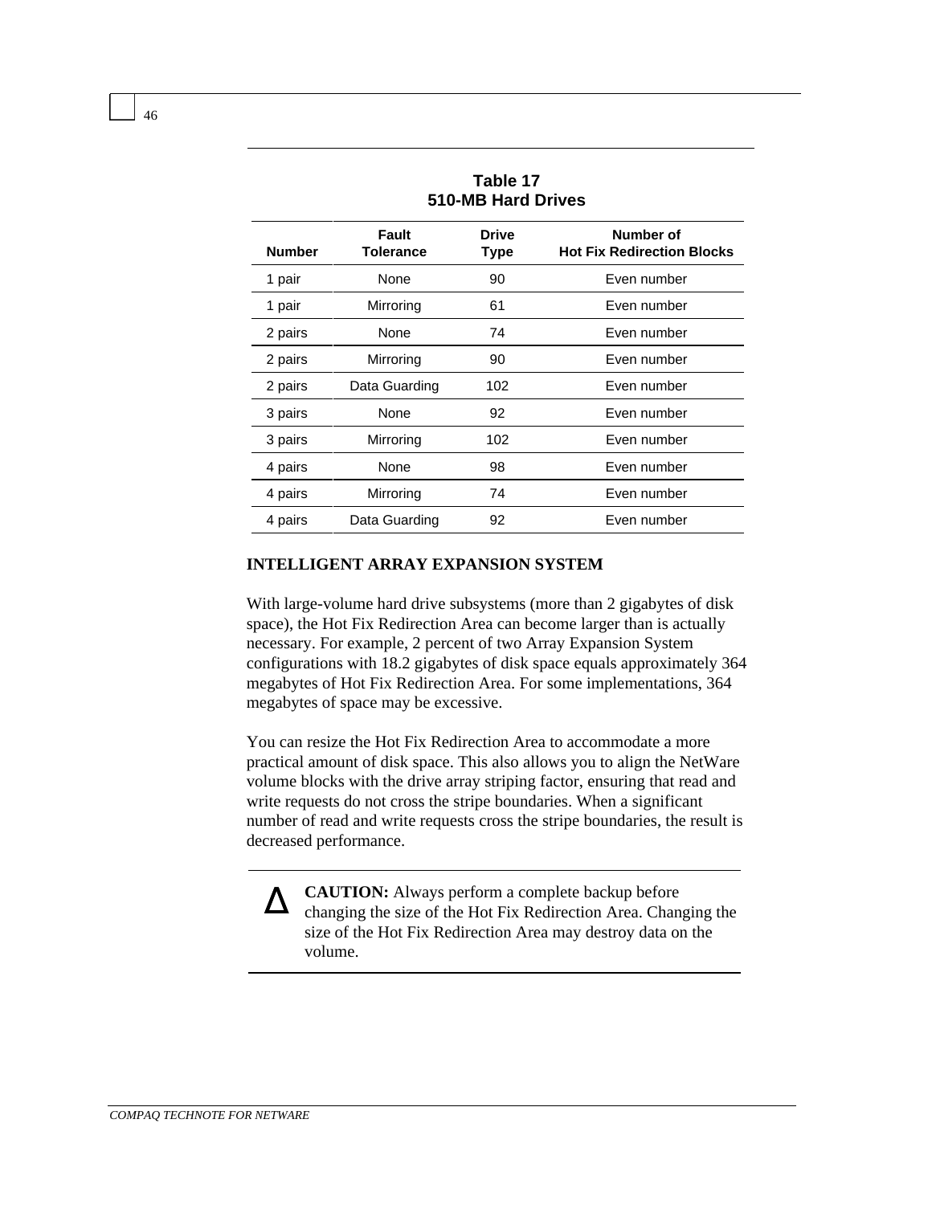**Table 17**
**510-MB Hard Drives**

| Number | Fault Tolerance | Drive Type | Number of Hot Fix Redirection Blocks |
|---|---|---|---|
| 1 pair | None | 90 | Even number |
| 1 pair | Mirroring | 61 | Even number |
| 2 pairs | None | 74 | Even number |
| 2 pairs | Mirroring | 90 | Even number |
| 2 pairs | Data Guarding | 102 | Even number |
| 3 pairs | None | 92 | Even number |
| 3 pairs | Mirroring | 102 | Even number |
| 4 pairs | None | 98 | Even number |
| 4 pairs | Mirroring | 74 | Even number |
| 4 pairs | Data Guarding | 92 | Even number |

## INTELLIGENT ARRAY EXPANSION SYSTEM

With large-volume hard drive subsystems (more than 2 gigabytes of disk space), the Hot Fix Redirection Area can become larger than is actually necessary. For example, 2 percent of two Array Expansion System configurations with 18.2 gigabytes of disk space equals approximately 364 megabytes of Hot Fix Redirection Area. For some implementations, 364 megabytes of space may be excessive.

You can resize the Hot Fix Redirection Area to accommodate a more practical amount of disk space. This also allows you to align the NetWare volume blocks with the drive array striping factor, ensuring that read and write requests do not cross the stripe boundaries. When a significant number of read and write requests cross the stripe boundaries, the result is decreased performance.

Δ **CAUTION:** Always perform a complete backup before changing the size of the Hot Fix Redirection Area. Changing the size of the Hot Fix Redirection Area may destroy data on the volume.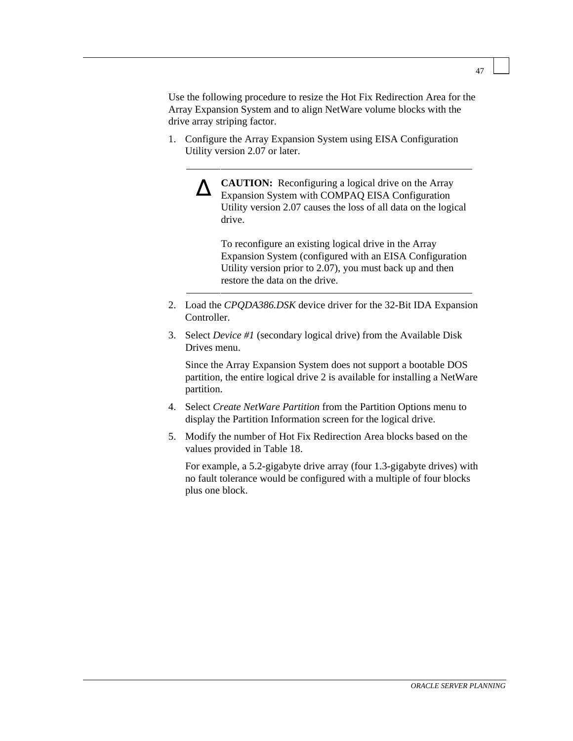Use the following procedure to resize the Hot Fix Redirection Area for the Array Expansion System and to align NetWare volume blocks with the drive array striping factor.

1. Configure the Array Expansion System using EISA Configuration Utility version 2.07 or later.

---

> Δ **CAUTION:** Reconfiguring a logical drive on the Array Expansion System with COMPAQ EISA Configuration Utility version 2.07 causes the loss of all data on the logical drive.
>
> To reconfigure an existing logical drive in the Array Expansion System (configured with an EISA Configuration Utility version prior to 2.07), you must back up and then restore the data on the drive.

---

2. Load the *CPQDA386.DSK* device driver for the 32-Bit IDA Expansion Controller.
3. Select *Device #1* (secondary logical drive) from the Available Disk Drives menu.

   Since the Array Expansion System does not support a bootable DOS partition, the entire logical drive 2 is available for installing a NetWare partition.
4. Select *Create NetWare Partition* from the Partition Options menu to display the Partition Information screen for the logical drive.
5. Modify the number of Hot Fix Redirection Area blocks based on the values provided in Table 18.

   For example, a 5.2-gigabyte drive array (four 1.3-gigabyte drives) with no fault tolerance would be configured with a multiple of four blocks plus one block.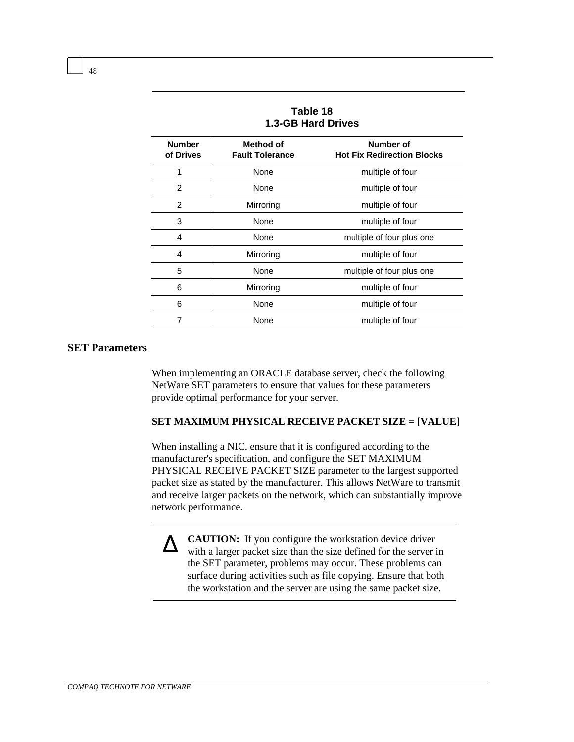**Table 18**
**1.3-GB Hard Drives**

| Number of Drives | Method of Fault Tolerance | Number of Hot Fix Redirection Blocks |
|---|---|---|
| 1 | None | multiple of four |
| 2 | None | multiple of four |
| 2 | Mirroring | multiple of four |
| 3 | None | multiple of four |
| 4 | None | multiple of four plus one |
| 4 | Mirroring | multiple of four |
| 5 | None | multiple of four plus one |
| 6 | Mirroring | multiple of four |
| 6 | None | multiple of four |
| 7 | None | multiple of four |

## SET Parameters

When implementing an ORACLE database server, check the following NetWare SET parameters to ensure that values for these parameters provide optimal performance for your server.

**SET MAXIMUM PHYSICAL RECEIVE PACKET SIZE = [VALUE]**

When installing a NIC, ensure that it is configured according to the manufacturer's specification, and configure the SET MAXIMUM PHYSICAL RECEIVE PACKET SIZE parameter to the largest supported packet size as stated by the manufacturer. This allows NetWare to transmit and receive larger packets on the network, which can substantially improve network performance.

**CAUTION:** If you configure the workstation device driver with a larger packet size than the size defined for the server in the SET parameter, problems may occur. These problems can surface during activities such as file copying. Ensure that both the workstation and the server are using the same packet size.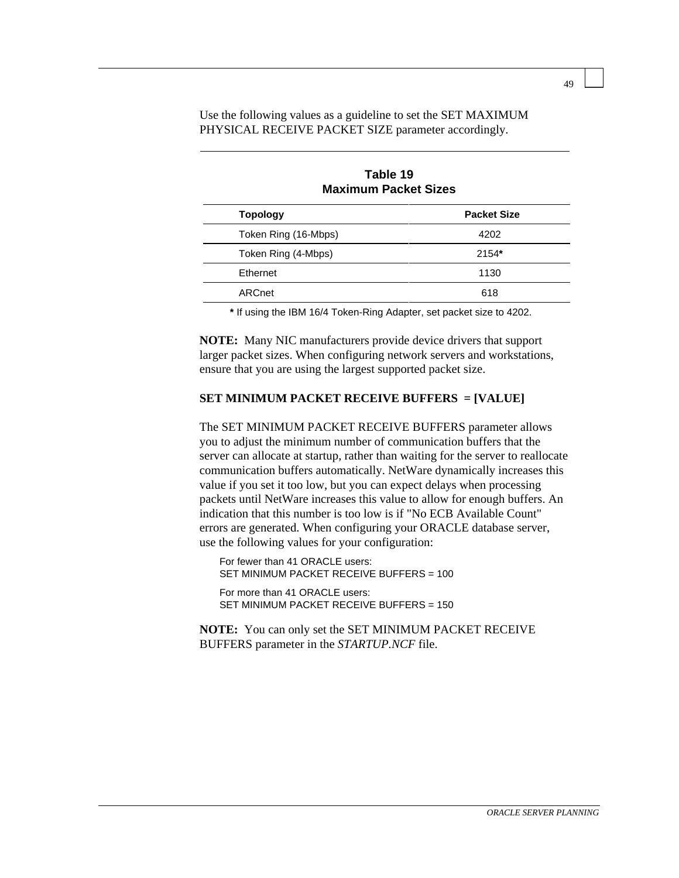Use the following values as a guideline to set the SET MAXIMUM PHYSICAL RECEIVE PACKET SIZE parameter accordingly.

**Table 19**
**Maximum Packet Sizes**

| Topology | Packet Size |
|---|---|
| Token Ring (16-Mbps) | 4202 |
| Token Ring (4-Mbps) | 2154* |
| Ethernet | 1130 |
| ARCnet | 618 |

\* If using the IBM 16/4 Token-Ring Adapter, set packet size to 4202.

**NOTE:** Many NIC manufacturers provide device drivers that support larger packet sizes. When configuring network servers and workstations, ensure that you are using the largest supported packet size.

**SET MINIMUM PACKET RECEIVE BUFFERS = [VALUE]**

The SET MINIMUM PACKET RECEIVE BUFFERS parameter allows you to adjust the minimum number of communication buffers that the server can allocate at startup, rather than waiting for the server to reallocate communication buffers automatically. NetWare dynamically increases this value if you set it too low, but you can expect delays when processing packets until NetWare increases this value to allow for enough buffers. An indication that this number is too low is if "No ECB Available Count" errors are generated. When configuring your ORACLE database server, use the following values for your configuration:

For fewer than 41 ORACLE users:
SET MINIMUM PACKET RECEIVE BUFFERS = 100

For more than 41 ORACLE users:
SET MINIMUM PACKET RECEIVE BUFFERS = 150

**NOTE:** You can only set the SET MINIMUM PACKET RECEIVE BUFFERS parameter in the *STARTUP.NCF* file.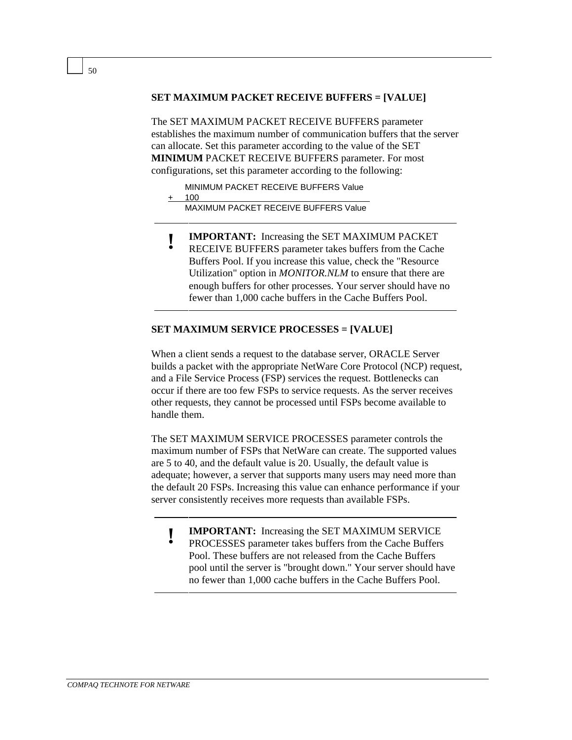**SET MAXIMUM PACKET RECEIVE BUFFERS = [VALUE]**

The SET MAXIMUM PACKET RECEIVE BUFFERS parameter establishes the maximum number of communication buffers that the server can allocate. Set this parameter according to the value of the SET **MINIMUM** PACKET RECEIVE BUFFERS parameter. For most configurations, set this parameter according to the following:

```
     MINIMUM PACKET RECEIVE BUFFERS Value
+    100
     ------------------------------------
     MAXIMUM PACKET RECEIVE BUFFERS Value
```

---

**!** **IMPORTANT:** Increasing the SET MAXIMUM PACKET RECEIVE BUFFERS parameter takes buffers from the Cache Buffers Pool. If you increase this value, check the "Resource Utilization" option in *MONITOR.NLM* to ensure that there are enough buffers for other processes. Your server should have no fewer than 1,000 cache buffers in the Cache Buffers Pool.

---

**SET MAXIMUM SERVICE PROCESSES = [VALUE]**

When a client sends a request to the database server, ORACLE Server builds a packet with the appropriate NetWare Core Protocol (NCP) request, and a File Service Process (FSP) services the request. Bottlenecks can occur if there are too few FSPs to service requests. As the server receives other requests, they cannot be processed until FSPs become available to handle them.

The SET MAXIMUM SERVICE PROCESSES parameter controls the maximum number of FSPs that NetWare can create. The supported values are 5 to 40, and the default value is 20. Usually, the default value is adequate; however, a server that supports many users may need more than the default 20 FSPs. Increasing this value can enhance performance if your server consistently receives more requests than available FSPs.

---

**!** **IMPORTANT:** Increasing the SET MAXIMUM SERVICE PROCESSES parameter takes buffers from the Cache Buffers Pool. These buffers are not released from the Cache Buffers pool until the server is "brought down." Your server should have no fewer than 1,000 cache buffers in the Cache Buffers Pool.

---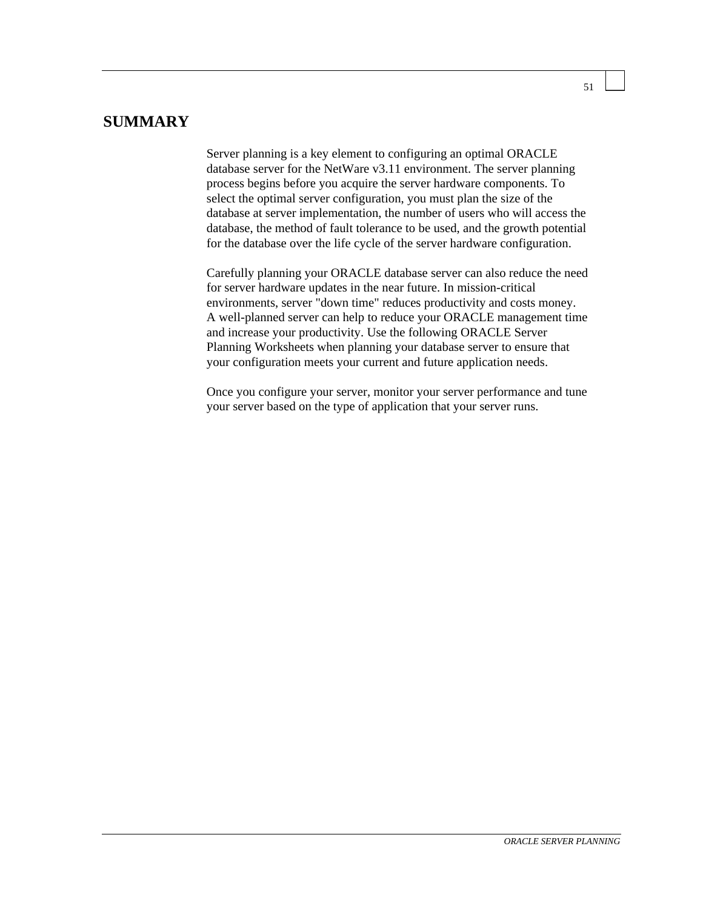# SUMMARY

Server planning is a key element to configuring an optimal ORACLE database server for the NetWare v3.11 environment. The server planning process begins before you acquire the server hardware components. To select the optimal server configuration, you must plan the size of the database at server implementation, the number of users who will access the database, the method of fault tolerance to be used, and the growth potential for the database over the life cycle of the server hardware configuration.

Carefully planning your ORACLE database server can also reduce the need for server hardware updates in the near future. In mission-critical environments, server "down time" reduces productivity and costs money. A well-planned server can help to reduce your ORACLE management time and increase your productivity. Use the following ORACLE Server Planning Worksheets when planning your database server to ensure that your configuration meets your current and future application needs.

Once you configure your server, monitor your server performance and tune your server based on the type of application that your server runs.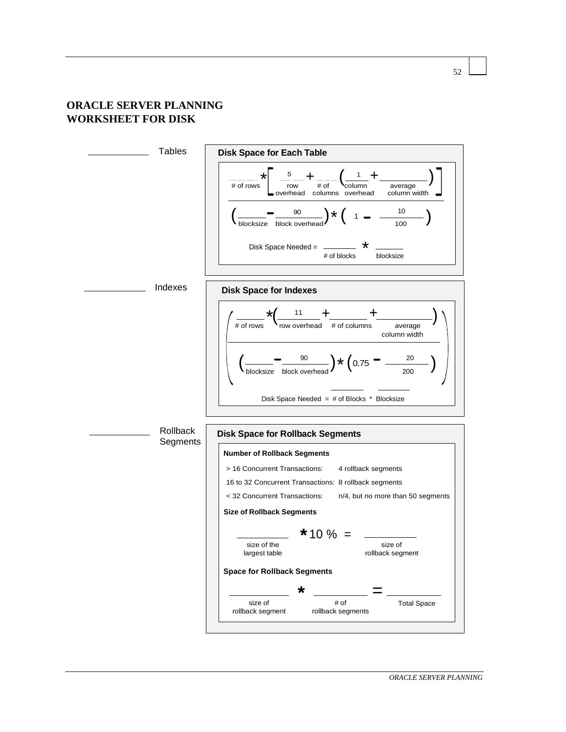## ORACLE SERVER PLANNING WORKSHEET FOR DISK

\_\_\_\_\_\_\_\_\_\_ Tables

**Disk Space for Each Table**

$$\frac{\underset{\text{\# of rows}}{\_\_\_\_} * \left[ \underset{\text{row overhead}}{5} + \underset{\text{\# of columns}}{\_\_\_\_} \left( \underset{\text{column overhead}}{1} + \underset{\text{average column width}}{\_\_\_\_\_\_} \right) \right]}{\left( \underset{\text{blocksize}}{\_\_\_\_} - \underset{\text{block overhead}}{90} \right) * \left( 1 - \frac{10}{100} \right)}$$

Disk Space Needed = \_\_\_\_\_\_ (# of blocks) * \_\_\_\_\_\_ (blocksize)

\_\_\_\_\_\_\_\_\_\_ Indexes

**Disk Space for Indexes**

$$\left( \frac{\underset{\text{\# of rows}}{\_\_\_\_} * \left( \underset{\text{row overhead}}{11} + \underset{\text{\# of columns}}{\_\_\_\_} + \underset{\text{average column width}}{\_\_\_\_\_\_} \right)}{\left( \underset{\text{blocksize}}{\_\_\_\_} - \underset{\text{block overhead}}{90} \right) * \left( 0.75 - \frac{20}{200} \right)} \right)$$

Disk Space Needed = # of Blocks * Blocksize

\_\_\_\_\_\_\_\_\_\_ Rollback Segments

**Disk Space for Rollback Segments**

**Number of Rollback Segments**

| | |
|---|---|
| > 16 Concurrent Transactions: | 4 rollback segments |
| 16 to 32 Concurrent Transactions: | 8 rollback segments |
| < 32 Concurrent Transactions: | n/4, but no more than 50 segments |

**Size of Rollback Segments**

\_\_\_\_\_\_\_\_ (size of the largest table) * 10 % = \_\_\_\_\_\_\_\_ (size of rollback segment)

**Space for Rollback Segments**

\_\_\_\_\_\_\_\_ (size of rollback segment) * \_\_\_\_\_\_\_\_ (# of rollback segments) = \_\_\_\_\_\_\_\_ (Total Space)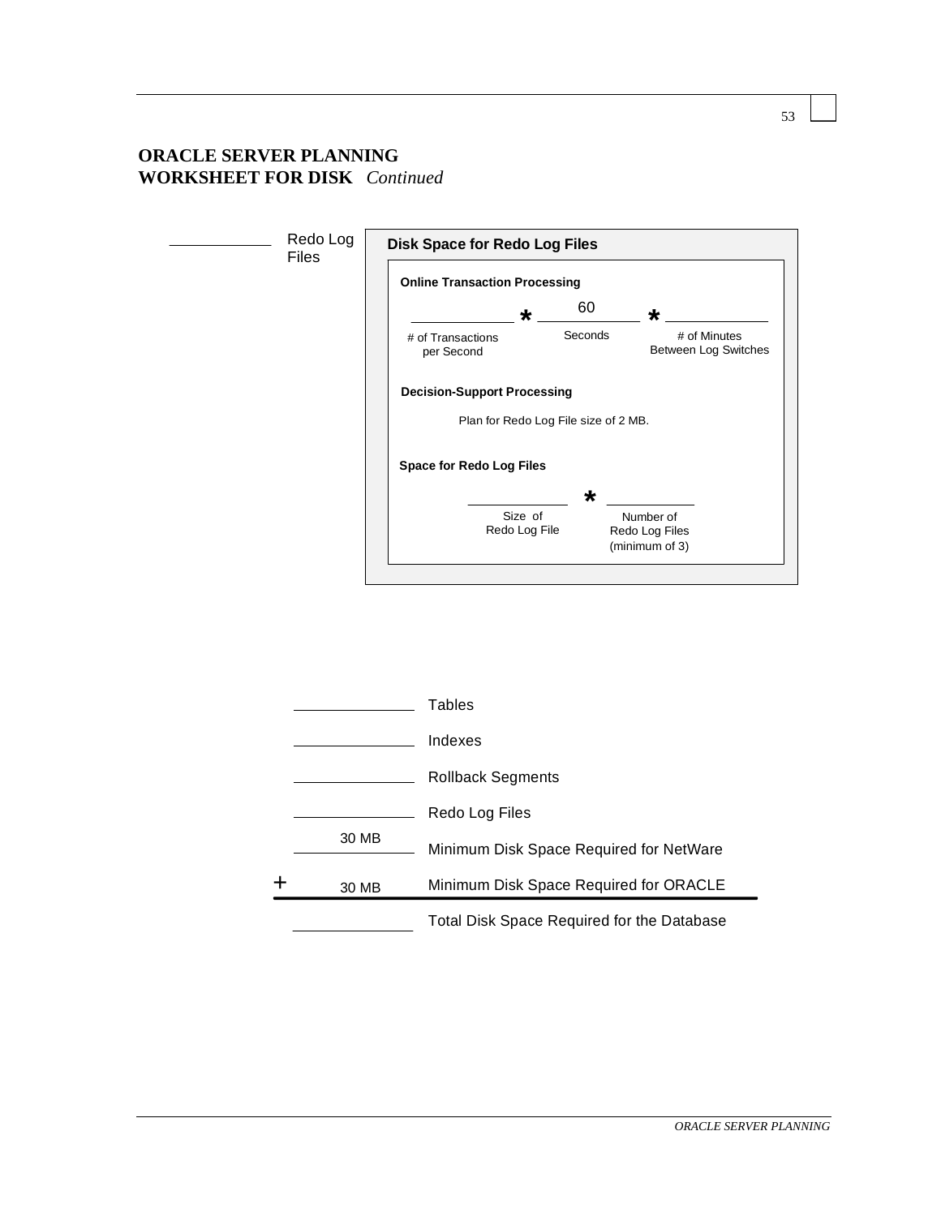## ORACLE SERVER PLANNING WORKSHEET FOR DISK *Continued*

________ Redo Log Files

### Disk Space for Redo Log Files

**Online Transaction Processing**

________ * 60 * ________

\# of Transactions per Second * Seconds * # of Minutes Between Log Switches

**Decision-Support Processing**

Plan for Redo Log File size of 2 MB.

**Space for Redo Log Files**

________ * ________

Size of Redo Log File * Number of Redo Log Files (minimum of 3)

| | |
|---|---|
| ________ | Tables |
| ________ | Indexes |
| ________ | Rollback Segments |
| ________ | Redo Log Files |
| 30 MB | Minimum Disk Space Required for NetWare |
| + 30 MB | Minimum Disk Space Required for ORACLE |
| ________ | Total Disk Space Required for the Database |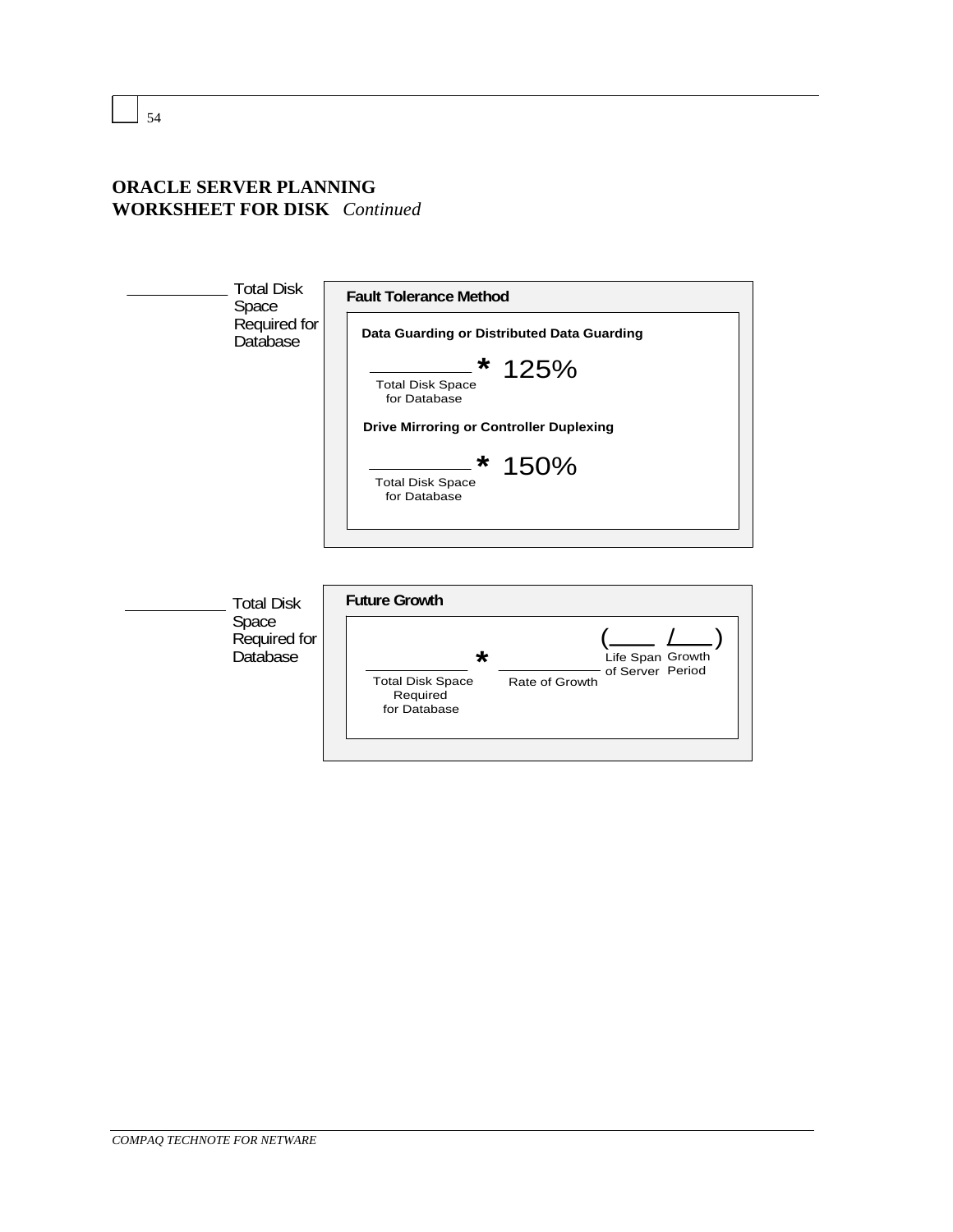## ORACLE SERVER PLANNING WORKSHEET FOR DISK *Continued*

____________ Total Disk Space Required for Database

**Fault Tolerance Method**

**Data Guarding or Distributed Data Guarding**

__________ * 125%
Total Disk Space for Database

**Drive Mirroring or Controller Duplexing**

__________ * 150%
Total Disk Space for Database

____________ Total Disk Space Required for Database

**Future Growth**

____________ * ____________ (____ / ____)
Total Disk Space Required for Database * Rate of Growth (Life Span of Server / Growth Period)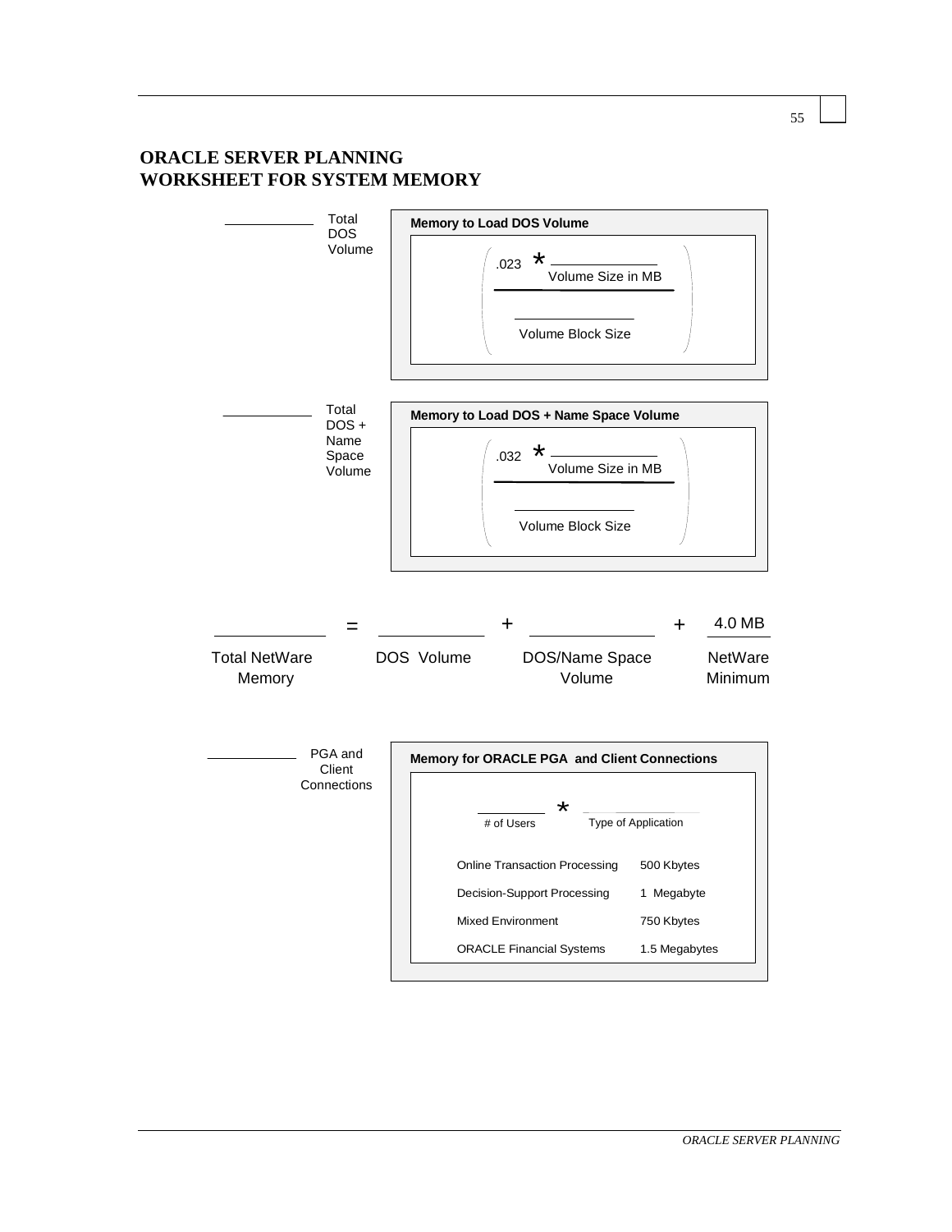# ORACLE SERVER PLANNING WORKSHEET FOR SYSTEM MEMORY

______ Total DOS Volume

**Memory to Load DOS Volume**

$$\left( \frac{.023 * \underline{\qquad}_{\text{Volume Size in MB}}}{\underline{\qquad}_{\text{Volume Block Size}}} \right)$$

______ Total DOS + Name Space Volume

**Memory to Load DOS + Name Space Volume**

$$\left( \frac{.032 * \underline{\qquad}_{\text{Volume Size in MB}}}{\underline{\qquad}_{\text{Volume Block Size}}} \right)$$

| ______ | = | ______ | + | ______ | + | 4.0 MB |
|---|---|---|---|---|---|---|
| Total NetWare Memory | | DOS Volume | | DOS/Name Space Volume | | NetWare Minimum |

______ PGA and Client Connections

**Memory for ORACLE PGA and Client Connections**

______ * ______

\# of Users &nbsp;&nbsp; Type of Application

| Type of Application | |
|---|---|
| Online Transaction Processing | 500 Kbytes |
| Decision-Support Processing | 1 Megabyte |
| Mixed Environment | 750 Kbytes |
| ORACLE Financial Systems | 1.5 Megabytes |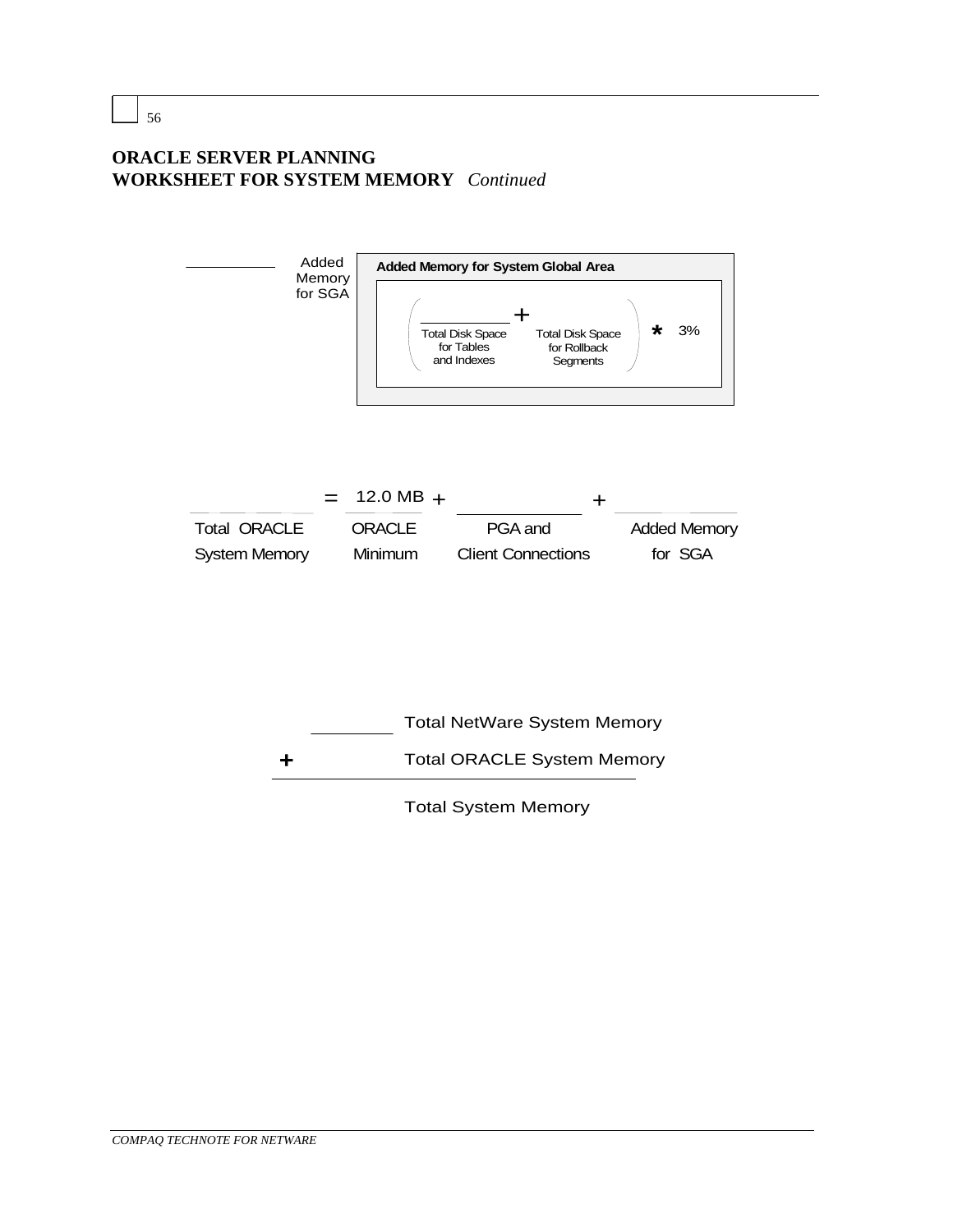## ORACLE SERVER PLANNING
## WORKSHEET FOR SYSTEM MEMORY *Continued*

**Added Memory for System Global Area**

_________ Added Memory for SGA = ( _________ Total Disk Space for Tables and Indexes + Total Disk Space for Rollback Segments ) * 3%

_________ Total ORACLE System Memory = 12.0 MB ORACLE Minimum + _________ PGA and Client Connections + _________ Added Memory for SGA

| | |
|---|---|
| _________ | Total NetWare System Memory |
| + | Total ORACLE System Memory |
| | Total System Memory |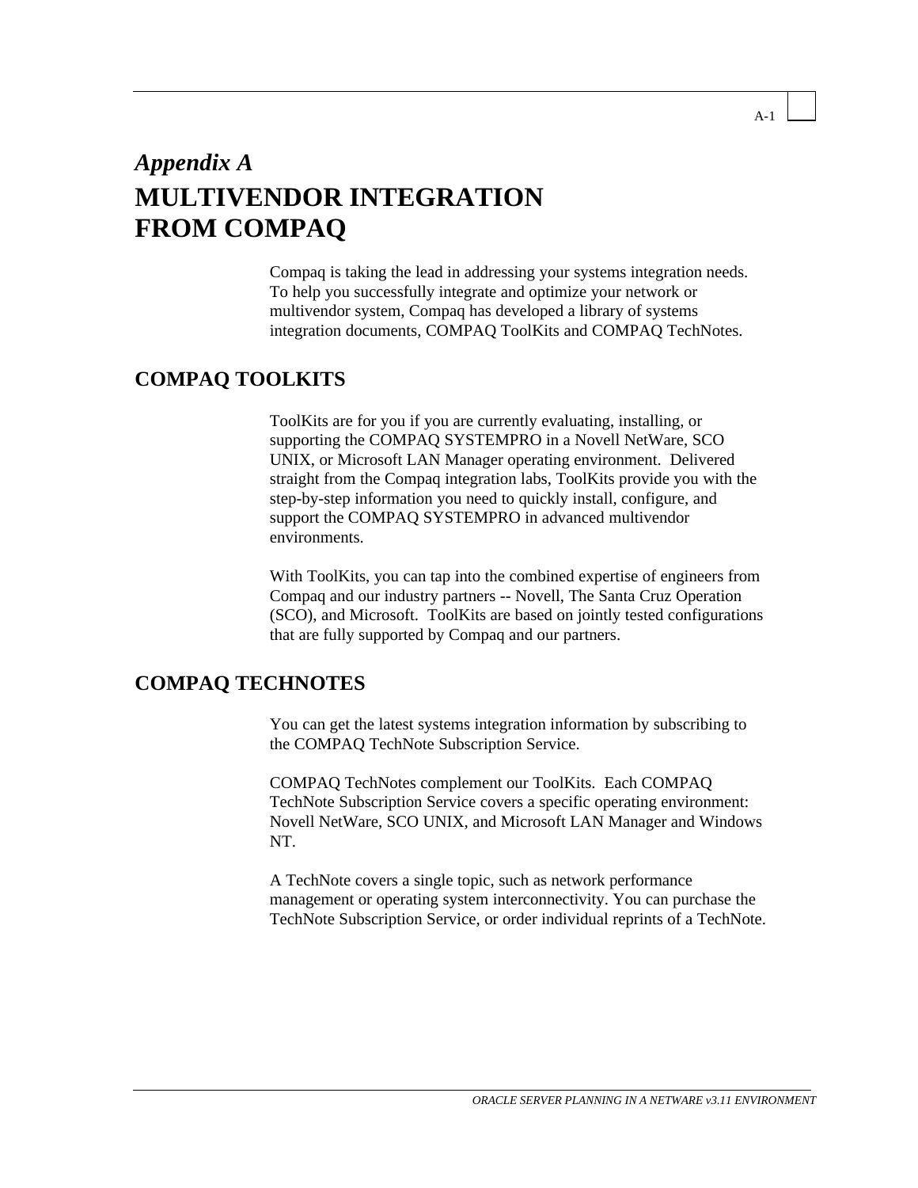*Appendix A*

# MULTIVENDOR INTEGRATION FROM COMPAQ

Compaq is taking the lead in addressing your systems integration needs. To help you successfully integrate and optimize your network or multivendor system, Compaq has developed a library of systems integration documents, COMPAQ ToolKits and COMPAQ TechNotes.

## COMPAQ TOOLKITS

ToolKits are for you if you are currently evaluating, installing, or supporting the COMPAQ SYSTEMPRO in a Novell NetWare, SCO UNIX, or Microsoft LAN Manager operating environment. Delivered straight from the Compaq integration labs, ToolKits provide you with the step-by-step information you need to quickly install, configure, and support the COMPAQ SYSTEMPRO in advanced multivendor environments.

With ToolKits, you can tap into the combined expertise of engineers from Compaq and our industry partners -- Novell, The Santa Cruz Operation (SCO), and Microsoft. ToolKits are based on jointly tested configurations that are fully supported by Compaq and our partners.

## COMPAQ TECHNOTES

You can get the latest systems integration information by subscribing to the COMPAQ TechNote Subscription Service.

COMPAQ TechNotes complement our ToolKits. Each COMPAQ TechNote Subscription Service covers a specific operating environment: Novell NetWare, SCO UNIX, and Microsoft LAN Manager and Windows NT.

A TechNote covers a single topic, such as network performance management or operating system interconnectivity. You can purchase the TechNote Subscription Service, or order individual reprints of a TechNote.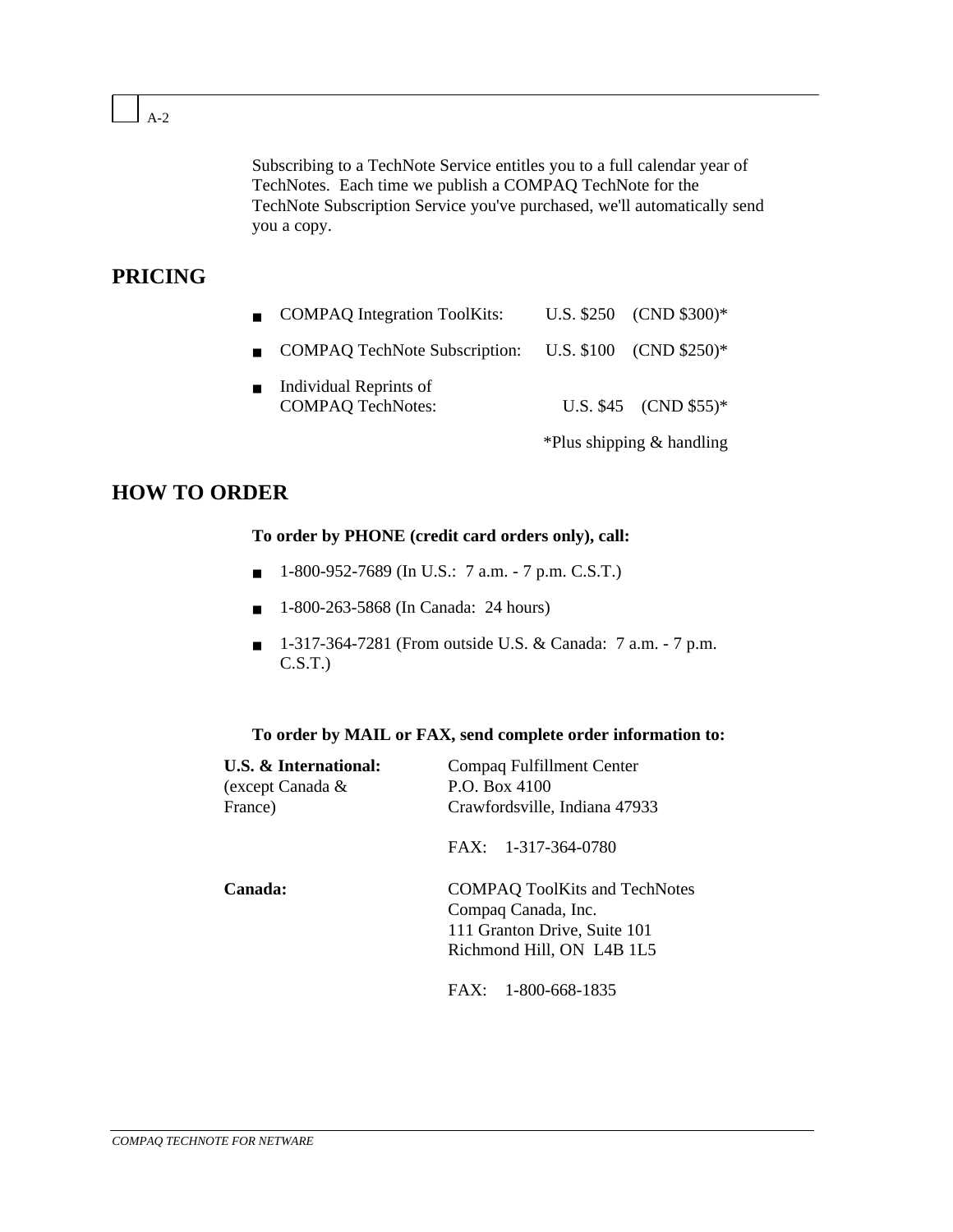Subscribing to a TechNote Service entitles you to a full calendar year of TechNotes. Each time we publish a COMPAQ TechNote for the TechNote Subscription Service you've purchased, we'll automatically send you a copy.

## PRICING

- COMPAQ Integration ToolKits: U.S. $250 (CND $300)*
- COMPAQ TechNote Subscription: U.S. $100 (CND $250)*
- Individual Reprints of COMPAQ TechNotes: U.S. $45 (CND $55)*

*Plus shipping & handling

## HOW TO ORDER

**To order by PHONE (credit card orders only), call:**

- 1-800-952-7689 (In U.S.: 7 a.m. - 7 p.m. C.S.T.)
- 1-800-263-5868 (In Canada: 24 hours)
- 1-317-364-7281 (From outside U.S. & Canada: 7 a.m. - 7 p.m. C.S.T.)

**To order by MAIL or FAX, send complete order information to:**

**U.S. & International:** (except Canada & France)

Compaq Fulfillment Center
P.O. Box 4100
Crawfordsville, Indiana 47933

FAX: 1-317-364-0780

**Canada:**

COMPAQ ToolKits and TechNotes
Compaq Canada, Inc.
111 Granton Drive, Suite 101
Richmond Hill, ON L4B 1L5

FAX: 1-800-668-1835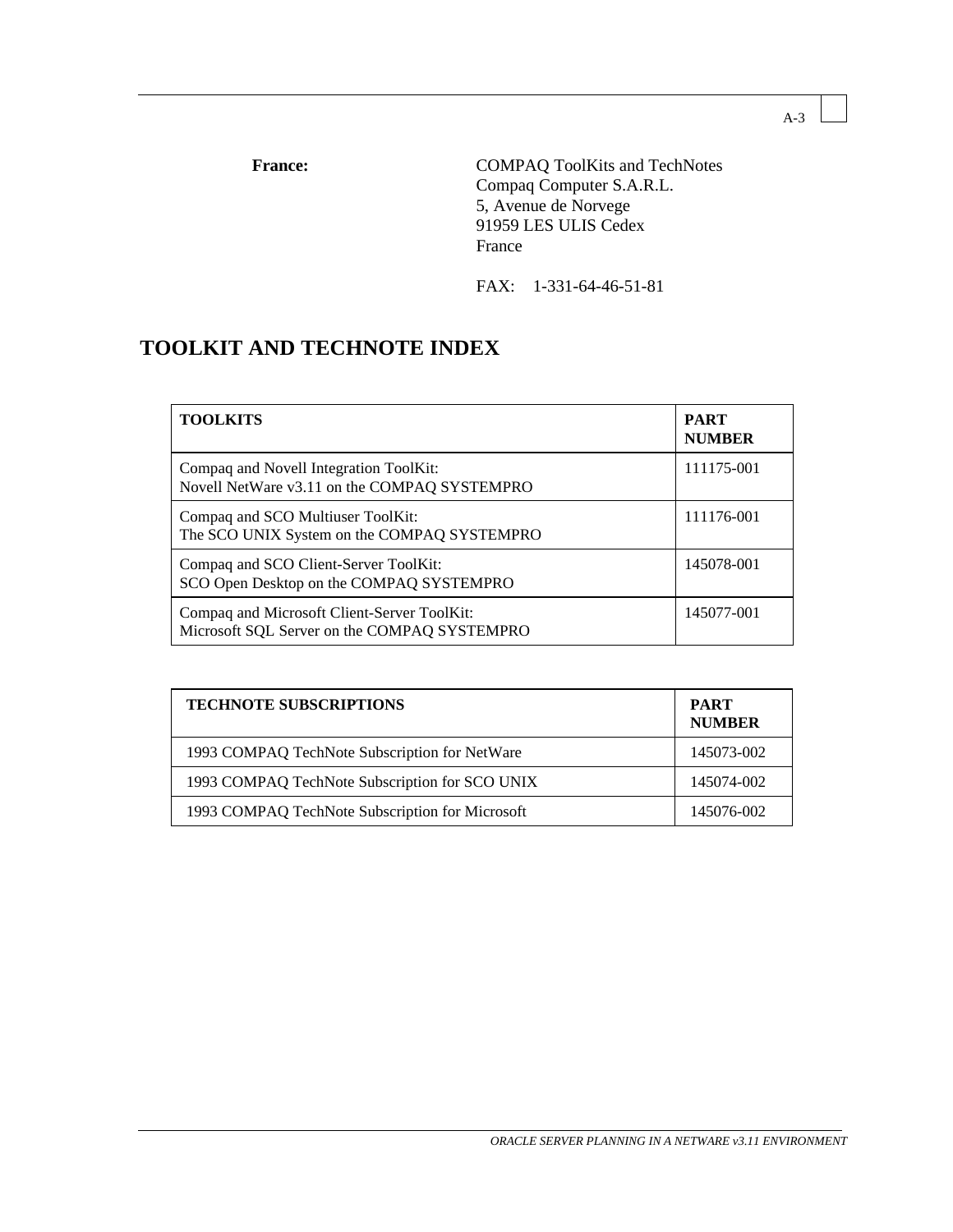**France:**

COMPAQ ToolKits and TechNotes
Compaq Computer S.A.R.L.
5, Avenue de Norvege
91959 LES ULIS Cedex
France

FAX: 1-331-64-46-51-81

# TOOLKIT AND TECHNOTE INDEX

| TOOLKITS | PART NUMBER |
|---|---|
| Compaq and Novell Integration ToolKit: Novell NetWare v3.11 on the COMPAQ SYSTEMPRO | 111175-001 |
| Compaq and SCO Multiuser ToolKit: The SCO UNIX System on the COMPAQ SYSTEMPRO | 111176-001 |
| Compaq and SCO Client-Server ToolKit: SCO Open Desktop on the COMPAQ SYSTEMPRO | 145078-001 |
| Compaq and Microsoft Client-Server ToolKit: Microsoft SQL Server on the COMPAQ SYSTEMPRO | 145077-001 |

| TECHNOTE SUBSCRIPTIONS | PART NUMBER |
|---|---|
| 1993 COMPAQ TechNote Subscription for NetWare | 145073-002 |
| 1993 COMPAQ TechNote Subscription for SCO UNIX | 145074-002 |
| 1993 COMPAQ TechNote Subscription for Microsoft | 145076-002 |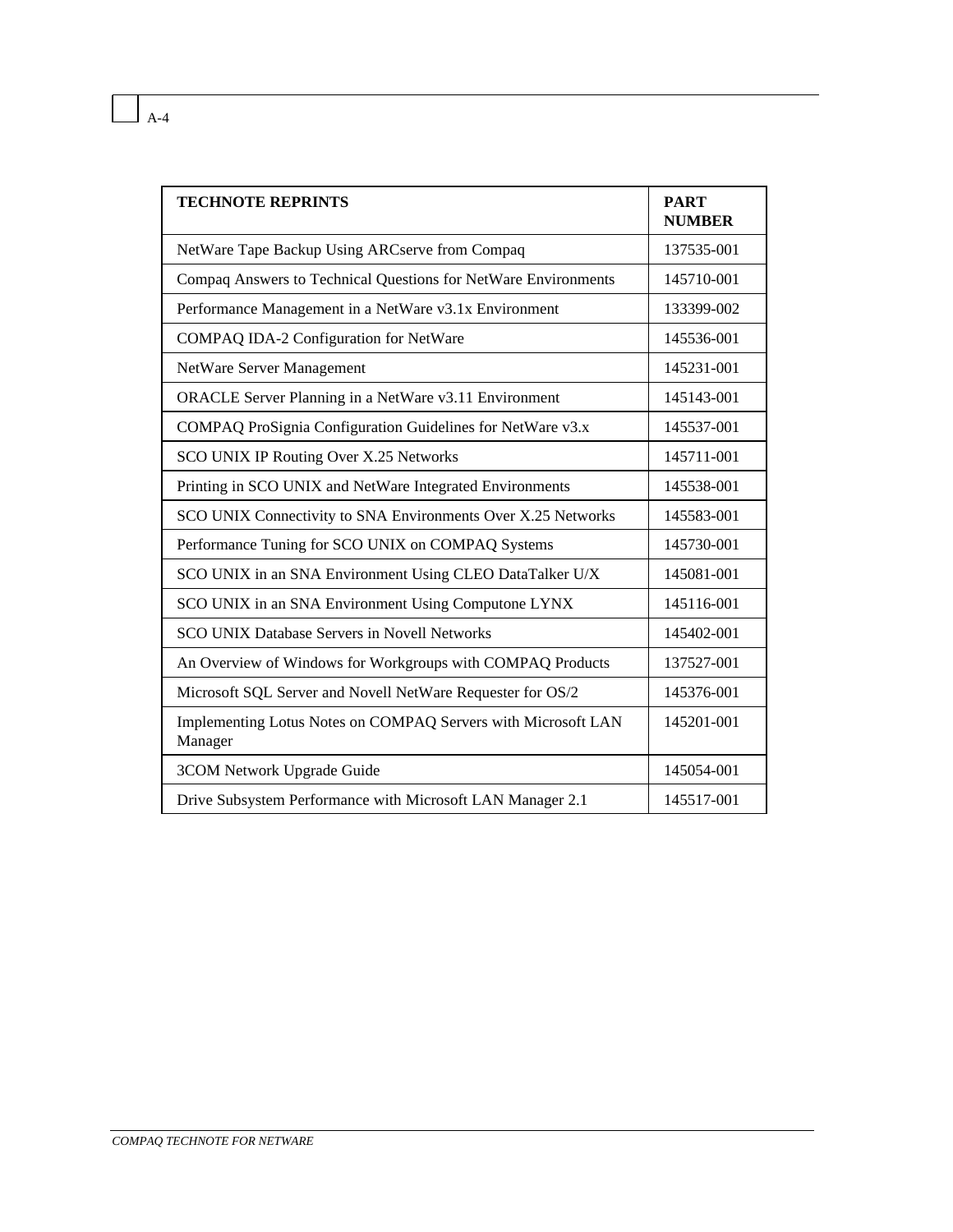| TECHNOTE REPRINTS | PART NUMBER |
|---|---|
| NetWare Tape Backup Using ARCserve from Compaq | 137535-001 |
| Compaq Answers to Technical Questions for NetWare Environments | 145710-001 |
| Performance Management in a NetWare v3.1x Environment | 133399-002 |
| COMPAQ IDA-2 Configuration for NetWare | 145536-001 |
| NetWare Server Management | 145231-001 |
| ORACLE Server Planning in a NetWare v3.11 Environment | 145143-001 |
| COMPAQ ProSignia Configuration Guidelines for NetWare v3.x | 145537-001 |
| SCO UNIX IP Routing Over X.25 Networks | 145711-001 |
| Printing in SCO UNIX and NetWare Integrated Environments | 145538-001 |
| SCO UNIX Connectivity to SNA Environments Over X.25 Networks | 145583-001 |
| Performance Tuning for SCO UNIX on COMPAQ Systems | 145730-001 |
| SCO UNIX in an SNA Environment Using CLEO DataTalker U/X | 145081-001 |
| SCO UNIX in an SNA Environment Using Computone LYNX | 145116-001 |
| SCO UNIX Database Servers in Novell Networks | 145402-001 |
| An Overview of Windows for Workgroups with COMPAQ Products | 137527-001 |
| Microsoft SQL Server and Novell NetWare Requester for OS/2 | 145376-001 |
| Implementing Lotus Notes on COMPAQ Servers with Microsoft LAN Manager | 145201-001 |
| 3COM Network Upgrade Guide | 145054-001 |
| Drive Subsystem Performance with Microsoft LAN Manager 2.1 | 145517-001 |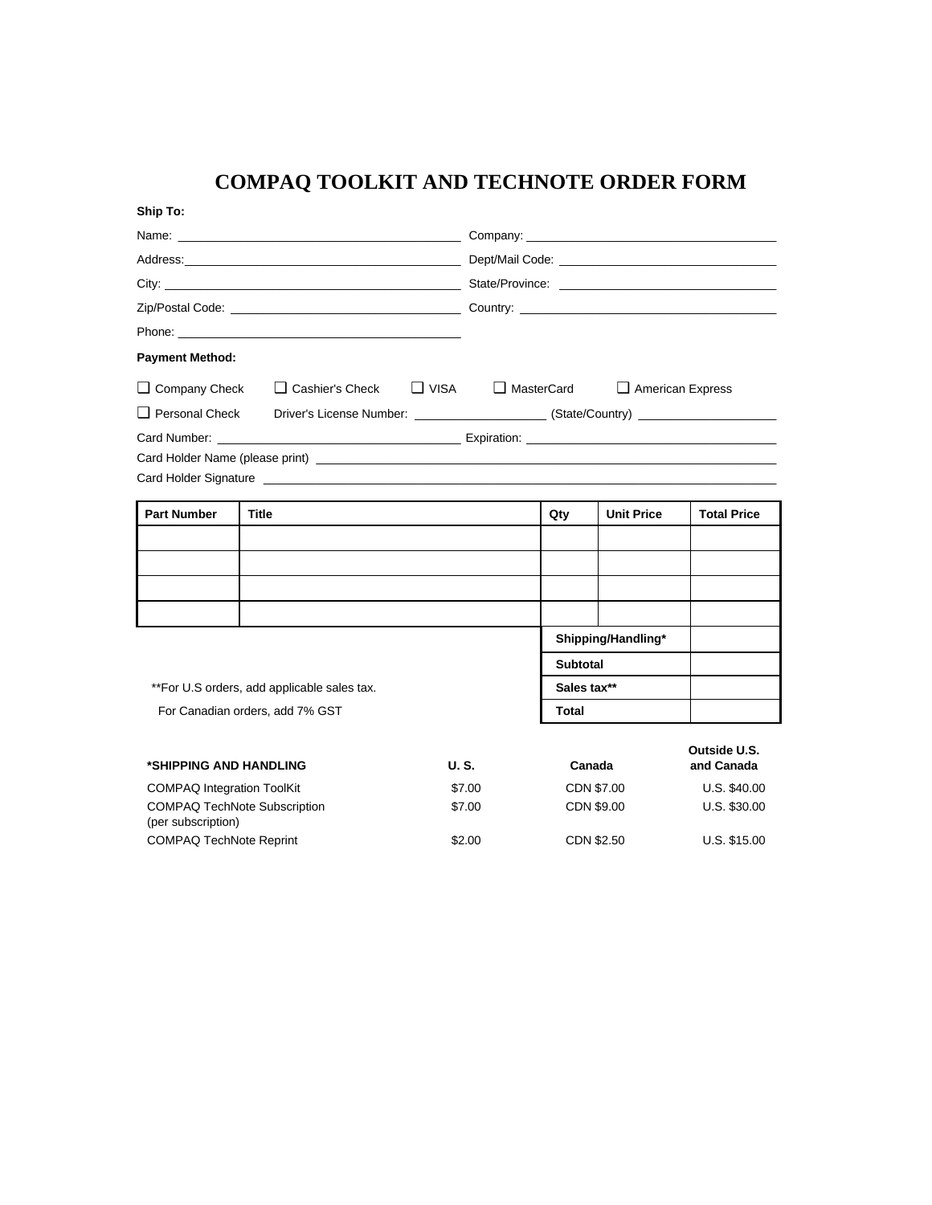# COMPAQ TOOLKIT AND TECHNOTE ORDER FORM

**Ship To:**

Name: ______________________ Company: ______________________

Address: ______________________ Dept/Mail Code: ______________________

City: ______________________ State/Province: ______________________

Zip/Postal Code: ______________________ Country: ______________________

Phone: ______________________

**Payment Method:**

❑ Company Check ❑ Cashier's Check ❑ VISA ❑ MasterCard ❑ American Express

❑ Personal Check Driver's License Number: ______________ (State/Country) ______________

Card Number: ______________________ Expiration: ______________________

Card Holder Name (please print) ______________________

Card Holder Signature ______________________

| Part Number | Title | Qty | Unit Price | Total Price |
|---|---|---|---|---|
| | | | | |
| | | | | |
| | | | | |
| | | | | |
| | | **Shipping/Handling*** | | |
| | | **Subtotal** | | |
| | **For U.S orders, add applicable sales tax. | **Sales tax**** | | |
| | For Canadian orders, add 7% GST | **Total** | | |

| *SHIPPING AND HANDLING | U. S. | Canada | Outside U.S. and Canada |
|---|---|---|---|
| COMPAQ Integration ToolKit | $7.00 | CDN $7.00 | U.S. $40.00 |
| COMPAQ TechNote Subscription (per subscription) | $7.00 | CDN $9.00 | U.S. $30.00 |
| COMPAQ TechNote Reprint | $2.00 | CDN $2.50 | U.S. $15.00 |